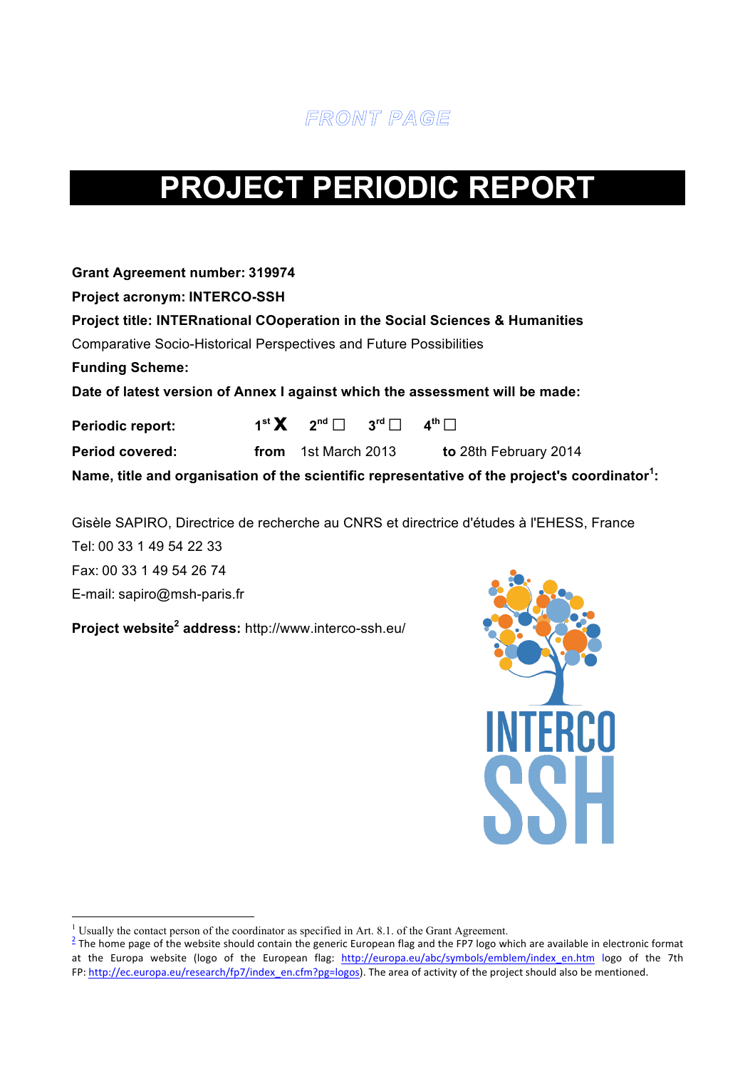FRONT PAGE

# PROJECT PERIODIC REPORT

**Grant Agreement number: 319974**

**Project acronym: INTERCO-SSH**

**Project title: INTERnational COoperation in the Social Sciences & Humanities**

Comparative Socio-Historical Perspectives and Future Possibilities

**Funding Scheme:**

**Date of latest version of Annex I against which the assessment will be made:**

**Periodic report:** 1st X 2nd ☐ 3rd ☐ 4th ☐

**Period covered:** **from** 1st March 2013 **to** 28th February 2014

**Name, title and organisation of the scientific representative of the project's coordinator[1]:**

Gisèle SAPIRO, Directrice de recherche au CNRS et directrice d'études à l'EHESS, France

Tel: 00 33 1 49 54 22 33

Fax: 00 33 1 49 54 26 74

E-mail: sapiro@msh-paris.fr

**Project website[2] address:** http://www.interco-ssh.eu/

INTERCO SSH

---

[1] Usually the contact person of the coordinator as specified in Art. 8.1. of the Grant Agreement.

[2] The home page of the website should contain the generic European flag and the FP7 logo which are available in electronic format at the Europa website (logo of the European flag: http://europa.eu/abc/symbols/emblem/index_en.htm logo of the 7th FP: http://ec.europa.eu/research/fp7/index_en.cfm?pg=logos). The area of activity of the project should also be mentioned.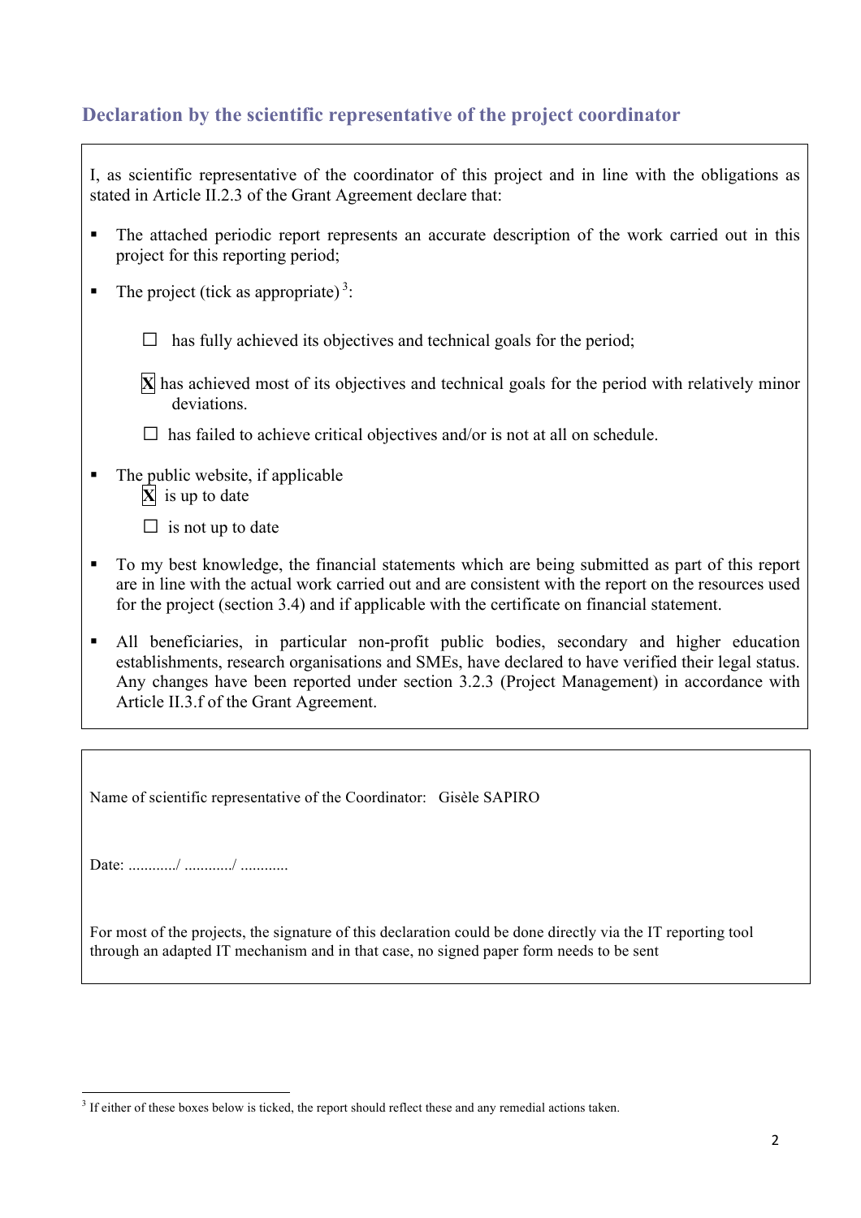## Declaration by the scientific representative of the project coordinator

I, as scientific representative of the coordinator of this project and in line with the obligations as stated in Article II.2.3 of the Grant Agreement declare that:

- The attached periodic report represents an accurate description of the work carried out in this project for this reporting period;
- The project (tick as appropriate) [3]:

  ☐ has fully achieved its objectives and technical goals for the period;

  **X** has achieved most of its objectives and technical goals for the period with relatively minor deviations.

  ☐ has failed to achieve critical objectives and/or is not at all on schedule.

- The public website, if applicable

  **X** is up to date

  ☐ is not up to date

- To my best knowledge, the financial statements which are being submitted as part of this report are in line with the actual work carried out and are consistent with the report on the resources used for the project (section 3.4) and if applicable with the certificate on financial statement.
- All beneficiaries, in particular non-profit public bodies, secondary and higher education establishments, research organisations and SMEs, have declared to have verified their legal status. Any changes have been reported under section 3.2.3 (Project Management) in accordance with Article II.3.f of the Grant Agreement.

---

Name of scientific representative of the Coordinator: Gisèle SAPIRO

Date: ............/ ............/ ............

For most of the projects, the signature of this declaration could be done directly via the IT reporting tool through an adapted IT mechanism and in that case, no signed paper form needs to be sent

---

[3] If either of these boxes below is ticked, the report should reflect these and any remedial actions taken.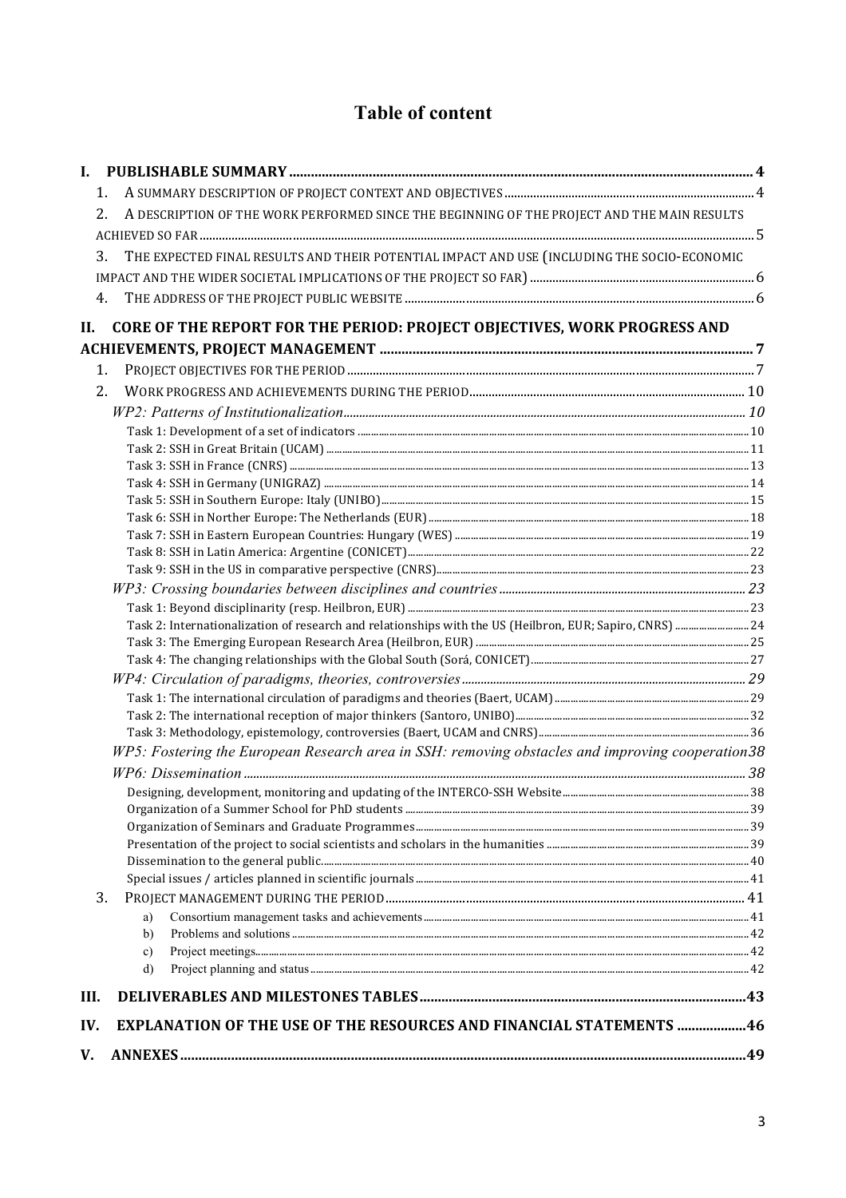# Table of content

- **I. PUBLISHABLE SUMMARY** ... 4
  - 1. A SUMMARY DESCRIPTION OF PROJECT CONTEXT AND OBJECTIVES ... 4
  - 2. A DESCRIPTION OF THE WORK PERFORMED SINCE THE BEGINNING OF THE PROJECT AND THE MAIN RESULTS ACHIEVED SO FAR ... 5
  - 3. THE EXPECTED FINAL RESULTS AND THEIR POTENTIAL IMPACT AND USE (INCLUDING THE SOCIO-ECONOMIC IMPACT AND THE WIDER SOCIETAL IMPLICATIONS OF THE PROJECT SO FAR) ... 6
  - 4. THE ADDRESS OF THE PROJECT PUBLIC WEBSITE ... 6
- **II. CORE OF THE REPORT FOR THE PERIOD: PROJECT OBJECTIVES, WORK PROGRESS AND ACHIEVEMENTS, PROJECT MANAGEMENT** ... 7
  - 1. PROJECT OBJECTIVES FOR THE PERIOD ... 7
  - 2. WORK PROGRESS AND ACHIEVEMENTS DURING THE PERIOD ... 10
    - *WP2: Patterns of Institutionalization* ... 10
      - Task 1: Development of a set of indicators ... 10
      - Task 2: SSH in Great Britain (UCAM) ... 11
      - Task 3: SSH in France (CNRS) ... 13
      - Task 4: SSH in Germany (UNIGRAZ) ... 14
      - Task 5: SSH in Southern Europe: Italy (UNIBO) ... 15
      - Task 6: SSH in Norther Europe: The Netherlands (EUR) ... 18
      - Task 7: SSH in Eastern European Countries: Hungary (WES) ... 19
      - Task 8: SSH in Latin America: Argentine (CONICET) ... 22
      - Task 9: SSH in the US in comparative perspective (CNRS) ... 23
    - *WP3: Crossing boundaries between disciplines and countries* ... 23
      - Task 1: Beyond disciplinarity (resp. Heilbron, EUR) ... 23
      - Task 2: Internationalization of research and relationships with the US (Heilbron, EUR; Sapiro, CNRS) ... 24
      - Task 3: The Emerging European Research Area (Heilbron, EUR) ... 25
      - Task 4: The changing relationships with the Global South (Sorá, CONICET) ... 27
    - *WP4: Circulation of paradigms, theories, controversies* ... 29
      - Task 1: The international circulation of paradigms and theories (Baert, UCAM) ... 29
      - Task 2: The international reception of major thinkers (Santoro, UNIBO) ... 32
      - Task 3: Methodology, epistemology, controversies (Baert, UCAM and CNRS) ... 36
    - *WP5: Fostering the European Research area in SSH: removing obstacles and improving cooperation* ... 38
    - *WP6: Dissemination* ... 38
      - Designing, development, monitoring and updating of the INTERCO-SSH Website ... 38
      - Organization of a Summer School for PhD students ... 39
      - Organization of Seminars and Graduate Programmes ... 39
      - Presentation of the project to social scientists and scholars in the humanities ... 39
      - Dissemination to the general public ... 40
      - Special issues / articles planned in scientific journals ... 41
  - 3. PROJECT MANAGEMENT DURING THE PERIOD ... 41
    - a) Consortium management tasks and achievements ... 41
    - b) Problems and solutions ... 42
    - c) Project meetings ... 42
    - d) Project planning and status ... 42
- **III. DELIVERABLES AND MILESTONES TABLES** ... 43
- **IV. EXPLANATION OF THE USE OF THE RESOURCES AND FINANCIAL STATEMENTS** ... 46
- **V. ANNEXES** ... 49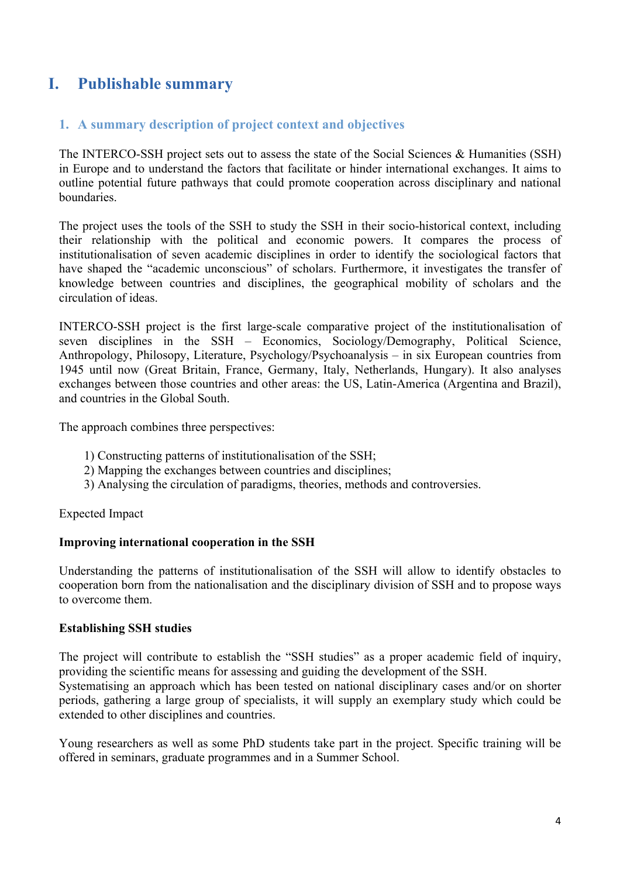# I. Publishable summary

## 1. A summary description of project context and objectives

The INTERCO-SSH project sets out to assess the state of the Social Sciences & Humanities (SSH) in Europe and to understand the factors that facilitate or hinder international exchanges. It aims to outline potential future pathways that could promote cooperation across disciplinary and national boundaries.

The project uses the tools of the SSH to study the SSH in their socio-historical context, including their relationship with the political and economic powers. It compares the process of institutionalisation of seven academic disciplines in order to identify the sociological factors that have shaped the "academic unconscious" of scholars. Furthermore, it investigates the transfer of knowledge between countries and disciplines, the geographical mobility of scholars and the circulation of ideas.

INTERCO-SSH project is the first large-scale comparative project of the institutionalisation of seven disciplines in the SSH – Economics, Sociology/Demography, Political Science, Anthropology, Philosopy, Literature, Psychology/Psychoanalysis – in six European countries from 1945 until now (Great Britain, France, Germany, Italy, Netherlands, Hungary). It also analyses exchanges between those countries and other areas: the US, Latin-America (Argentina and Brazil), and countries in the Global South.

The approach combines three perspectives:

1) Constructing patterns of institutionalisation of the SSH;
2) Mapping the exchanges between countries and disciplines;
3) Analysing the circulation of paradigms, theories, methods and controversies.

Expected Impact

**Improving international cooperation in the SSH**

Understanding the patterns of institutionalisation of the SSH will allow to identify obstacles to cooperation born from the nationalisation and the disciplinary division of SSH and to propose ways to overcome them.

**Establishing SSH studies**

The project will contribute to establish the "SSH studies" as a proper academic field of inquiry, providing the scientific means for assessing and guiding the development of the SSH.
Systematising an approach which has been tested on national disciplinary cases and/or on shorter periods, gathering a large group of specialists, it will supply an exemplary study which could be extended to other disciplines and countries.

Young researchers as well as some PhD students take part in the project. Specific training will be offered in seminars, graduate programmes and in a Summer School.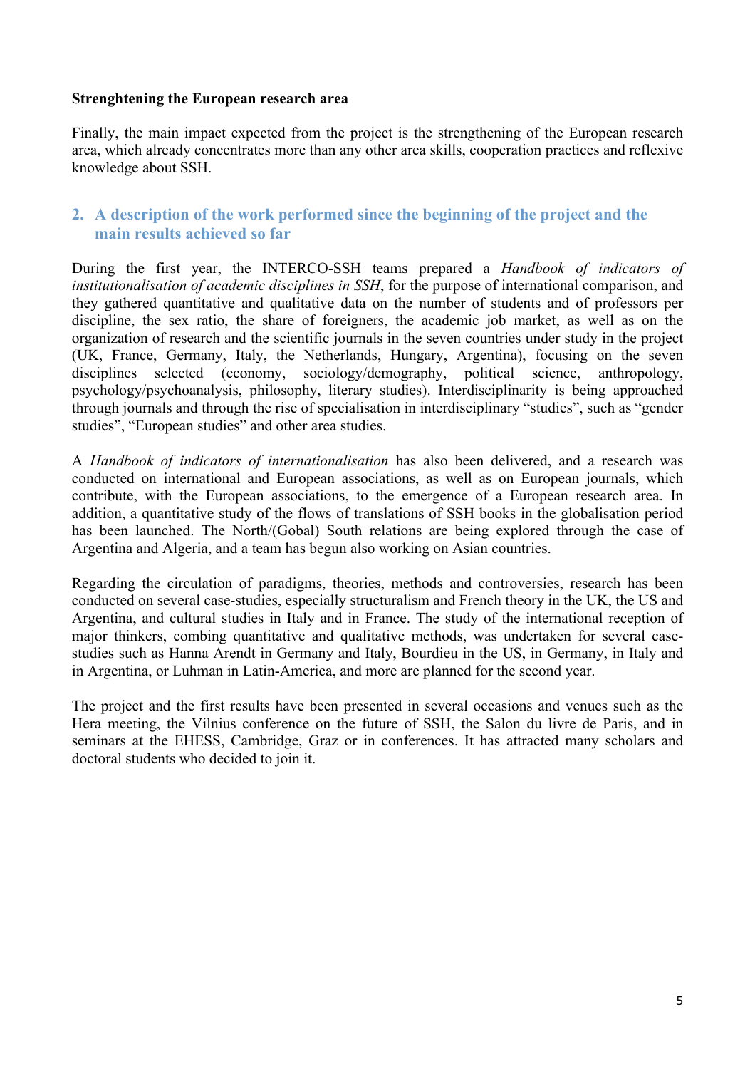**Strenghtening the European research area**

Finally, the main impact expected from the project is the strengthening of the European research area, which already concentrates more than any other area skills, cooperation practices and reflexive knowledge about SSH.

## 2. A description of the work performed since the beginning of the project and the main results achieved so far

During the first year, the INTERCO-SSH teams prepared a *Handbook of indicators of institutionalisation of academic disciplines in SSH*, for the purpose of international comparison, and they gathered quantitative and qualitative data on the number of students and of professors per discipline, the sex ratio, the share of foreigners, the academic job market, as well as on the organization of research and the scientific journals in the seven countries under study in the project (UK, France, Germany, Italy, the Netherlands, Hungary, Argentina), focusing on the seven disciplines selected (economy, sociology/demography, political science, anthropology, psychology/psychoanalysis, philosophy, literary studies). Interdisciplinarity is being approached through journals and through the rise of specialisation in interdisciplinary "studies", such as "gender studies", "European studies" and other area studies.

A *Handbook of indicators of internationalisation* has also been delivered, and a research was conducted on international and European associations, as well as on European journals, which contribute, with the European associations, to the emergence of a European research area. In addition, a quantitative study of the flows of translations of SSH books in the globalisation period has been launched. The North/(Gobal) South relations are being explored through the case of Argentina and Algeria, and a team has begun also working on Asian countries.

Regarding the circulation of paradigms, theories, methods and controversies, research has been conducted on several case-studies, especially structuralism and French theory in the UK, the US and Argentina, and cultural studies in Italy and in France. The study of the international reception of major thinkers, combing quantitative and qualitative methods, was undertaken for several case-studies such as Hanna Arendt in Germany and Italy, Bourdieu in the US, in Germany, in Italy and in Argentina, or Luhman in Latin-America, and more are planned for the second year.

The project and the first results have been presented in several occasions and venues such as the Hera meeting, the Vilnius conference on the future of SSH, the Salon du livre de Paris, and in seminars at the EHESS, Cambridge, Graz or in conferences. It has attracted many scholars and doctoral students who decided to join it.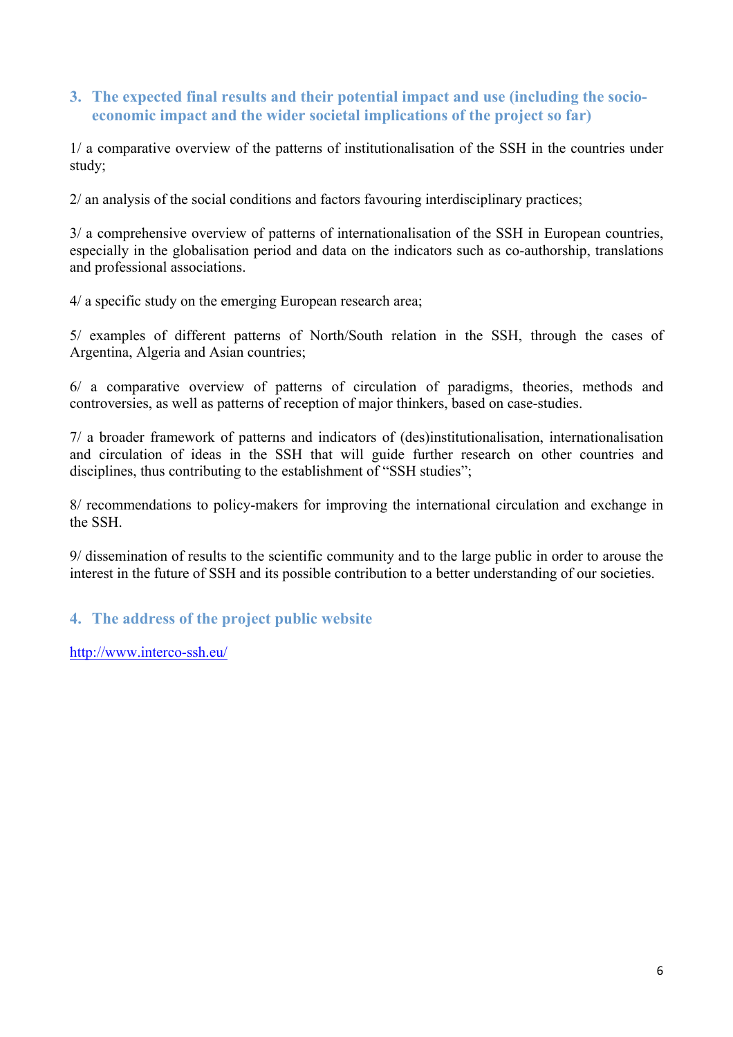## 3. The expected final results and their potential impact and use (including the socio-economic impact and the wider societal implications of the project so far)

1/ a comparative overview of the patterns of institutionalisation of the SSH in the countries under study;

2/ an analysis of the social conditions and factors favouring interdisciplinary practices;

3/ a comprehensive overview of patterns of internationalisation of the SSH in European countries, especially in the globalisation period and data on the indicators such as co-authorship, translations and professional associations.

4/ a specific study on the emerging European research area;

5/ examples of different patterns of North/South relation in the SSH, through the cases of Argentina, Algeria and Asian countries;

6/ a comparative overview of patterns of circulation of paradigms, theories, methods and controversies, as well as patterns of reception of major thinkers, based on case-studies.

7/ a broader framework of patterns and indicators of (des)institutionalisation, internationalisation and circulation of ideas in the SSH that will guide further research on other countries and disciplines, thus contributing to the establishment of "SSH studies";

8/ recommendations to policy-makers for improving the international circulation and exchange in the SSH.

9/ dissemination of results to the scientific community and to the large public in order to arouse the interest in the future of SSH and its possible contribution to a better understanding of our societies.

## 4. The address of the project public website

http://www.interco-ssh.eu/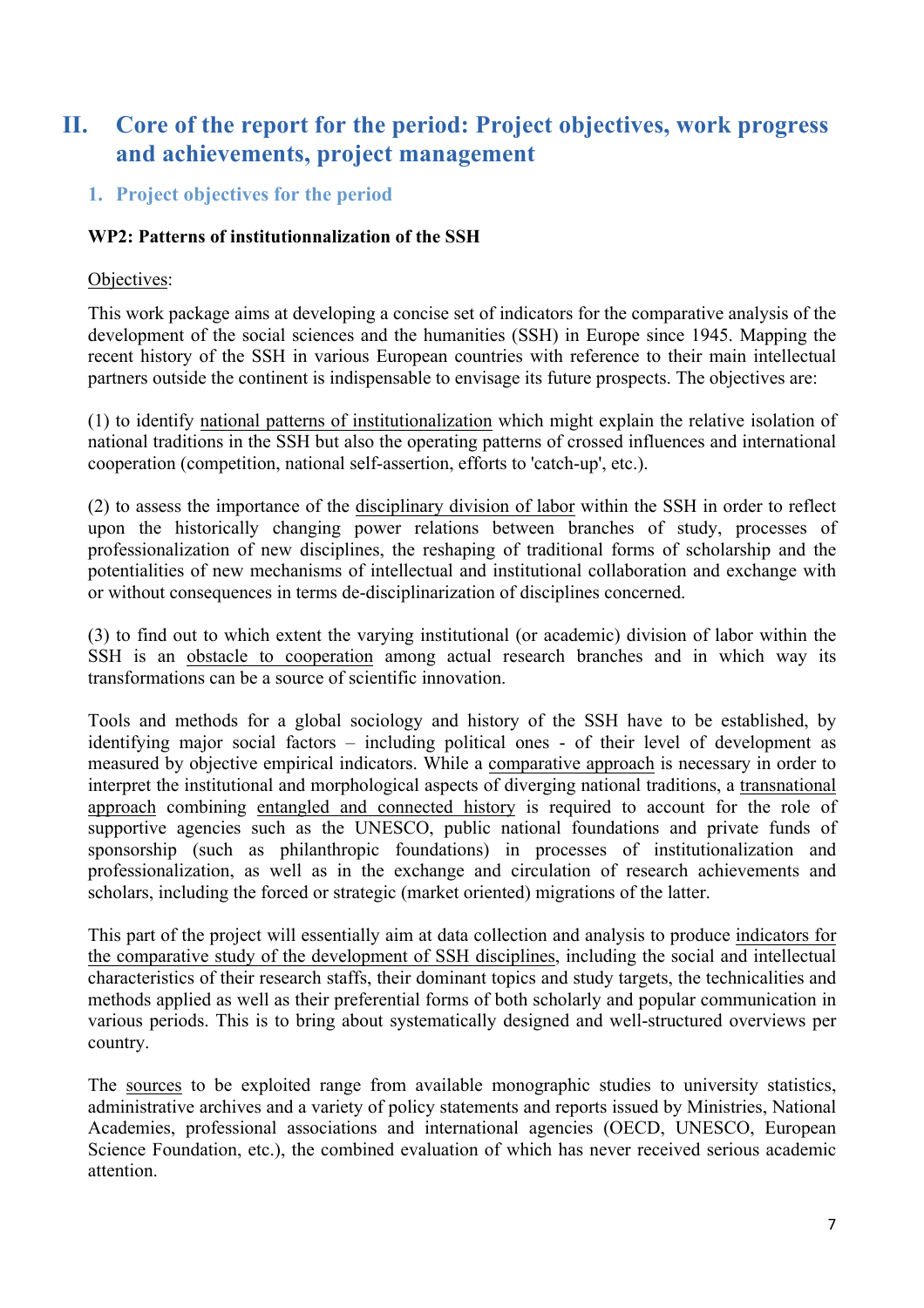# II. Core of the report for the period: Project objectives, work progress and achievements, project management

## 1. Project objectives for the period

**WP2: Patterns of institutionnalization of the SSH**

<u>Objectives</u>:

This work package aims at developing a concise set of indicators for the comparative analysis of the development of the social sciences and the humanities (SSH) in Europe since 1945. Mapping the recent history of the SSH in various European countries with reference to their main intellectual partners outside the continent is indispensable to envisage its future prospects. The objectives are:

(1) to identify <u>national patterns of institutionalization</u> which might explain the relative isolation of national traditions in the SSH but also the operating patterns of crossed influences and international cooperation (competition, national self-assertion, efforts to 'catch-up', etc.).

(2) to assess the importance of the <u>disciplinary division of labor</u> within the SSH in order to reflect upon the historically changing power relations between branches of study, processes of professionalization of new disciplines, the reshaping of traditional forms of scholarship and the potentialities of new mechanisms of intellectual and institutional collaboration and exchange with or without consequences in terms de-disciplinarization of disciplines concerned.

(3) to find out to which extent the varying institutional (or academic) division of labor within the SSH is an <u>obstacle to cooperation</u> among actual research branches and in which way its transformations can be a source of scientific innovation.

Tools and methods for a global sociology and history of the SSH have to be established, by identifying major social factors – including political ones - of their level of development as measured by objective empirical indicators. While a <u>comparative approach</u> is necessary in order to interpret the institutional and morphological aspects of diverging national traditions, a <u>transnational approach</u> combining <u>entangled and connected history</u> is required to account for the role of supportive agencies such as the UNESCO, public national foundations and private funds of sponsorship (such as philanthropic foundations) in processes of institutionalization and professionalization, as well as in the exchange and circulation of research achievements and scholars, including the forced or strategic (market oriented) migrations of the latter.

This part of the project will essentially aim at data collection and analysis to produce <u>indicators for the comparative study of the development of SSH disciplines</u>, including the social and intellectual characteristics of their research staffs, their dominant topics and study targets, the technicalities and methods applied as well as their preferential forms of both scholarly and popular communication in various periods. This is to bring about systematically designed and well-structured overviews per country.

The <u>sources</u> to be exploited range from available monographic studies to university statistics, administrative archives and a variety of policy statements and reports issued by Ministries, National Academies, professional associations and international agencies (OECD, UNESCO, European Science Foundation, etc.), the combined evaluation of which has never received serious academic attention.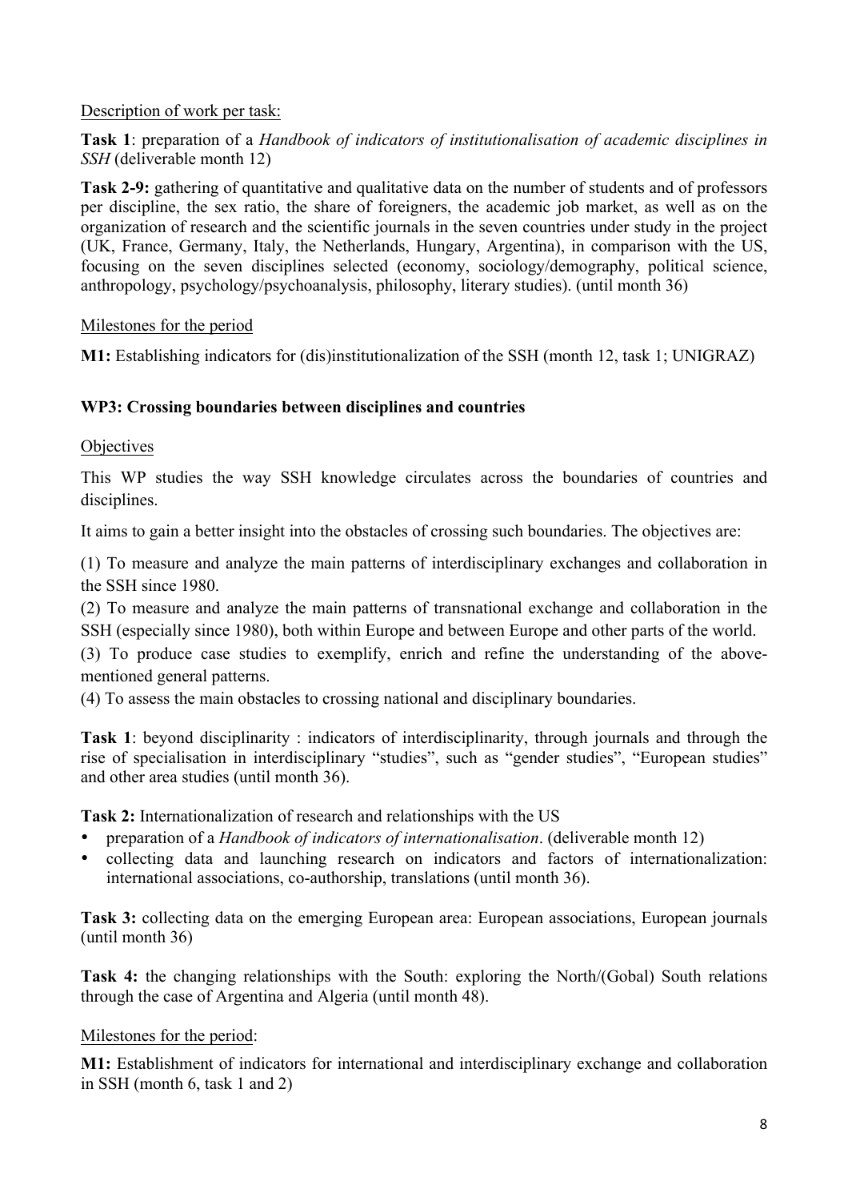Description of work per task:

**Task 1**: preparation of a *Handbook of indicators of institutionalisation of academic disciplines in SSH* (deliverable month 12)

**Task 2-9:** gathering of quantitative and qualitative data on the number of students and of professors per discipline, the sex ratio, the share of foreigners, the academic job market, as well as on the organization of research and the scientific journals in the seven countries under study in the project (UK, France, Germany, Italy, the Netherlands, Hungary, Argentina), in comparison with the US, focusing on the seven disciplines selected (economy, sociology/demography, political science, anthropology, psychology/psychoanalysis, philosophy, literary studies). (until month 36)

Milestones for the period

**M1:** Establishing indicators for (dis)institutionalization of the SSH (month 12, task 1; UNIGRAZ)

**WP3: Crossing boundaries between disciplines and countries**

Objectives

This WP studies the way SSH knowledge circulates across the boundaries of countries and disciplines.

It aims to gain a better insight into the obstacles of crossing such boundaries. The objectives are:

(1) To measure and analyze the main patterns of interdisciplinary exchanges and collaboration in the SSH since 1980.

(2) To measure and analyze the main patterns of transnational exchange and collaboration in the SSH (especially since 1980), both within Europe and between Europe and other parts of the world.

(3) To produce case studies to exemplify, enrich and refine the understanding of the above-mentioned general patterns.

(4) To assess the main obstacles to crossing national and disciplinary boundaries.

**Task 1**: beyond disciplinarity : indicators of interdisciplinarity, through journals and through the rise of specialisation in interdisciplinary "studies", such as "gender studies", "European studies" and other area studies (until month 36).

**Task 2:** Internationalization of research and relationships with the US

- preparation of a *Handbook of indicators of internationalisation*. (deliverable month 12)
- collecting data and launching research on indicators and factors of internationalization: international associations, co-authorship, translations (until month 36).

**Task 3:** collecting data on the emerging European area: European associations, European journals (until month 36)

**Task 4:** the changing relationships with the South: exploring the North/(Gobal) South relations through the case of Argentina and Algeria (until month 48).

Milestones for the period:

**M1:** Establishment of indicators for international and interdisciplinary exchange and collaboration in SSH (month 6, task 1 and 2)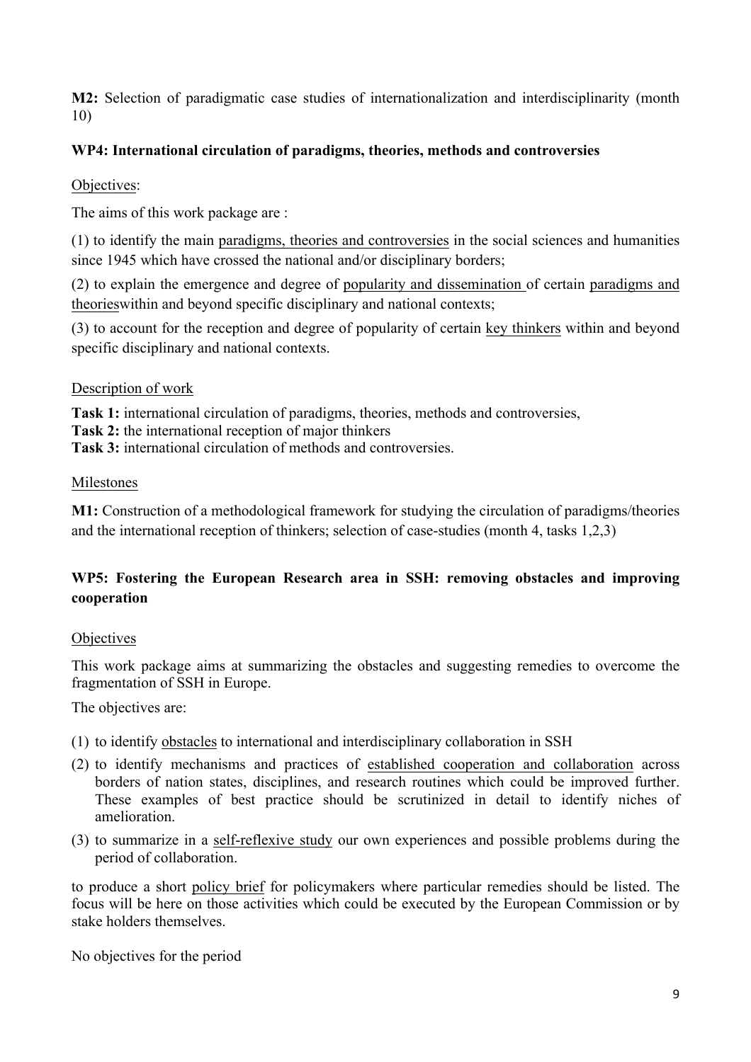**M2:** Selection of paradigmatic case studies of internationalization and interdisciplinarity (month 10)

### WP4: International circulation of paradigms, theories, methods and controversies

Objectives:

The aims of this work package are :

(1) to identify the main paradigms, theories and controversies in the social sciences and humanities since 1945 which have crossed the national and/or disciplinary borders;

(2) to explain the emergence and degree of popularity and dissemination of certain paradigms and theorieswithin and beyond specific disciplinary and national contexts;

(3) to account for the reception and degree of popularity of certain key thinkers within and beyond specific disciplinary and national contexts.

Description of work

**Task 1:** international circulation of paradigms, theories, methods and controversies,
**Task 2:** the international reception of major thinkers
**Task 3:** international circulation of methods and controversies.

Milestones

**M1:** Construction of a methodological framework for studying the circulation of paradigms/theories and the international reception of thinkers; selection of case-studies (month 4, tasks 1,2,3)

### WP5: Fostering the European Research area in SSH: removing obstacles and improving cooperation

Objectives

This work package aims at summarizing the obstacles and suggesting remedies to overcome the fragmentation of SSH in Europe.

The objectives are:

(1) to identify obstacles to international and interdisciplinary collaboration in SSH
(2) to identify mechanisms and practices of established cooperation and collaboration across borders of nation states, disciplines, and research routines which could be improved further. These examples of best practice should be scrutinized in detail to identify niches of amelioration.
(3) to summarize in a self-reflexive study our own experiences and possible problems during the period of collaboration.

to produce a short policy brief for policymakers where particular remedies should be listed. The focus will be here on those activities which could be executed by the European Commission or by stake holders themselves.

No objectives for the period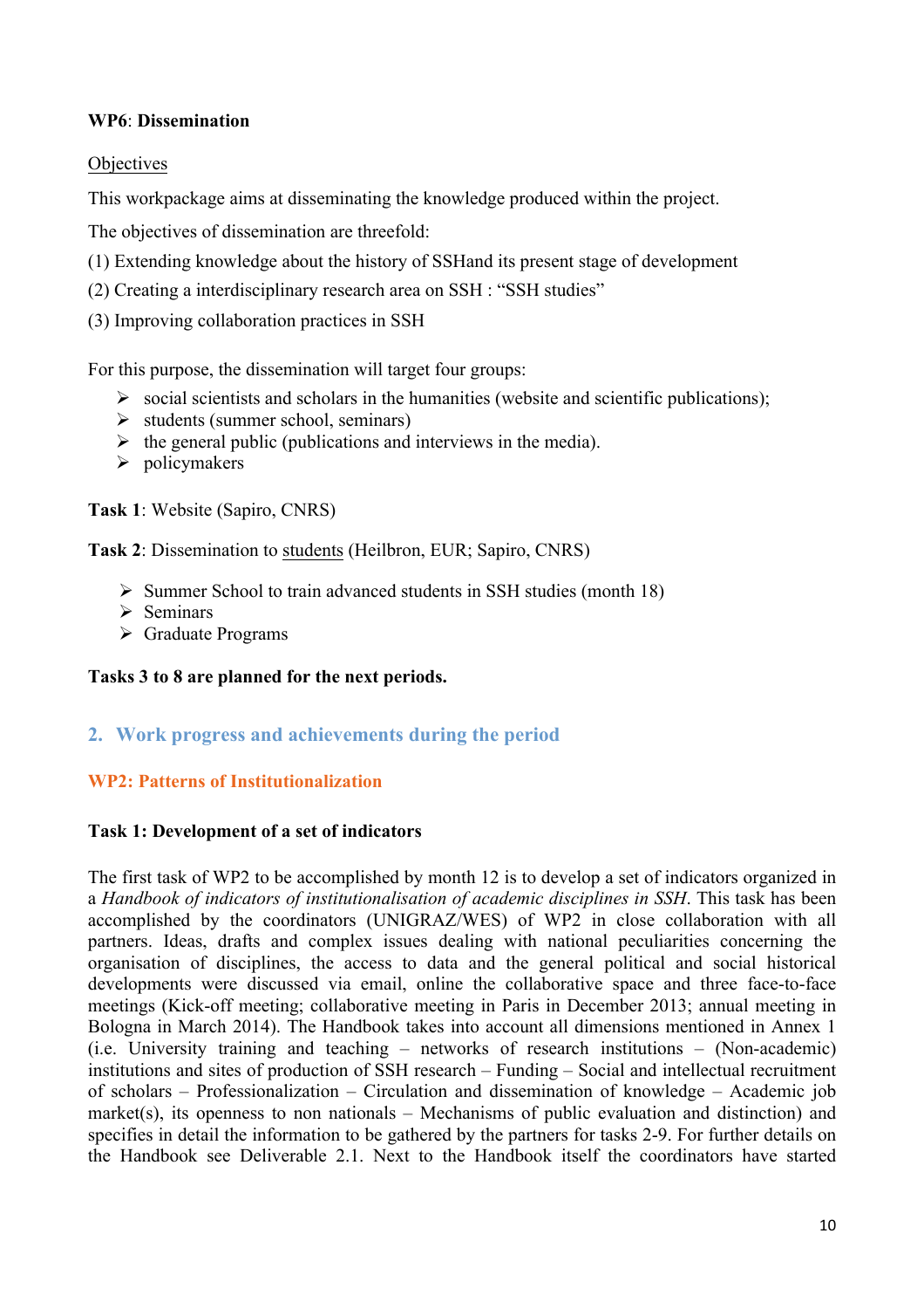**WP6**: **Dissemination**

Objectives

This workpackage aims at disseminating the knowledge produced within the project.

The objectives of dissemination are threefold:

(1) Extending knowledge about the history of SSHand its present stage of development

(2) Creating a interdisciplinary research area on SSH : "SSH studies"

(3) Improving collaboration practices in SSH

For this purpose, the dissemination will target four groups:

- social scientists and scholars in the humanities (website and scientific publications);
- students (summer school, seminars)
- the general public (publications and interviews in the media).
- policymakers

**Task 1**: Website (Sapiro, CNRS)

**Task 2**: Dissemination to students (Heilbron, EUR; Sapiro, CNRS)

- Summer School to train advanced students in SSH studies (month 18)
- Seminars
- Graduate Programs

**Tasks 3 to 8 are planned for the next periods.**

## 2. Work progress and achievements during the period

### WP2: Patterns of Institutionalization

**Task 1: Development of a set of indicators**

The first task of WP2 to be accomplished by month 12 is to develop a set of indicators organized in a *Handbook of indicators of institutionalisation of academic disciplines in SSH*. This task has been accomplished by the coordinators (UNIGRAZ/WES) of WP2 in close collaboration with all partners. Ideas, drafts and complex issues dealing with national peculiarities concerning the organisation of disciplines, the access to data and the general political and social historical developments were discussed via email, online the collaborative space and three face-to-face meetings (Kick-off meeting; collaborative meeting in Paris in December 2013; annual meeting in Bologna in March 2014). The Handbook takes into account all dimensions mentioned in Annex 1 (i.e. University training and teaching – networks of research institutions – (Non-academic) institutions and sites of production of SSH research – Funding – Social and intellectual recruitment of scholars – Professionalization – Circulation and dissemination of knowledge – Academic job market(s), its openness to non nationals – Mechanisms of public evaluation and distinction) and specifies in detail the information to be gathered by the partners for tasks 2-9. For further details on the Handbook see Deliverable 2.1. Next to the Handbook itself the coordinators have started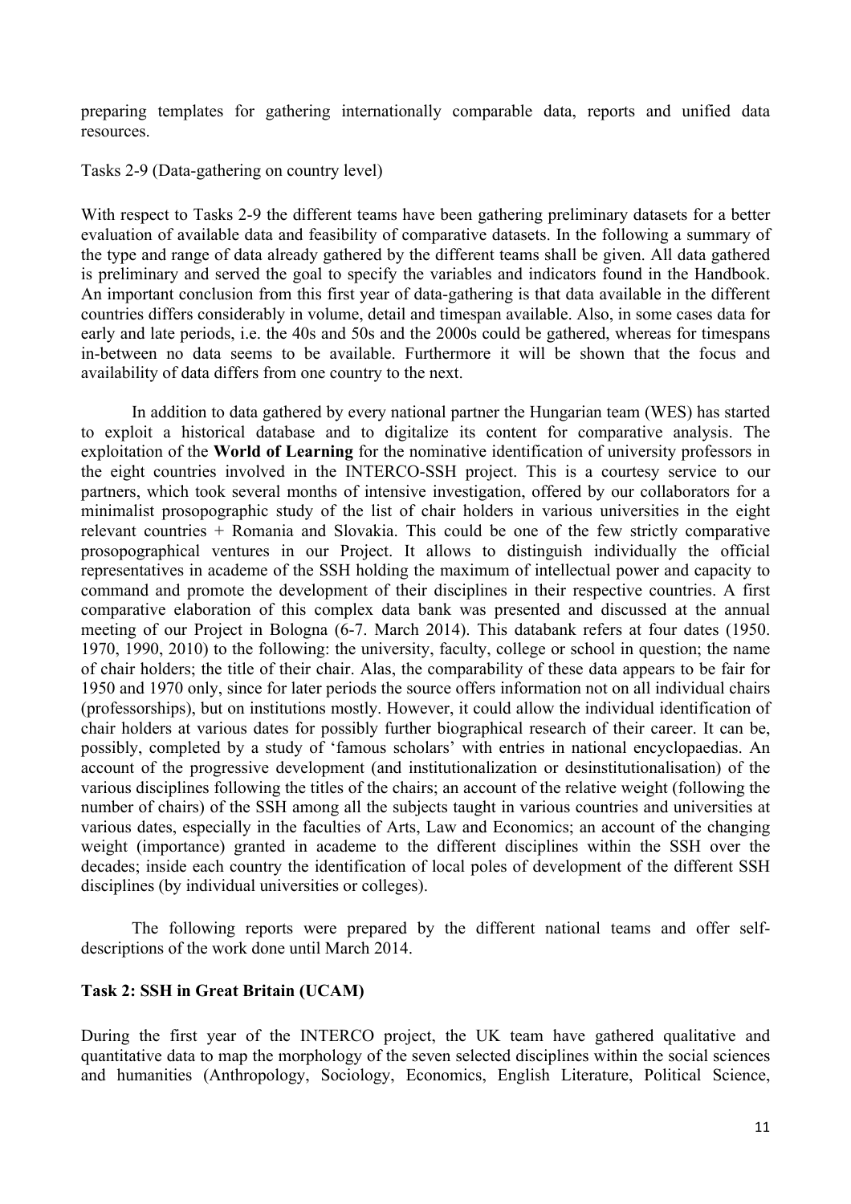preparing templates for gathering internationally comparable data, reports and unified data resources.

Tasks 2-9 (Data-gathering on country level)

With respect to Tasks 2-9 the different teams have been gathering preliminary datasets for a better evaluation of available data and feasibility of comparative datasets. In the following a summary of the type and range of data already gathered by the different teams shall be given. All data gathered is preliminary and served the goal to specify the variables and indicators found in the Handbook. An important conclusion from this first year of data-gathering is that data available in the different countries differs considerably in volume, detail and timespan available. Also, in some cases data for early and late periods, i.e. the 40s and 50s and the 2000s could be gathered, whereas for timespans in-between no data seems to be available. Furthermore it will be shown that the focus and availability of data differs from one country to the next.

In addition to data gathered by every national partner the Hungarian team (WES) has started to exploit a historical database and to digitalize its content for comparative analysis. The exploitation of the **World of Learning** for the nominative identification of university professors in the eight countries involved in the INTERCO-SSH project. This is a courtesy service to our partners, which took several months of intensive investigation, offered by our collaborators for a minimalist prosopographic study of the list of chair holders in various universities in the eight relevant countries + Romania and Slovakia. This could be one of the few strictly comparative prosopographical ventures in our Project. It allows to distinguish individually the official representatives in academe of the SSH holding the maximum of intellectual power and capacity to command and promote the development of their disciplines in their respective countries. A first comparative elaboration of this complex data bank was presented and discussed at the annual meeting of our Project in Bologna (6-7. March 2014). This databank refers at four dates (1950. 1970, 1990, 2010) to the following: the university, faculty, college or school in question; the name of chair holders; the title of their chair. Alas, the comparability of these data appears to be fair for 1950 and 1970 only, since for later periods the source offers information not on all individual chairs (professorships), but on institutions mostly. However, it could allow the individual identification of chair holders at various dates for possibly further biographical research of their career. It can be, possibly, completed by a study of 'famous scholars' with entries in national encyclopaedias. An account of the progressive development (and institutionalization or desinstitutionalisation) of the various disciplines following the titles of the chairs; an account of the relative weight (following the number of chairs) of the SSH among all the subjects taught in various countries and universities at various dates, especially in the faculties of Arts, Law and Economics; an account of the changing weight (importance) granted in academe to the different disciplines within the SSH over the decades; inside each country the identification of local poles of development of the different SSH disciplines (by individual universities or colleges).

The following reports were prepared by the different national teams and offer self-descriptions of the work done until March 2014.

**Task 2: SSH in Great Britain (UCAM)**

During the first year of the INTERCO project, the UK team have gathered qualitative and quantitative data to map the morphology of the seven selected disciplines within the social sciences and humanities (Anthropology, Sociology, Economics, English Literature, Political Science,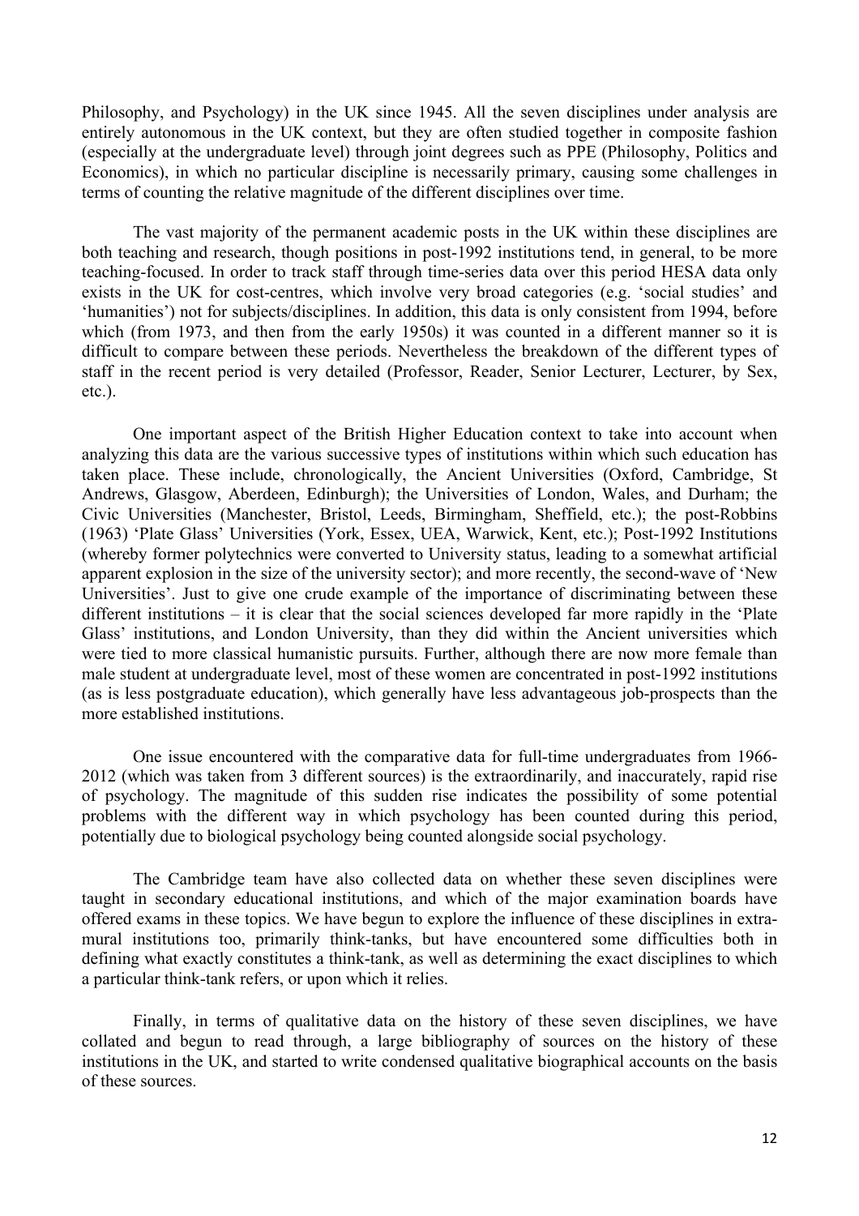Philosophy, and Psychology) in the UK since 1945. All the seven disciplines under analysis are entirely autonomous in the UK context, but they are often studied together in composite fashion (especially at the undergraduate level) through joint degrees such as PPE (Philosophy, Politics and Economics), in which no particular discipline is necessarily primary, causing some challenges in terms of counting the relative magnitude of the different disciplines over time.

The vast majority of the permanent academic posts in the UK within these disciplines are both teaching and research, though positions in post-1992 institutions tend, in general, to be more teaching-focused. In order to track staff through time-series data over this period HESA data only exists in the UK for cost-centres, which involve very broad categories (e.g. 'social studies' and 'humanities') not for subjects/disciplines. In addition, this data is only consistent from 1994, before which (from 1973, and then from the early 1950s) it was counted in a different manner so it is difficult to compare between these periods. Nevertheless the breakdown of the different types of staff in the recent period is very detailed (Professor, Reader, Senior Lecturer, Lecturer, by Sex, etc.).

One important aspect of the British Higher Education context to take into account when analyzing this data are the various successive types of institutions within which such education has taken place. These include, chronologically, the Ancient Universities (Oxford, Cambridge, St Andrews, Glasgow, Aberdeen, Edinburgh); the Universities of London, Wales, and Durham; the Civic Universities (Manchester, Bristol, Leeds, Birmingham, Sheffield, etc.); the post-Robbins (1963) 'Plate Glass' Universities (York, Essex, UEA, Warwick, Kent, etc.); Post-1992 Institutions (whereby former polytechnics were converted to University status, leading to a somewhat artificial apparent explosion in the size of the university sector); and more recently, the second-wave of 'New Universities'. Just to give one crude example of the importance of discriminating between these different institutions – it is clear that the social sciences developed far more rapidly in the 'Plate Glass' institutions, and London University, than they did within the Ancient universities which were tied to more classical humanistic pursuits. Further, although there are now more female than male student at undergraduate level, most of these women are concentrated in post-1992 institutions (as is less postgraduate education), which generally have less advantageous job-prospects than the more established institutions.

One issue encountered with the comparative data for full-time undergraduates from 1966-2012 (which was taken from 3 different sources) is the extraordinarily, and inaccurately, rapid rise of psychology. The magnitude of this sudden rise indicates the possibility of some potential problems with the different way in which psychology has been counted during this period, potentially due to biological psychology being counted alongside social psychology.

The Cambridge team have also collected data on whether these seven disciplines were taught in secondary educational institutions, and which of the major examination boards have offered exams in these topics. We have begun to explore the influence of these disciplines in extra-mural institutions too, primarily think-tanks, but have encountered some difficulties both in defining what exactly constitutes a think-tank, as well as determining the exact disciplines to which a particular think-tank refers, or upon which it relies.

Finally, in terms of qualitative data on the history of these seven disciplines, we have collated and begun to read through, a large bibliography of sources on the history of these institutions in the UK, and started to write condensed qualitative biographical accounts on the basis of these sources.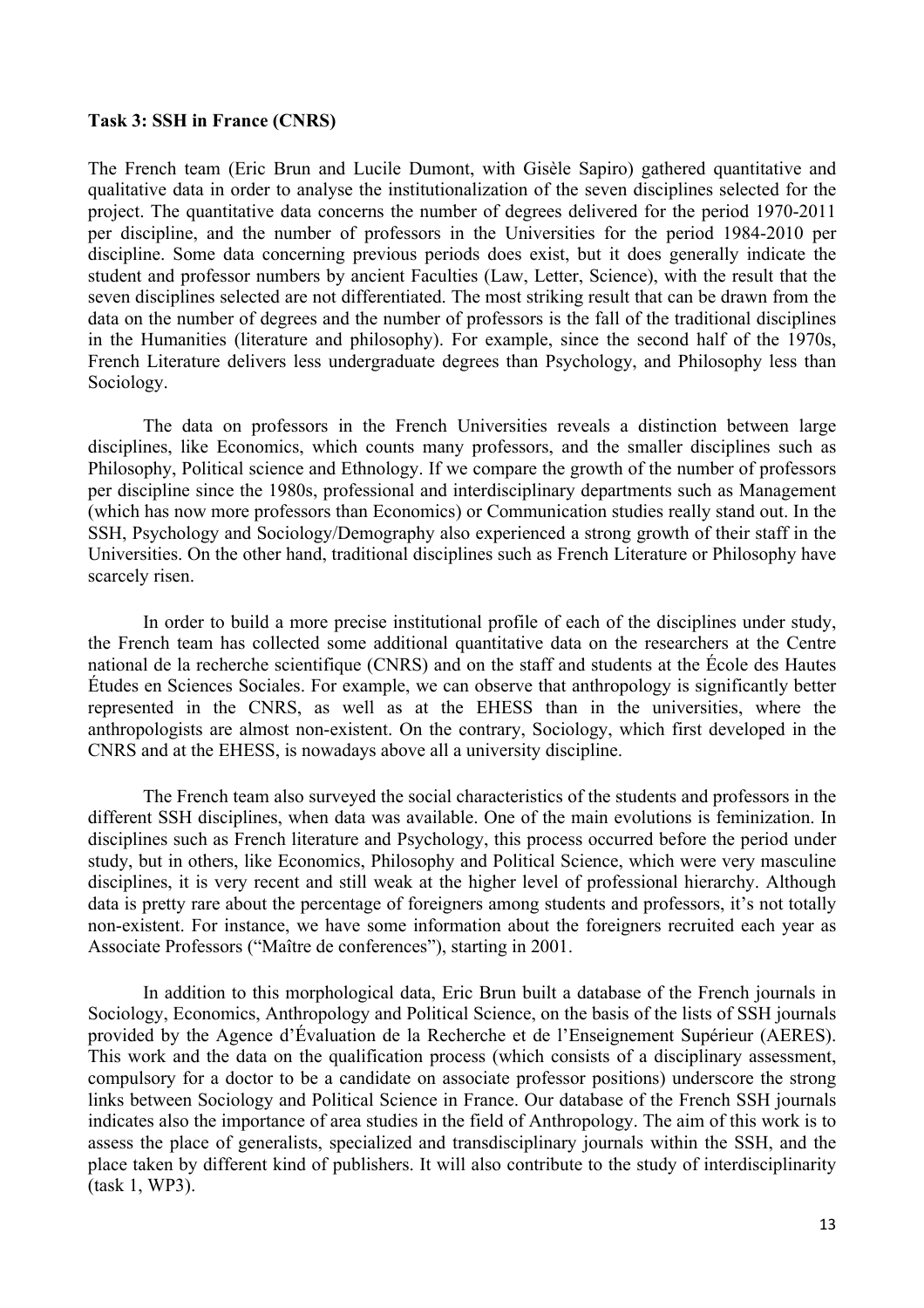**Task 3: SSH in France (CNRS)**

The French team (Eric Brun and Lucile Dumont, with Gisèle Sapiro) gathered quantitative and qualitative data in order to analyse the institutionalization of the seven disciplines selected for the project. The quantitative data concerns the number of degrees delivered for the period 1970-2011 per discipline, and the number of professors in the Universities for the period 1984-2010 per discipline. Some data concerning previous periods does exist, but it does generally indicate the student and professor numbers by ancient Faculties (Law, Letter, Science), with the result that the seven disciplines selected are not differentiated. The most striking result that can be drawn from the data on the number of degrees and the number of professors is the fall of the traditional disciplines in the Humanities (literature and philosophy). For example, since the second half of the 1970s, French Literature delivers less undergraduate degrees than Psychology, and Philosophy less than Sociology.

The data on professors in the French Universities reveals a distinction between large disciplines, like Economics, which counts many professors, and the smaller disciplines such as Philosophy, Political science and Ethnology. If we compare the growth of the number of professors per discipline since the 1980s, professional and interdisciplinary departments such as Management (which has now more professors than Economics) or Communication studies really stand out. In the SSH, Psychology and Sociology/Demography also experienced a strong growth of their staff in the Universities. On the other hand, traditional disciplines such as French Literature or Philosophy have scarcely risen.

In order to build a more precise institutional profile of each of the disciplines under study, the French team has collected some additional quantitative data on the researchers at the Centre national de la recherche scientifique (CNRS) and on the staff and students at the École des Hautes Études en Sciences Sociales. For example, we can observe that anthropology is significantly better represented in the CNRS, as well as at the EHESS than in the universities, where the anthropologists are almost non-existent. On the contrary, Sociology, which first developed in the CNRS and at the EHESS, is nowadays above all a university discipline.

The French team also surveyed the social characteristics of the students and professors in the different SSH disciplines, when data was available. One of the main evolutions is feminization. In disciplines such as French literature and Psychology, this process occurred before the period under study, but in others, like Economics, Philosophy and Political Science, which were very masculine disciplines, it is very recent and still weak at the higher level of professional hierarchy. Although data is pretty rare about the percentage of foreigners among students and professors, it's not totally non-existent. For instance, we have some information about the foreigners recruited each year as Associate Professors ("Maître de conferences"), starting in 2001.

In addition to this morphological data, Eric Brun built a database of the French journals in Sociology, Economics, Anthropology and Political Science, on the basis of the lists of SSH journals provided by the Agence d'Évaluation de la Recherche et de l'Enseignement Supérieur (AERES). This work and the data on the qualification process (which consists of a disciplinary assessment, compulsory for a doctor to be a candidate on associate professor positions) underscore the strong links between Sociology and Political Science in France. Our database of the French SSH journals indicates also the importance of area studies in the field of Anthropology. The aim of this work is to assess the place of generalists, specialized and transdisciplinary journals within the SSH, and the place taken by different kind of publishers. It will also contribute to the study of interdisciplinarity (task 1, WP3).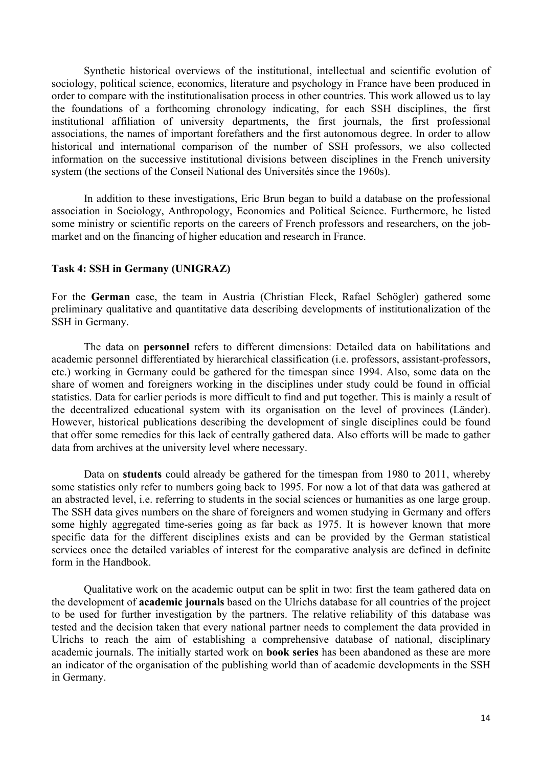Synthetic historical overviews of the institutional, intellectual and scientific evolution of sociology, political science, economics, literature and psychology in France have been produced in order to compare with the institutionalisation process in other countries. This work allowed us to lay the foundations of a forthcoming chronology indicating, for each SSH disciplines, the first institutional affiliation of university departments, the first journals, the first professional associations, the names of important forefathers and the first autonomous degree. In order to allow historical and international comparison of the number of SSH professors, we also collected information on the successive institutional divisions between disciplines in the French university system (the sections of the Conseil National des Universités since the 1960s).

In addition to these investigations, Eric Brun began to build a database on the professional association in Sociology, Anthropology, Economics and Political Science. Furthermore, he listed some ministry or scientific reports on the careers of French professors and researchers, on the job-market and on the financing of higher education and research in France.

### Task 4: SSH in Germany (UNIGRAZ)

For the **German** case, the team in Austria (Christian Fleck, Rafael Schögler) gathered some preliminary qualitative and quantitative data describing developments of institutionalization of the SSH in Germany.

The data on **personnel** refers to different dimensions: Detailed data on habilitations and academic personnel differentiated by hierarchical classification (i.e. professors, assistant-professors, etc.) working in Germany could be gathered for the timespan since 1994. Also, some data on the share of women and foreigners working in the disciplines under study could be found in official statistics. Data for earlier periods is more difficult to find and put together. This is mainly a result of the decentralized educational system with its organisation on the level of provinces (Länder). However, historical publications describing the development of single disciplines could be found that offer some remedies for this lack of centrally gathered data. Also efforts will be made to gather data from archives at the university level where necessary.

Data on **students** could already be gathered for the timespan from 1980 to 2011, whereby some statistics only refer to numbers going back to 1995. For now a lot of that data was gathered at an abstracted level, i.e. referring to students in the social sciences or humanities as one large group. The SSH data gives numbers on the share of foreigners and women studying in Germany and offers some highly aggregated time-series going as far back as 1975. It is however known that more specific data for the different disciplines exists and can be provided by the German statistical services once the detailed variables of interest for the comparative analysis are defined in definite form in the Handbook.

Qualitative work on the academic output can be split in two: first the team gathered data on the development of **academic journals** based on the Ulrichs database for all countries of the project to be used for further investigation by the partners. The relative reliability of this database was tested and the decision taken that every national partner needs to complement the data provided in Ulrichs to reach the aim of establishing a comprehensive database of national, disciplinary academic journals. The initially started work on **book series** has been abandoned as these are more an indicator of the organisation of the publishing world than of academic developments in the SSH in Germany.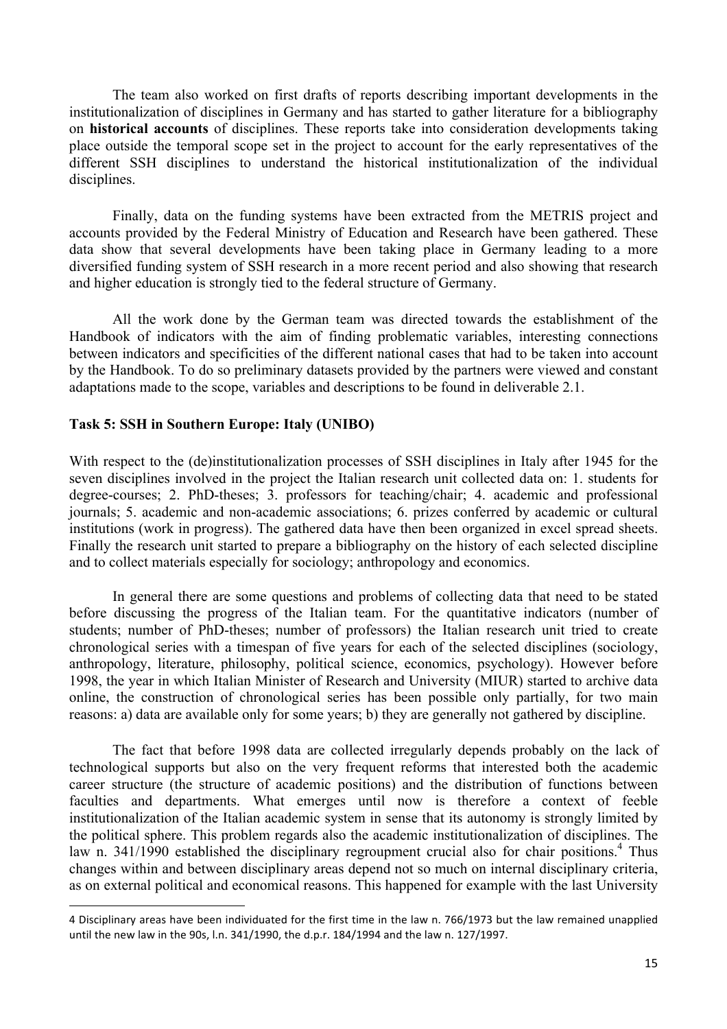The team also worked on first drafts of reports describing important developments in the institutionalization of disciplines in Germany and has started to gather literature for a bibliography on **historical accounts** of disciplines. These reports take into consideration developments taking place outside the temporal scope set in the project to account for the early representatives of the different SSH disciplines to understand the historical institutionalization of the individual disciplines.

Finally, data on the funding systems have been extracted from the METRIS project and accounts provided by the Federal Ministry of Education and Research have been gathered. These data show that several developments have been taking place in Germany leading to a more diversified funding system of SSH research in a more recent period and also showing that research and higher education is strongly tied to the federal structure of Germany.

All the work done by the German team was directed towards the establishment of the Handbook of indicators with the aim of finding problematic variables, interesting connections between indicators and specificities of the different national cases that had to be taken into account by the Handbook. To do so preliminary datasets provided by the partners were viewed and constant adaptations made to the scope, variables and descriptions to be found in deliverable 2.1.

**Task 5: SSH in Southern Europe: Italy (UNIBO)**

With respect to the (de)institutionalization processes of SSH disciplines in Italy after 1945 for the seven disciplines involved in the project the Italian research unit collected data on: 1. students for degree-courses; 2. PhD-theses; 3. professors for teaching/chair; 4. academic and professional journals; 5. academic and non-academic associations; 6. prizes conferred by academic or cultural institutions (work in progress). The gathered data have then been organized in excel spread sheets. Finally the research unit started to prepare a bibliography on the history of each selected discipline and to collect materials especially for sociology; anthropology and economics.

In general there are some questions and problems of collecting data that need to be stated before discussing the progress of the Italian team. For the quantitative indicators (number of students; number of PhD-theses; number of professors) the Italian research unit tried to create chronological series with a timespan of five years for each of the selected disciplines (sociology, anthropology, literature, philosophy, political science, economics, psychology). However before 1998, the year in which Italian Minister of Research and University (MIUR) started to archive data online, the construction of chronological series has been possible only partially, for two main reasons: a) data are available only for some years; b) they are generally not gathered by discipline.

The fact that before 1998 data are collected irregularly depends probably on the lack of technological supports but also on the very frequent reforms that interested both the academic career structure (the structure of academic positions) and the distribution of functions between faculties and departments. What emerges until now is therefore a context of feeble institutionalization of the Italian academic system in sense that its autonomy is strongly limited by the political sphere. This problem regards also the academic institutionalization of disciplines. The law n. 341/1990 established the disciplinary regroupment crucial also for chair positions.[4] Thus changes within and between disciplinary areas depend not so much on internal disciplinary criteria, as on external political and economical reasons. This happened for example with the last University

4 Disciplinary areas have been individuated for the first time in the law n. 766/1973 but the law remained unapplied until the new law in the 90s, l.n. 341/1990, the d.p.r. 184/1994 and the law n. 127/1997.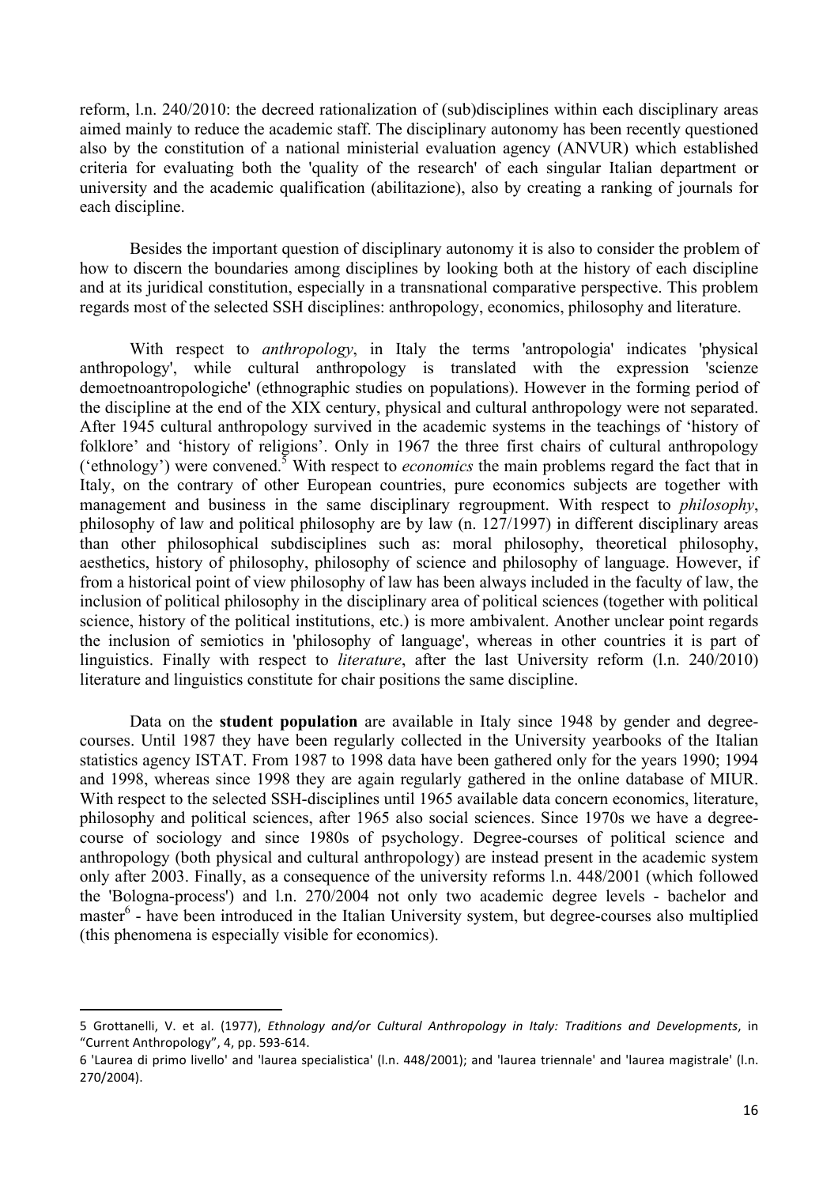reform, l.n. 240/2010: the decreed rationalization of (sub)disciplines within each disciplinary areas aimed mainly to reduce the academic staff. The disciplinary autonomy has been recently questioned also by the constitution of a national ministerial evaluation agency (ANVUR) which established criteria for evaluating both the 'quality of the research' of each singular Italian department or university and the academic qualification (abilitazione), also by creating a ranking of journals for each discipline.

Besides the important question of disciplinary autonomy it is also to consider the problem of how to discern the boundaries among disciplines by looking both at the history of each discipline and at its juridical constitution, especially in a transnational comparative perspective. This problem regards most of the selected SSH disciplines: anthropology, economics, philosophy and literature.

With respect to *anthropology*, in Italy the terms 'antropologia' indicates 'physical anthropology', while cultural anthropology is translated with the expression 'scienze demoetnoantropologiche' (ethnographic studies on populations). However in the forming period of the discipline at the end of the XIX century, physical and cultural anthropology were not separated. After 1945 cultural anthropology survived in the academic systems in the teachings of 'history of folklore' and 'history of religions'. Only in 1967 the three first chairs of cultural anthropology ('ethnology') were convened.[5] With respect to *economics* the main problems regard the fact that in Italy, on the contrary of other European countries, pure economics subjects are together with management and business in the same disciplinary regroupment. With respect to *philosophy*, philosophy of law and political philosophy are by law (n. 127/1997) in different disciplinary areas than other philosophical subdisciplines such as: moral philosophy, theoretical philosophy, aesthetics, history of philosophy, philosophy of science and philosophy of language. However, if from a historical point of view philosophy of law has been always included in the faculty of law, the inclusion of political philosophy in the disciplinary area of political sciences (together with political science, history of the political institutions, etc.) is more ambivalent. Another unclear point regards the inclusion of semiotics in 'philosophy of language', whereas in other countries it is part of linguistics. Finally with respect to *literature*, after the last University reform (l.n. 240/2010) literature and linguistics constitute for chair positions the same discipline.

Data on the **student population** are available in Italy since 1948 by gender and degree-courses. Until 1987 they have been regularly collected in the University yearbooks of the Italian statistics agency ISTAT. From 1987 to 1998 data have been gathered only for the years 1990; 1994 and 1998, whereas since 1998 they are again regularly gathered in the online database of MIUR. With respect to the selected SSH-disciplines until 1965 available data concern economics, literature, philosophy and political sciences, after 1965 also social sciences. Since 1970s we have a degree-course of sociology and since 1980s of psychology. Degree-courses of political science and anthropology (both physical and cultural anthropology) are instead present in the academic system only after 2003. Finally, as a consequence of the university reforms l.n. 448/2001 (which followed the 'Bologna-process') and l.n. 270/2004 not only two academic degree levels - bachelor and master[6] - have been introduced in the Italian University system, but degree-courses also multiplied (this phenomena is especially visible for economics).

---

5 Grottanelli, V. et al. (1977), *Ethnology and/or Cultural Anthropology in Italy: Traditions and Developments*, in "Current Anthropology", 4, pp. 593-614.

6 'Laurea di primo livello' and 'laurea specialistica' (l.n. 448/2001); and 'laurea triennale' and 'laurea magistrale' (l.n. 270/2004).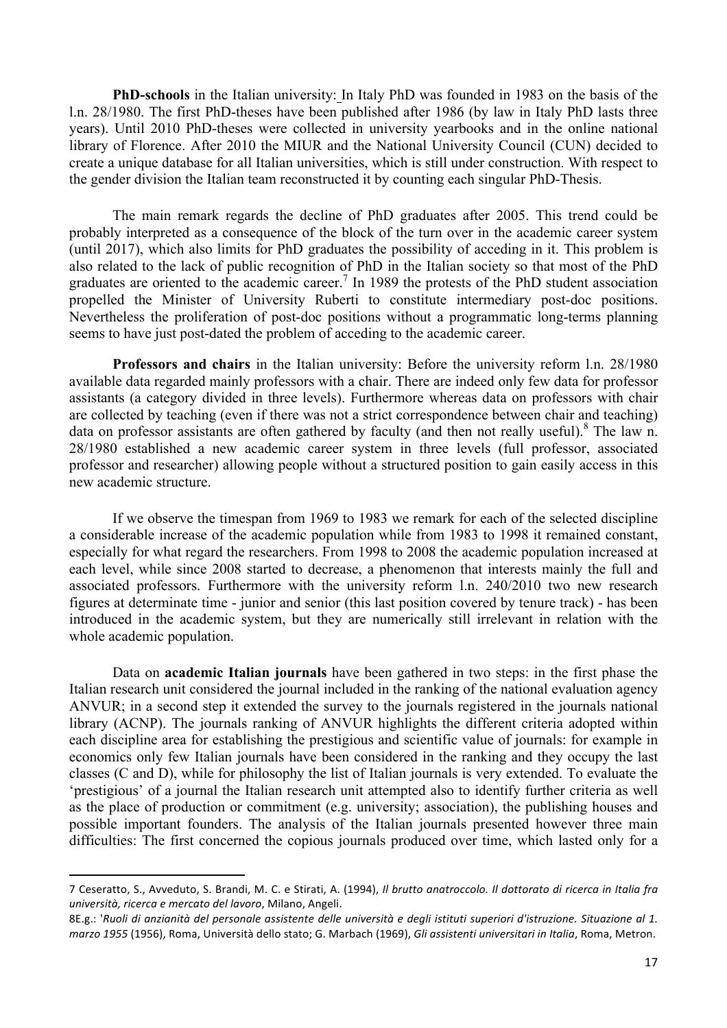**PhD-schools** in the Italian university: In Italy PhD was founded in 1983 on the basis of the l.n. 28/1980. The first PhD-theses have been published after 1986 (by law in Italy PhD lasts three years). Until 2010 PhD-theses were collected in university yearbooks and in the online national library of Florence. After 2010 the MIUR and the National University Council (CUN) decided to create a unique database for all Italian universities, which is still under construction. With respect to the gender division the Italian team reconstructed it by counting each singular PhD-Thesis.

The main remark regards the decline of PhD graduates after 2005. This trend could be probably interpreted as a consequence of the block of the turn over in the academic career system (until 2017), which also limits for PhD graduates the possibility of acceding in it. This problem is also related to the lack of public recognition of PhD in the Italian society so that most of the PhD graduates are oriented to the academic career.[7] In 1989 the protests of the PhD student association propelled the Minister of University Ruberti to constitute intermediary post-doc positions. Nevertheless the proliferation of post-doc positions without a programmatic long-terms planning seems to have just post-dated the problem of acceding to the academic career.

**Professors and chairs** in the Italian university: Before the university reform l.n. 28/1980 available data regarded mainly professors with a chair. There are indeed only few data for professor assistants (a category divided in three levels). Furthermore whereas data on professors with chair are collected by teaching (even if there was not a strict correspondence between chair and teaching) data on professor assistants are often gathered by faculty (and then not really useful).[8] The law n. 28/1980 established a new academic career system in three levels (full professor, associated professor and researcher) allowing people without a structured position to gain easily access in this new academic structure.

If we observe the timespan from 1969 to 1983 we remark for each of the selected discipline a considerable increase of the academic population while from 1983 to 1998 it remained constant, especially for what regard the researchers. From 1998 to 2008 the academic population increased at each level, while since 2008 started to decrease, a phenomenon that interests mainly the full and associated professors. Furthermore with the university reform l.n. 240/2010 two new research figures at determinate time - junior and senior (this last position covered by tenure track) - has been introduced in the academic system, but they are numerically still irrelevant in relation with the whole academic population.

Data on **academic Italian journals** have been gathered in two steps: in the first phase the Italian research unit considered the journal included in the ranking of the national evaluation agency ANVUR; in a second step it extended the survey to the journals registered in the journals national library (ACNP). The journals ranking of ANVUR highlights the different criteria adopted within each discipline area for establishing the prestigious and scientific value of journals: for example in economics only few Italian journals have been considered in the ranking and they occupy the last classes (C and D), while for philosophy the list of Italian journals is very extended. To evaluate the 'prestigious' of a journal the Italian research unit attempted also to identify further criteria as well as the place of production or commitment (e.g. university; association), the publishing houses and possible important founders. The analysis of the Italian journals presented however three main difficulties: The first concerned the copious journals produced over time, which lasted only for a

---

7 Ceseratto, S., Avveduto, S. Brandi, M. C. e Stirati, A. (1994), *Il brutto anatroccolo. Il dottorato di ricerca in Italia fra università, ricerca e mercato del lavoro*, Milano, Angeli.

8E.g.: '*Ruoli di anzianità del personale assistente delle università e degli istituti superiori d'istruzione. Situazione al 1. marzo 1955* (1956), Roma, Università dello stato; G. Marbach (1969), *Gli assistenti universitari in Italia*, Roma, Metron.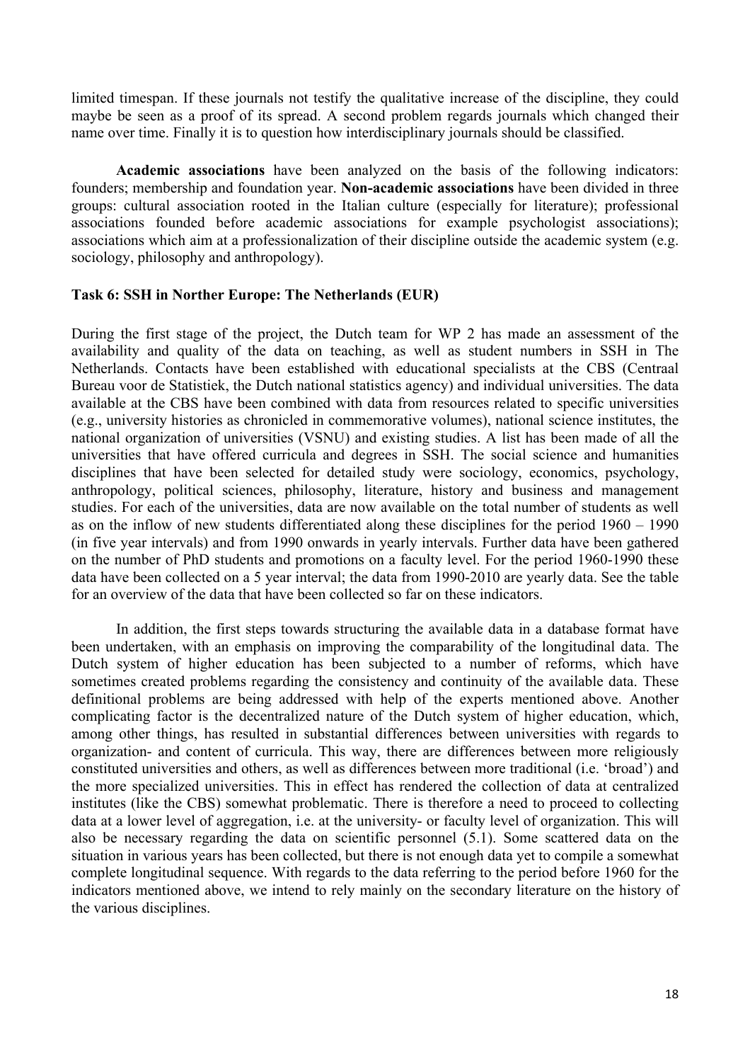limited timespan. If these journals not testify the qualitative increase of the discipline, they could maybe be seen as a proof of its spread. A second problem regards journals which changed their name over time. Finally it is to question how interdisciplinary journals should be classified.

**Academic associations** have been analyzed on the basis of the following indicators: founders; membership and foundation year. **Non-academic associations** have been divided in three groups: cultural association rooted in the Italian culture (especially for literature); professional associations founded before academic associations for example psychologist associations); associations which aim at a professionalization of their discipline outside the academic system (e.g. sociology, philosophy and anthropology).

**Task 6: SSH in Norther Europe: The Netherlands (EUR)**

During the first stage of the project, the Dutch team for WP 2 has made an assessment of the availability and quality of the data on teaching, as well as student numbers in SSH in The Netherlands. Contacts have been established with educational specialists at the CBS (Centraal Bureau voor de Statistiek, the Dutch national statistics agency) and individual universities. The data available at the CBS have been combined with data from resources related to specific universities (e.g., university histories as chronicled in commemorative volumes), national science institutes, the national organization of universities (VSNU) and existing studies. A list has been made of all the universities that have offered curricula and degrees in SSH. The social science and humanities disciplines that have been selected for detailed study were sociology, economics, psychology, anthropology, political sciences, philosophy, literature, history and business and management studies. For each of the universities, data are now available on the total number of students as well as on the inflow of new students differentiated along these disciplines for the period 1960 – 1990 (in five year intervals) and from 1990 onwards in yearly intervals. Further data have been gathered on the number of PhD students and promotions on a faculty level. For the period 1960-1990 these data have been collected on a 5 year interval; the data from 1990-2010 are yearly data. See the table for an overview of the data that have been collected so far on these indicators.

In addition, the first steps towards structuring the available data in a database format have been undertaken, with an emphasis on improving the comparability of the longitudinal data. The Dutch system of higher education has been subjected to a number of reforms, which have sometimes created problems regarding the consistency and continuity of the available data. These definitional problems are being addressed with help of the experts mentioned above. Another complicating factor is the decentralized nature of the Dutch system of higher education, which, among other things, has resulted in substantial differences between universities with regards to organization- and content of curricula. This way, there are differences between more religiously constituted universities and others, as well as differences between more traditional (i.e. 'broad') and the more specialized universities. This in effect has rendered the collection of data at centralized institutes (like the CBS) somewhat problematic. There is therefore a need to proceed to collecting data at a lower level of aggregation, i.e. at the university- or faculty level of organization. This will also be necessary regarding the data on scientific personnel (5.1). Some scattered data on the situation in various years has been collected, but there is not enough data yet to compile a somewhat complete longitudinal sequence. With regards to the data referring to the period before 1960 for the indicators mentioned above, we intend to rely mainly on the secondary literature on the history of the various disciplines.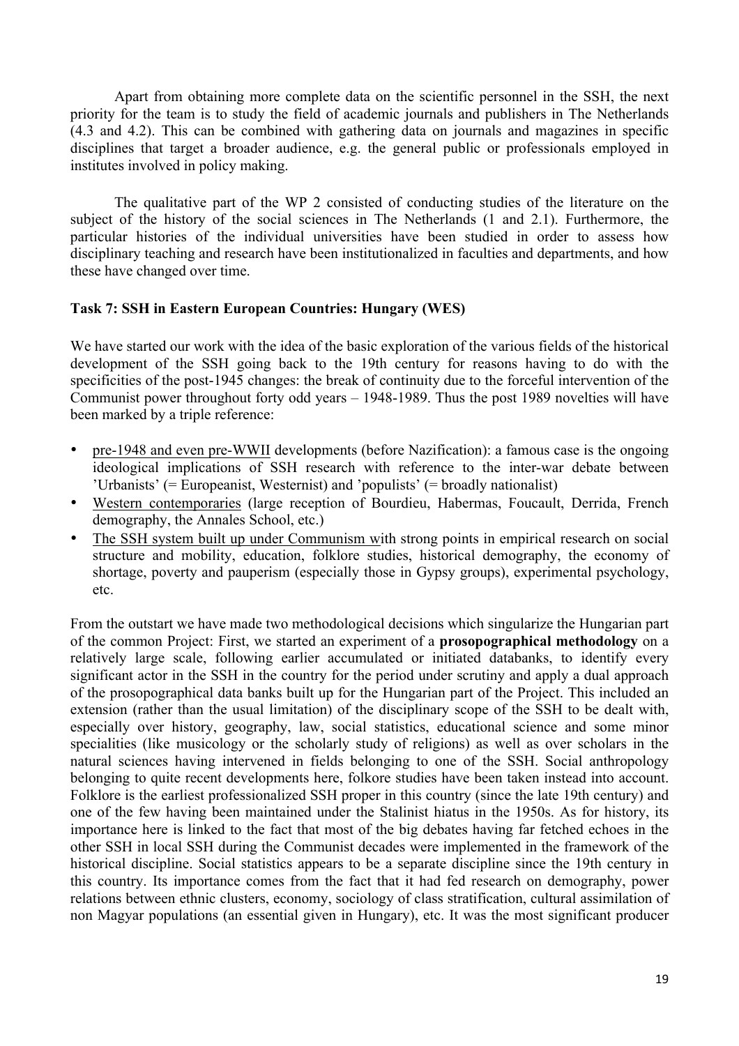Apart from obtaining more complete data on the scientific personnel in the SSH, the next priority for the team is to study the field of academic journals and publishers in The Netherlands (4.3 and 4.2). This can be combined with gathering data on journals and magazines in specific disciplines that target a broader audience, e.g. the general public or professionals employed in institutes involved in policy making.

The qualitative part of the WP 2 consisted of conducting studies of the literature on the subject of the history of the social sciences in The Netherlands (1 and 2.1). Furthermore, the particular histories of the individual universities have been studied in order to assess how disciplinary teaching and research have been institutionalized in faculties and departments, and how these have changed over time.

**Task 7: SSH in Eastern European Countries: Hungary (WES)**

We have started our work with the idea of the basic exploration of the various fields of the historical development of the SSH going back to the 19th century for reasons having to do with the specificities of the post-1945 changes: the break of continuity due to the forceful intervention of the Communist power throughout forty odd years – 1948-1989. Thus the post 1989 novelties will have been marked by a triple reference:

- pre-1948 and even pre-WWII developments (before Nazification): a famous case is the ongoing ideological implications of SSH research with reference to the inter-war debate between 'Urbanists' (= Europeanist, Westernist) and 'populists' (= broadly nationalist)
- Western contemporaries (large reception of Bourdieu, Habermas, Foucault, Derrida, French demography, the Annales School, etc.)
- The SSH system built up under Communism with strong points in empirical research on social structure and mobility, education, folklore studies, historical demography, the economy of shortage, poverty and pauperism (especially those in Gypsy groups), experimental psychology, etc.

From the outstart we have made two methodological decisions which singularize the Hungarian part of the common Project: First, we started an experiment of a **prosopographical methodology** on a relatively large scale, following earlier accumulated or initiated databanks, to identify every significant actor in the SSH in the country for the period under scrutiny and apply a dual approach of the prosopographical data banks built up for the Hungarian part of the Project. This included an extension (rather than the usual limitation) of the disciplinary scope of the SSH to be dealt with, especially over history, geography, law, social statistics, educational science and some minor specialities (like musicology or the scholarly study of religions) as well as over scholars in the natural sciences having intervened in fields belonging to one of the SSH. Social anthropology belonging to quite recent developments here, folkore studies have been taken instead into account. Folklore is the earliest professionalized SSH proper in this country (since the late 19th century) and one of the few having been maintained under the Stalinist hiatus in the 1950s. As for history, its importance here is linked to the fact that most of the big debates having far fetched echoes in the other SSH in local SSH during the Communist decades were implemented in the framework of the historical discipline. Social statistics appears to be a separate discipline since the 19th century in this country. Its importance comes from the fact that it had fed research on demography, power relations between ethnic clusters, economy, sociology of class stratification, cultural assimilation of non Magyar populations (an essential given in Hungary), etc. It was the most significant producer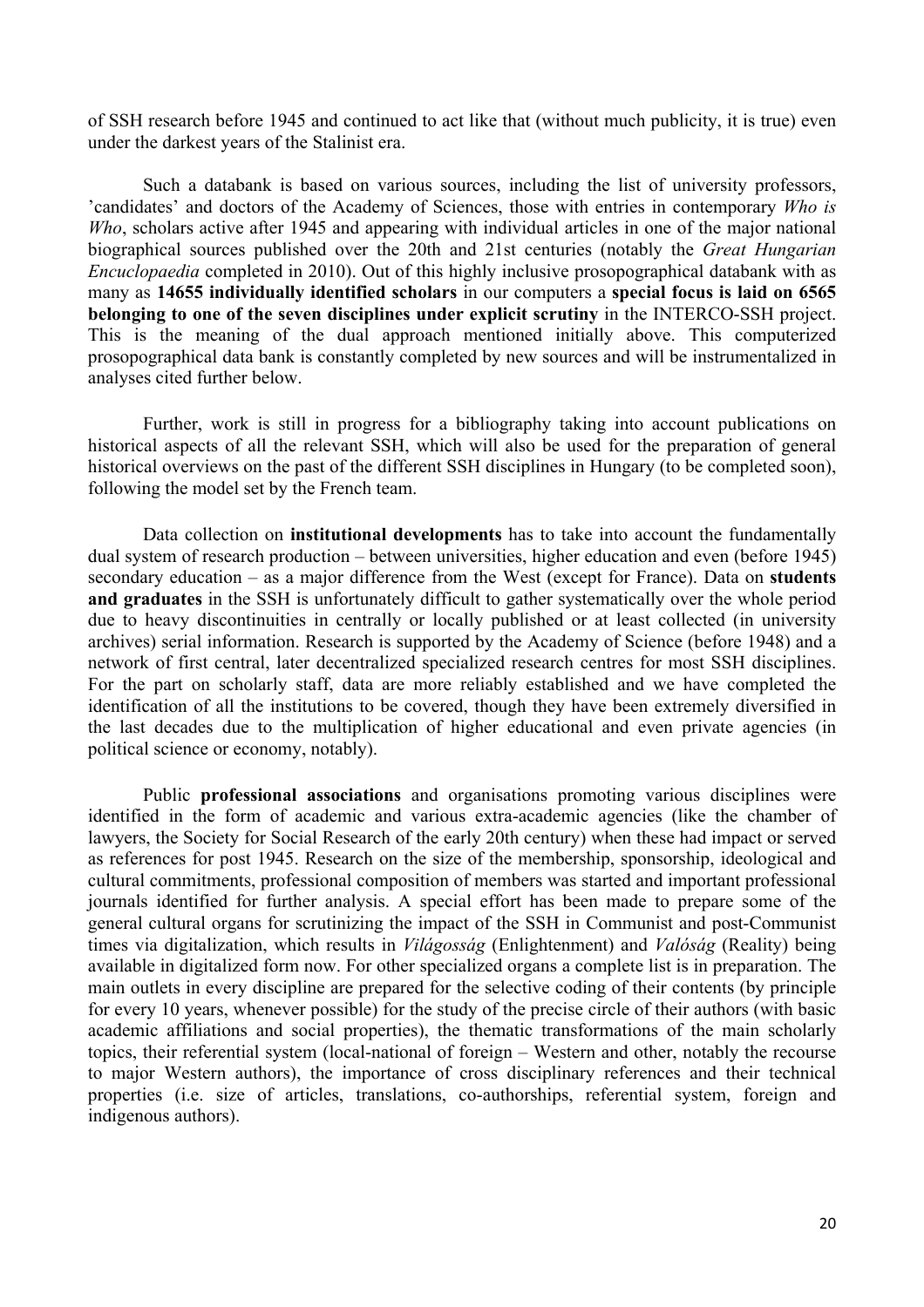of SSH research before 1945 and continued to act like that (without much publicity, it is true) even under the darkest years of the Stalinist era.

Such a databank is based on various sources, including the list of university professors, 'candidates' and doctors of the Academy of Sciences, those with entries in contemporary *Who is Who*, scholars active after 1945 and appearing with individual articles in one of the major national biographical sources published over the 20th and 21st centuries (notably the *Great Hungarian Encuclopaedia* completed in 2010). Out of this highly inclusive prosopographical databank with as many as **14655 individually identified scholars** in our computers a **special focus is laid on 6565 belonging to one of the seven disciplines under explicit scrutiny** in the INTERCO-SSH project. This is the meaning of the dual approach mentioned initially above. This computerized prosopographical data bank is constantly completed by new sources and will be instrumentalized in analyses cited further below.

Further, work is still in progress for a bibliography taking into account publications on historical aspects of all the relevant SSH, which will also be used for the preparation of general historical overviews on the past of the different SSH disciplines in Hungary (to be completed soon), following the model set by the French team.

Data collection on **institutional developments** has to take into account the fundamentally dual system of research production – between universities, higher education and even (before 1945) secondary education – as a major difference from the West (except for France). Data on **students and graduates** in the SSH is unfortunately difficult to gather systematically over the whole period due to heavy discontinuities in centrally or locally published or at least collected (in university archives) serial information. Research is supported by the Academy of Science (before 1948) and a network of first central, later decentralized specialized research centres for most SSH disciplines. For the part on scholarly staff, data are more reliably established and we have completed the identification of all the institutions to be covered, though they have been extremely diversified in the last decades due to the multiplication of higher educational and even private agencies (in political science or economy, notably).

Public **professional associations** and organisations promoting various disciplines were identified in the form of academic and various extra-academic agencies (like the chamber of lawyers, the Society for Social Research of the early 20th century) when these had impact or served as references for post 1945. Research on the size of the membership, sponsorship, ideological and cultural commitments, professional composition of members was started and important professional journals identified for further analysis. A special effort has been made to prepare some of the general cultural organs for scrutinizing the impact of the SSH in Communist and post-Communist times via digitalization, which results in *Világosság* (Enlightenment) and *Valóság* (Reality) being available in digitalized form now. For other specialized organs a complete list is in preparation. The main outlets in every discipline are prepared for the selective coding of their contents (by principle for every 10 years, whenever possible) for the study of the precise circle of their authors (with basic academic affiliations and social properties), the thematic transformations of the main scholarly topics, their referential system (local-national of foreign – Western and other, notably the recourse to major Western authors), the importance of cross disciplinary references and their technical properties (i.e. size of articles, translations, co-authorships, referential system, foreign and indigenous authors).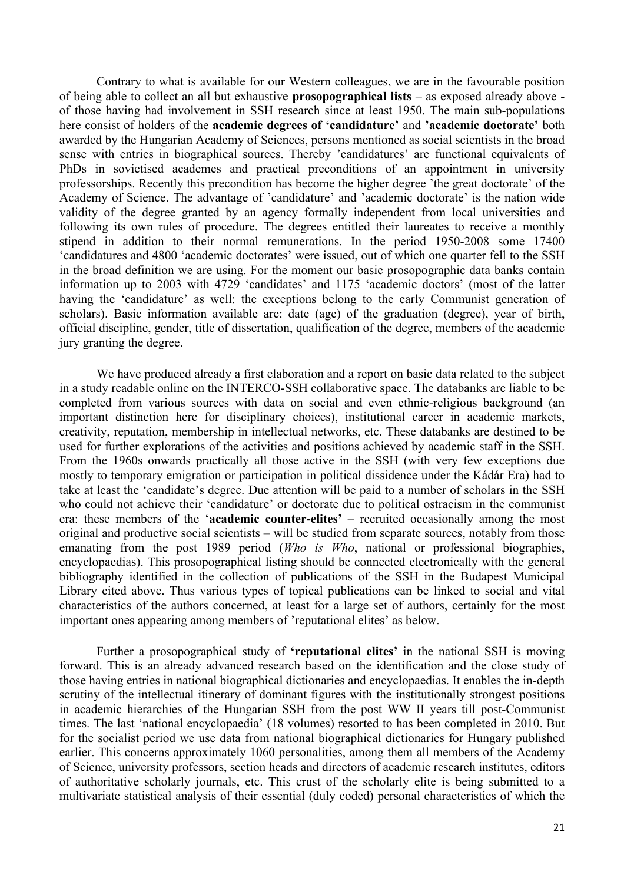Contrary to what is available for our Western colleagues, we are in the favourable position of being able to collect an all but exhaustive **prosopographical lists** – as exposed already above - of those having had involvement in SSH research since at least 1950. The main sub-populations here consist of holders of the **academic degrees of 'candidature'** and **'academic doctorate'** both awarded by the Hungarian Academy of Sciences, persons mentioned as social scientists in the broad sense with entries in biographical sources. Thereby 'candidatures' are functional equivalents of PhDs in sovietised academes and practical preconditions of an appointment in university professorships. Recently this precondition has become the higher degree 'the great doctorate' of the Academy of Science. The advantage of 'candidature' and 'academic doctorate' is the nation wide validity of the degree granted by an agency formally independent from local universities and following its own rules of procedure. The degrees entitled their laureates to receive a monthly stipend in addition to their normal remunerations. In the period 1950-2008 some 17400 'candidatures and 4800 'academic doctorates' were issued, out of which one quarter fell to the SSH in the broad definition we are using. For the moment our basic prosopographic data banks contain information up to 2003 with 4729 'candidates' and 1175 'academic doctors' (most of the latter having the 'candidature' as well: the exceptions belong to the early Communist generation of scholars). Basic information available are: date (age) of the graduation (degree), year of birth, official discipline, gender, title of dissertation, qualification of the degree, members of the academic jury granting the degree.

We have produced already a first elaboration and a report on basic data related to the subject in a study readable online on the INTERCO-SSH collaborative space. The databanks are liable to be completed from various sources with data on social and even ethnic-religious background (an important distinction here for disciplinary choices), institutional career in academic markets, creativity, reputation, membership in intellectual networks, etc. These databanks are destined to be used for further explorations of the activities and positions achieved by academic staff in the SSH. From the 1960s onwards practically all those active in the SSH (with very few exceptions due mostly to temporary emigration or participation in political dissidence under the Kádár Era) had to take at least the 'candidate's degree. Due attention will be paid to a number of scholars in the SSH who could not achieve their 'candidature' or doctorate due to political ostracism in the communist era: these members of the '**academic counter-elites**' – recruited occasionally among the most original and productive social scientists – will be studied from separate sources, notably from those emanating from the post 1989 period (*Who is Who*, national or professional biographies, encyclopaedias). This prosopographical listing should be connected electronically with the general bibliography identified in the collection of publications of the SSH in the Budapest Municipal Library cited above. Thus various types of topical publications can be linked to social and vital characteristics of the authors concerned, at least for a large set of authors, certainly for the most important ones appearing among members of 'reputational elites' as below.

Further a prosopographical study of **'reputational elites'** in the national SSH is moving forward. This is an already advanced research based on the identification and the close study of those having entries in national biographical dictionaries and encyclopaedias. It enables the in-depth scrutiny of the intellectual itinerary of dominant figures with the institutionally strongest positions in academic hierarchies of the Hungarian SSH from the post WW II years till post-Communist times. The last 'national encyclopaedia' (18 volumes) resorted to has been completed in 2010. But for the socialist period we use data from national biographical dictionaries for Hungary published earlier. This concerns approximately 1060 personalities, among them all members of the Academy of Science, university professors, section heads and directors of academic research institutes, editors of authoritative scholarly journals, etc. This crust of the scholarly elite is being submitted to a multivariate statistical analysis of their essential (duly coded) personal characteristics of which the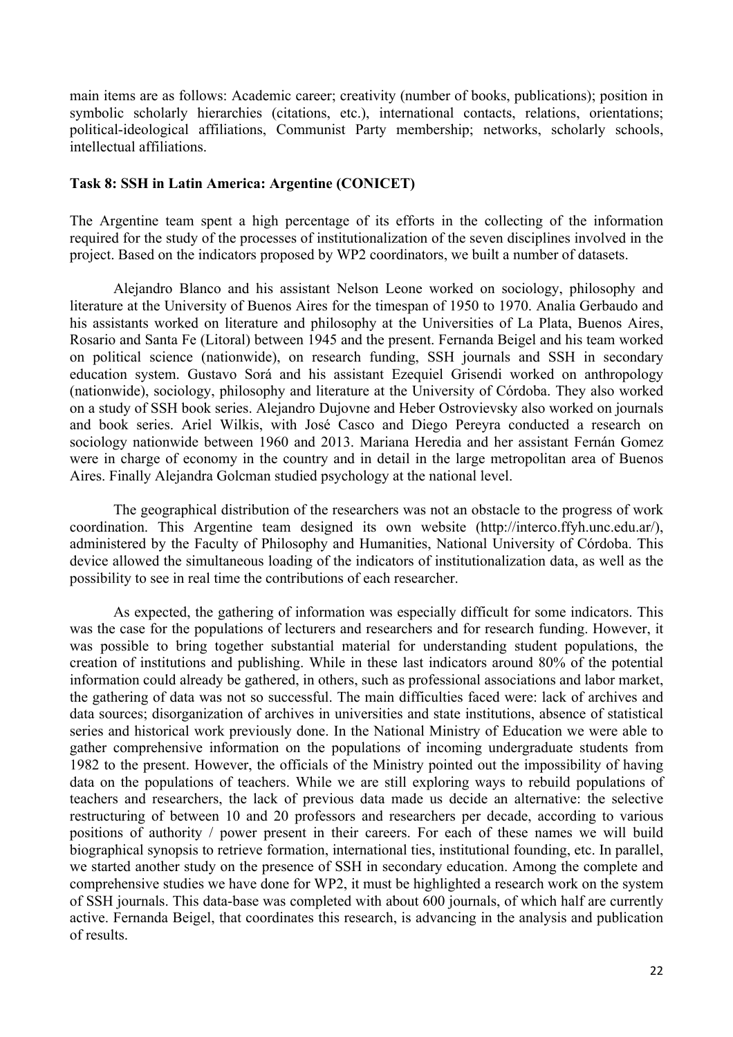main items are as follows: Academic career; creativity (number of books, publications); position in symbolic scholarly hierarchies (citations, etc.), international contacts, relations, orientations; political-ideological affiliations, Communist Party membership; networks, scholarly schools, intellectual affiliations.

**Task 8: SSH in Latin America: Argentine (CONICET)**

The Argentine team spent a high percentage of its efforts in the collecting of the information required for the study of the processes of institutionalization of the seven disciplines involved in the project. Based on the indicators proposed by WP2 coordinators, we built a number of datasets.

Alejandro Blanco and his assistant Nelson Leone worked on sociology, philosophy and literature at the University of Buenos Aires for the timespan of 1950 to 1970. Analia Gerbaudo and his assistants worked on literature and philosophy at the Universities of La Plata, Buenos Aires, Rosario and Santa Fe (Litoral) between 1945 and the present. Fernanda Beigel and his team worked on political science (nationwide), on research funding, SSH journals and SSH in secondary education system. Gustavo Sorá and his assistant Ezequiel Grisendi worked on anthropology (nationwide), sociology, philosophy and literature at the University of Córdoba. They also worked on a study of SSH book series. Alejandro Dujovne and Heber Ostrovievsky also worked on journals and book series. Ariel Wilkis, with José Casco and Diego Pereyra conducted a research on sociology nationwide between 1960 and 2013. Mariana Heredia and her assistant Fernán Gomez were in charge of economy in the country and in detail in the large metropolitan area of Buenos Aires. Finally Alejandra Golcman studied psychology at the national level.

The geographical distribution of the researchers was not an obstacle to the progress of work coordination. This Argentine team designed its own website (http://interco.ffyh.unc.edu.ar/), administered by the Faculty of Philosophy and Humanities, National University of Córdoba. This device allowed the simultaneous loading of the indicators of institutionalization data, as well as the possibility to see in real time the contributions of each researcher.

As expected, the gathering of information was especially difficult for some indicators. This was the case for the populations of lecturers and researchers and for research funding. However, it was possible to bring together substantial material for understanding student populations, the creation of institutions and publishing. While in these last indicators around 80% of the potential information could already be gathered, in others, such as professional associations and labor market, the gathering of data was not so successful. The main difficulties faced were: lack of archives and data sources; disorganization of archives in universities and state institutions, absence of statistical series and historical work previously done. In the National Ministry of Education we were able to gather comprehensive information on the populations of incoming undergraduate students from 1982 to the present. However, the officials of the Ministry pointed out the impossibility of having data on the populations of teachers. While we are still exploring ways to rebuild populations of teachers and researchers, the lack of previous data made us decide an alternative: the selective restructuring of between 10 and 20 professors and researchers per decade, according to various positions of authority / power present in their careers. For each of these names we will build biographical synopsis to retrieve formation, international ties, institutional founding, etc. In parallel, we started another study on the presence of SSH in secondary education. Among the complete and comprehensive studies we have done for WP2, it must be highlighted a research work on the system of SSH journals. This data-base was completed with about 600 journals, of which half are currently active. Fernanda Beigel, that coordinates this research, is advancing in the analysis and publication of results.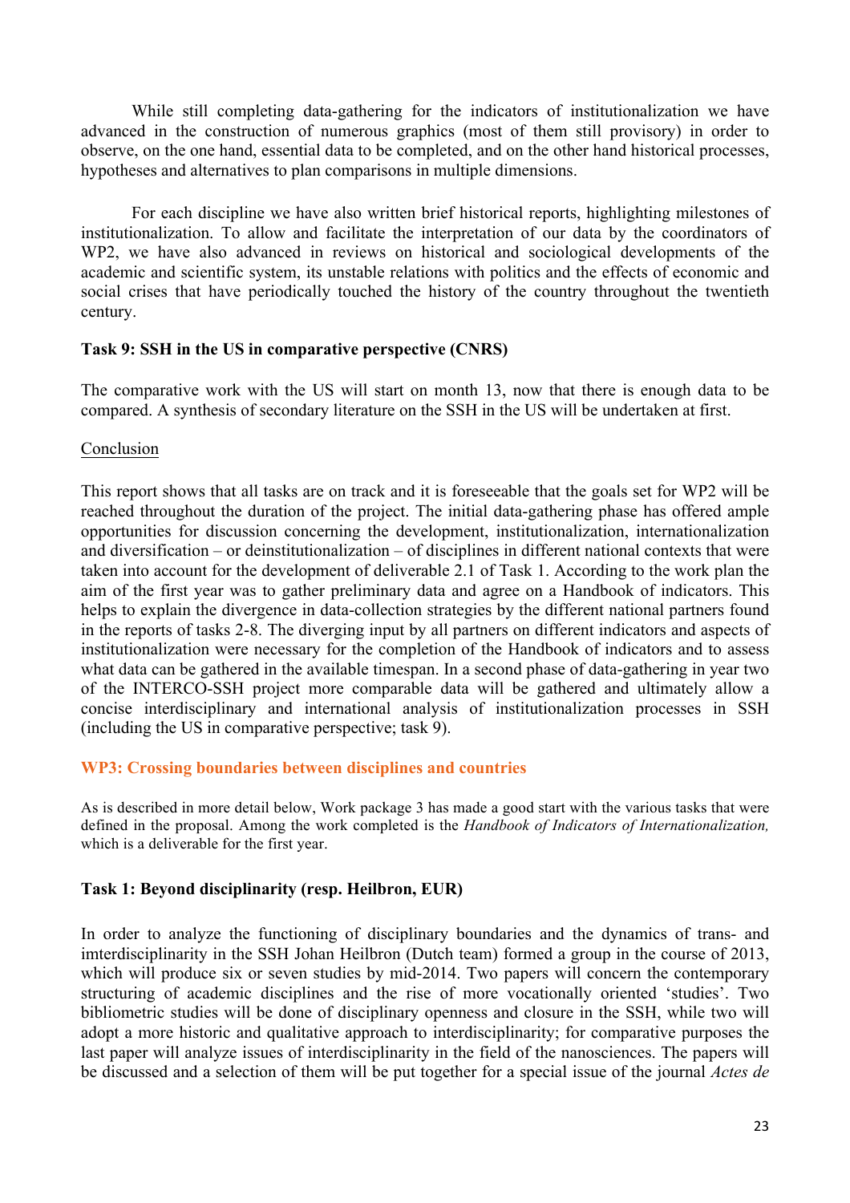While still completing data-gathering for the indicators of institutionalization we have advanced in the construction of numerous graphics (most of them still provisory) in order to observe, on the one hand, essential data to be completed, and on the other hand historical processes, hypotheses and alternatives to plan comparisons in multiple dimensions.

For each discipline we have also written brief historical reports, highlighting milestones of institutionalization. To allow and facilitate the interpretation of our data by the coordinators of WP2, we have also advanced in reviews on historical and sociological developments of the academic and scientific system, its unstable relations with politics and the effects of economic and social crises that have periodically touched the history of the country throughout the twentieth century.

**Task 9: SSH in the US in comparative perspective (CNRS)**

The comparative work with the US will start on month 13, now that there is enough data to be compared. A synthesis of secondary literature on the SSH in the US will be undertaken at first.

Conclusion

This report shows that all tasks are on track and it is foreseeable that the goals set for WP2 will be reached throughout the duration of the project. The initial data-gathering phase has offered ample opportunities for discussion concerning the development, institutionalization, internationalization and diversification – or deinstitutionalization – of disciplines in different national contexts that were taken into account for the development of deliverable 2.1 of Task 1. According to the work plan the aim of the first year was to gather preliminary data and agree on a Handbook of indicators. This helps to explain the divergence in data-collection strategies by the different national partners found in the reports of tasks 2-8. The diverging input by all partners on different indicators and aspects of institutionalization were necessary for the completion of the Handbook of indicators and to assess what data can be gathered in the available timespan. In a second phase of data-gathering in year two of the INTERCO-SSH project more comparable data will be gathered and ultimately allow a concise interdisciplinary and international analysis of institutionalization processes in SSH (including the US in comparative perspective; task 9).

## WP3: Crossing boundaries between disciplines and countries

As is described in more detail below, Work package 3 has made a good start with the various tasks that were defined in the proposal. Among the work completed is the *Handbook of Indicators of Internationalization,* which is a deliverable for the first year.

**Task 1: Beyond disciplinarity (resp. Heilbron, EUR)**

In order to analyze the functioning of disciplinary boundaries and the dynamics of trans- and imterdisciplinarity in the SSH Johan Heilbron (Dutch team) formed a group in the course of 2013, which will produce six or seven studies by mid-2014. Two papers will concern the contemporary structuring of academic disciplines and the rise of more vocationally oriented 'studies'. Two bibliometric studies will be done of disciplinary openness and closure in the SSH, while two will adopt a more historic and qualitative approach to interdisciplinarity; for comparative purposes the last paper will analyze issues of interdisciplinarity in the field of the nanosciences. The papers will be discussed and a selection of them will be put together for a special issue of the journal *Actes de*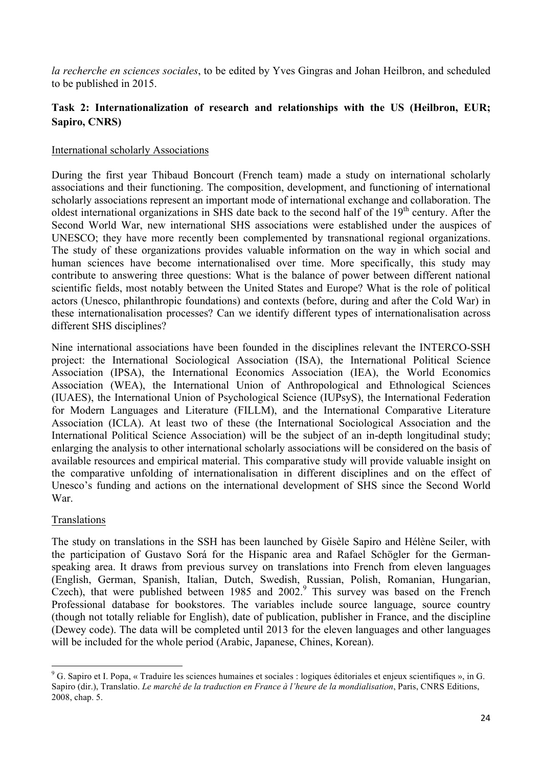*la recherche en sciences sociales*, to be edited by Yves Gingras and Johan Heilbron, and scheduled to be published in 2015.

**Task 2: Internationalization of research and relationships with the US (Heilbron, EUR; Sapiro, CNRS)**

International scholarly Associations

During the first year Thibaud Boncourt (French team) made a study on international scholarly associations and their functioning. The composition, development, and functioning of international scholarly associations represent an important mode of international exchange and collaboration. The oldest international organizations in SHS date back to the second half of the 19th century. After the Second World War, new international SHS associations were established under the auspices of UNESCO; they have more recently been complemented by transnational regional organizations. The study of these organizations provides valuable information on the way in which social and human sciences have become internationalised over time. More specifically, this study may contribute to answering three questions: What is the balance of power between different national scientific fields, most notably between the United States and Europe? What is the role of political actors (Unesco, philanthropic foundations) and contexts (before, during and after the Cold War) in these internationalisation processes? Can we identify different types of internationalisation across different SHS disciplines?

Nine international associations have been founded in the disciplines relevant the INTERCO-SSH project: the International Sociological Association (ISA), the International Political Science Association (IPSA), the International Economics Association (IEA), the World Economics Association (WEA), the International Union of Anthropological and Ethnological Sciences (IUAES), the International Union of Psychological Science (IUPsyS), the International Federation for Modern Languages and Literature (FILLM), and the International Comparative Literature Association (ICLA). At least two of these (the International Sociological Association and the International Political Science Association) will be the subject of an in-depth longitudinal study; enlarging the analysis to other international scholarly associations will be considered on the basis of available resources and empirical material. This comparative study will provide valuable insight on the comparative unfolding of internationalisation in different disciplines and on the effect of Unesco's funding and actions on the international development of SHS since the Second World War.

Translations

The study on translations in the SSH has been launched by Gisèle Sapiro and Hélène Seiler, with the participation of Gustavo Sorá for the Hispanic area and Rafael Schögler for the German-speaking area. It draws from previous survey on translations into French from eleven languages (English, German, Spanish, Italian, Dutch, Swedish, Russian, Polish, Romanian, Hungarian, Czech), that were published between 1985 and 2002.[9] This survey was based on the French Professional database for bookstores. The variables include source language, source country (though not totally reliable for English), date of publication, publisher in France, and the discipline (Dewey code). The data will be completed until 2013 for the eleven languages and other languages will be included for the whole period (Arabic, Japanese, Chines, Korean).

---

[9] G. Sapiro et I. Popa, « Traduire les sciences humaines et sociales : logiques éditoriales et enjeux scientifiques », in G. Sapiro (dir.), Translatio. *Le marché de la traduction en France à l'heure de la mondialisation*, Paris, CNRS Editions, 2008, chap. 5.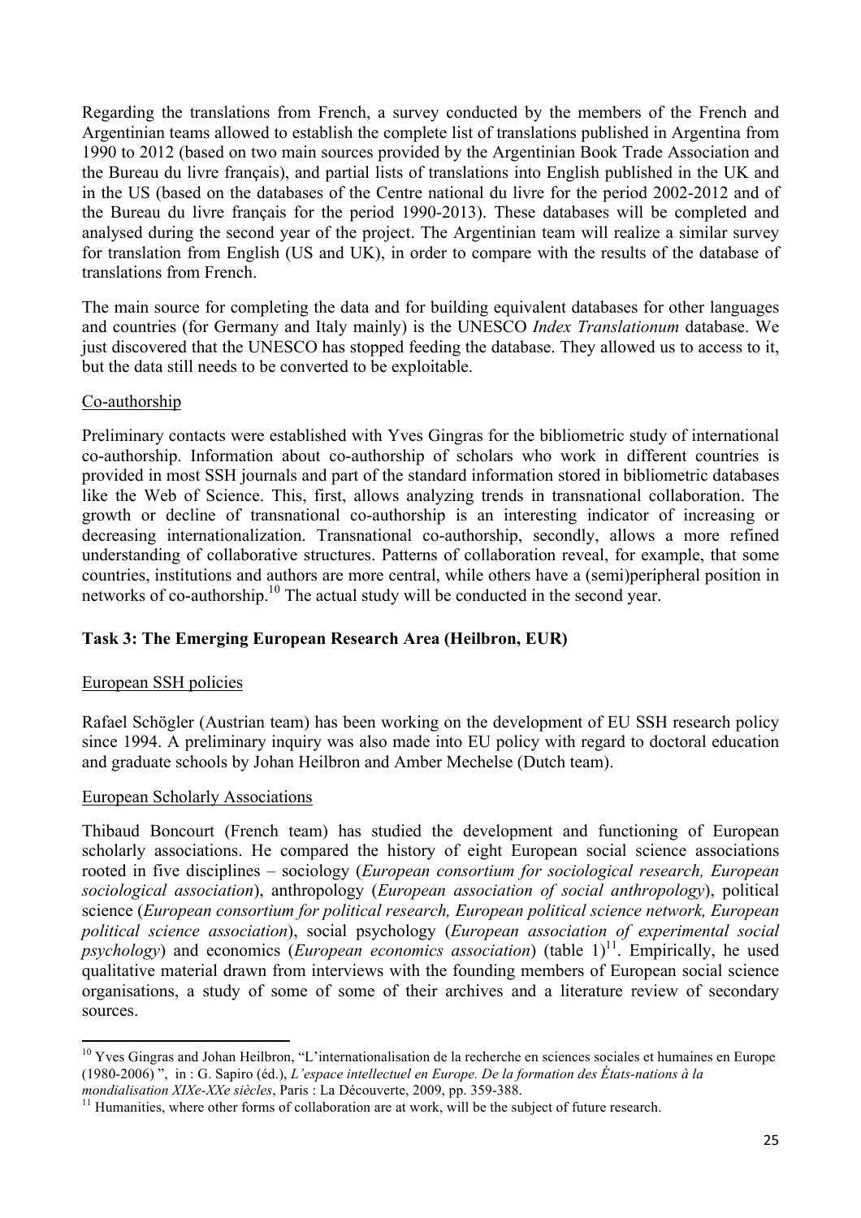Regarding the translations from French, a survey conducted by the members of the French and Argentinian teams allowed to establish the complete list of translations published in Argentina from 1990 to 2012 (based on two main sources provided by the Argentinian Book Trade Association and the Bureau du livre français), and partial lists of translations into English published in the UK and in the US (based on the databases of the Centre national du livre for the period 2002-2012 and of the Bureau du livre français for the period 1990-2013). These databases will be completed and analysed during the second year of the project. The Argentinian team will realize a similar survey for translation from English (US and UK), in order to compare with the results of the database of translations from French.

The main source for completing the data and for building equivalent databases for other languages and countries (for Germany and Italy mainly) is the UNESCO *Index Translationum* database. We just discovered that the UNESCO has stopped feeding the database. They allowed us to access to it, but the data still needs to be converted to be exploitable.

Co-authorship

Preliminary contacts were established with Yves Gingras for the bibliometric study of international co-authorship. Information about co-authorship of scholars who work in different countries is provided in most SSH journals and part of the standard information stored in bibliometric databases like the Web of Science. This, first, allows analyzing trends in transnational collaboration. The growth or decline of transnational co-authorship is an interesting indicator of increasing or decreasing internationalization. Transnational co-authorship, secondly, allows a more refined understanding of collaborative structures. Patterns of collaboration reveal, for example, that some countries, institutions and authors are more central, while others have a (semi)peripheral position in networks of co-authorship.[10] The actual study will be conducted in the second year.

**Task 3: The Emerging European Research Area (Heilbron, EUR)**

European SSH policies

Rafael Schögler (Austrian team) has been working on the development of EU SSH research policy since 1994. A preliminary inquiry was also made into EU policy with regard to doctoral education and graduate schools by Johan Heilbron and Amber Mechelse (Dutch team).

European Scholarly Associations

Thibaud Boncourt (French team) has studied the development and functioning of European scholarly associations. He compared the history of eight European social science associations rooted in five disciplines – sociology (*European consortium for sociological research, European sociological association*), anthropology (*European association of social anthropology*), political science (*European consortium for political research, European political science network, European political science association*), social psychology (*European association of experimental social psychology*) and economics (*European economics association*) (table 1)[11]. Empirically, he used qualitative material drawn from interviews with the founding members of European social science organisations, a study of some of some of their archives and a literature review of secondary sources.

---

[10] Yves Gingras and Johan Heilbron, "L'internationalisation de la recherche en sciences sociales et humaines en Europe (1980-2006) ", in : G. Sapiro (éd.), *L'espace intellectuel en Europe. De la formation des États-nations à la mondialisation XIXe-XXe siècles*, Paris : La Découverte, 2009, pp. 359-388.

[11] Humanities, where other forms of collaboration are at work, will be the subject of future research.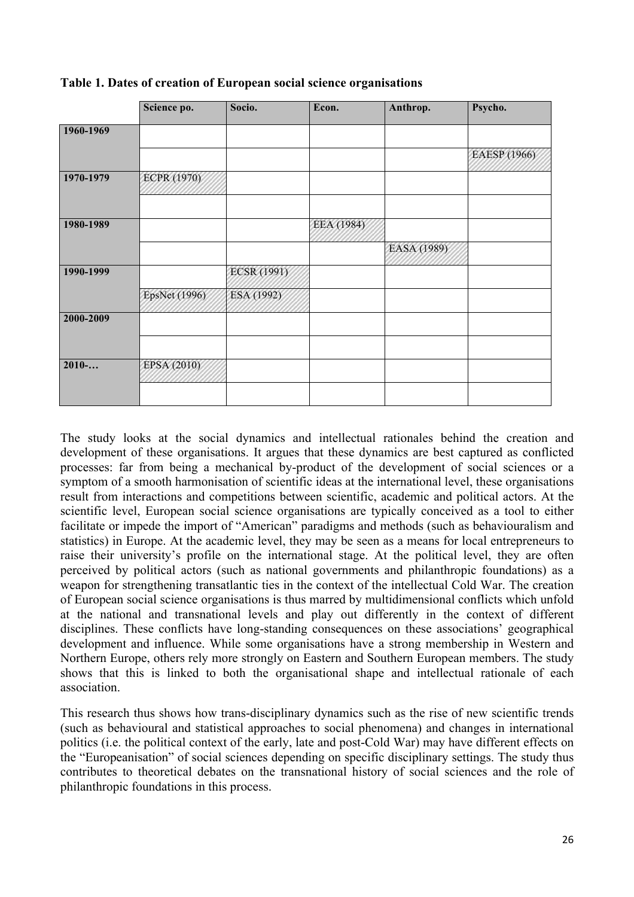**Table 1. Dates of creation of European social science organisations**

| | Science po. | Socio. | Econ. | Anthrop. | Psycho. |
|---|---|---|---|---|---|
| **1960-1969** | | | | | |
| | | | | | EAESP (1966) |
| **1970-1979** | ECPR (1970) | | | | |
| | | | | | |
| **1980-1989** | | | EEA (1984) | | |
| | | | | EASA (1989) | |
| **1990-1999** | | ECSR (1991) | | | |
| | EpsNet (1996) | ESA (1992) | | | |
| **2000-2009** | | | | | |
| | | | | | |
| **2010-…** | EPSA (2010) | | | | |
| | | | | | |

The study looks at the social dynamics and intellectual rationales behind the creation and development of these organisations. It argues that these dynamics are best captured as conflicted processes: far from being a mechanical by-product of the development of social sciences or a symptom of a smooth harmonisation of scientific ideas at the international level, these organisations result from interactions and competitions between scientific, academic and political actors. At the scientific level, European social science organisations are typically conceived as a tool to either facilitate or impede the import of "American" paradigms and methods (such as behaviouralism and statistics) in Europe. At the academic level, they may be seen as a means for local entrepreneurs to raise their university's profile on the international stage. At the political level, they are often perceived by political actors (such as national governments and philanthropic foundations) as a weapon for strengthening transatlantic ties in the context of the intellectual Cold War. The creation of European social science organisations is thus marred by multidimensional conflicts which unfold at the national and transnational levels and play out differently in the context of different disciplines. These conflicts have long-standing consequences on these associations' geographical development and influence. While some organisations have a strong membership in Western and Northern Europe, others rely more strongly on Eastern and Southern European members. The study shows that this is linked to both the organisational shape and intellectual rationale of each association.

This research thus shows how trans-disciplinary dynamics such as the rise of new scientific trends (such as behavioural and statistical approaches to social phenomena) and changes in international politics (i.e. the political context of the early, late and post-Cold War) may have different effects on the "Europeanisation" of social sciences depending on specific disciplinary settings. The study thus contributes to theoretical debates on the transnational history of social sciences and the role of philanthropic foundations in this process.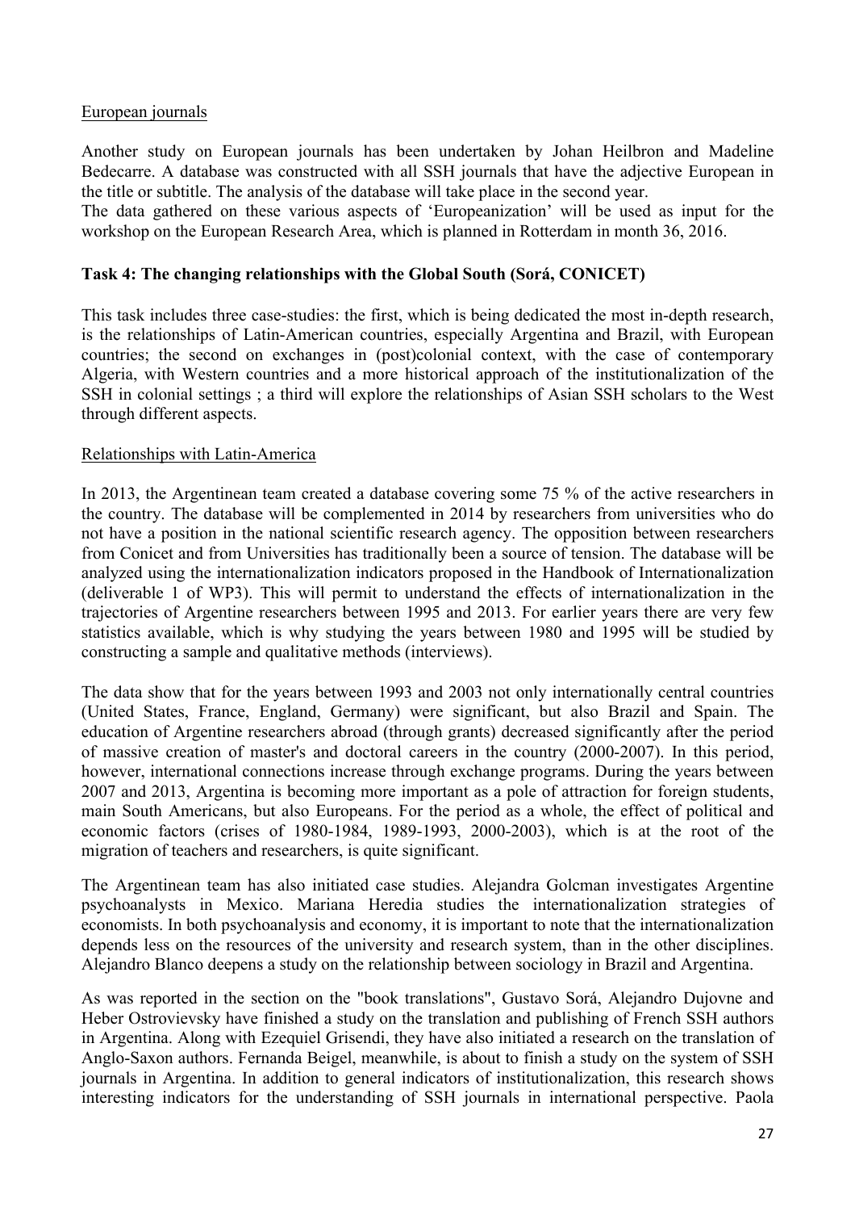European journals

Another study on European journals has been undertaken by Johan Heilbron and Madeline Bedecarre. A database was constructed with all SSH journals that have the adjective European in the title or subtitle. The analysis of the database will take place in the second year.
The data gathered on these various aspects of 'Europeanization' will be used as input for the workshop on the European Research Area, which is planned in Rotterdam in month 36, 2016.

**Task 4: The changing relationships with the Global South (Sorá, CONICET)**

This task includes three case-studies: the first, which is being dedicated the most in-depth research, is the relationships of Latin-American countries, especially Argentina and Brazil, with European countries; the second on exchanges in (post)colonial context, with the case of contemporary Algeria, with Western countries and a more historical approach of the institutionalization of the SSH in colonial settings ; a third will explore the relationships of Asian SSH scholars to the West through different aspects.

Relationships with Latin-America

In 2013, the Argentinean team created a database covering some 75 % of the active researchers in the country. The database will be complemented in 2014 by researchers from universities who do not have a position in the national scientific research agency. The opposition between researchers from Conicet and from Universities has traditionally been a source of tension. The database will be analyzed using the internationalization indicators proposed in the Handbook of Internationalization (deliverable 1 of WP3). This will permit to understand the effects of internationalization in the trajectories of Argentine researchers between 1995 and 2013. For earlier years there are very few statistics available, which is why studying the years between 1980 and 1995 will be studied by constructing a sample and qualitative methods (interviews).

The data show that for the years between 1993 and 2003 not only internationally central countries (United States, France, England, Germany) were significant, but also Brazil and Spain. The education of Argentine researchers abroad (through grants) decreased significantly after the period of massive creation of master's and doctoral careers in the country (2000-2007). In this period, however, international connections increase through exchange programs. During the years between 2007 and 2013, Argentina is becoming more important as a pole of attraction for foreign students, main South Americans, but also Europeans. For the period as a whole, the effect of political and economic factors (crises of 1980-1984, 1989-1993, 2000-2003), which is at the root of the migration of teachers and researchers, is quite significant.

The Argentinean team has also initiated case studies. Alejandra Golcman investigates Argentine psychoanalysts in Mexico. Mariana Heredia studies the internationalization strategies of economists. In both psychoanalysis and economy, it is important to note that the internationalization depends less on the resources of the university and research system, than in the other disciplines. Alejandro Blanco deepens a study on the relationship between sociology in Brazil and Argentina.

As was reported in the section on the "book translations", Gustavo Sorá, Alejandro Dujovne and Heber Ostrovievsky have finished a study on the translation and publishing of French SSH authors in Argentina. Along with Ezequiel Grisendi, they have also initiated a research on the translation of Anglo-Saxon authors. Fernanda Beigel, meanwhile, is about to finish a study on the system of SSH journals in Argentina. In addition to general indicators of institutionalization, this research shows interesting indicators for the understanding of SSH journals in international perspective. Paola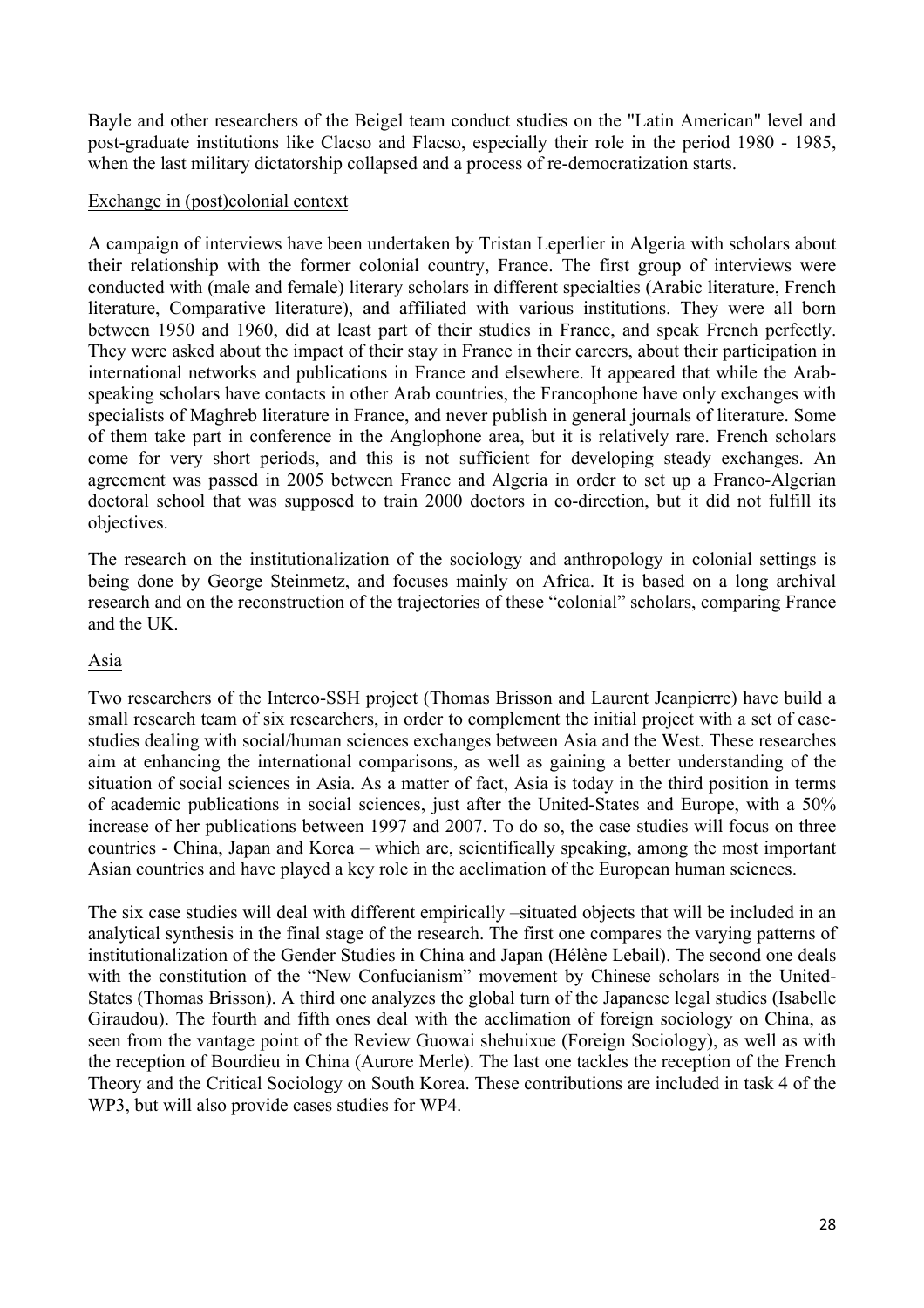Bayle and other researchers of the Beigel team conduct studies on the "Latin American" level and post-graduate institutions like Clacso and Flacso, especially their role in the period 1980 - 1985, when the last military dictatorship collapsed and a process of re-democratization starts.

<u>Exchange in (post)colonial context</u>

A campaign of interviews have been undertaken by Tristan Leperlier in Algeria with scholars about their relationship with the former colonial country, France. The first group of interviews were conducted with (male and female) literary scholars in different specialties (Arabic literature, French literature, Comparative literature), and affiliated with various institutions. They were all born between 1950 and 1960, did at least part of their studies in France, and speak French perfectly. They were asked about the impact of their stay in France in their careers, about their participation in international networks and publications in France and elsewhere. It appeared that while the Arab-speaking scholars have contacts in other Arab countries, the Francophone have only exchanges with specialists of Maghreb literature in France, and never publish in general journals of literature. Some of them take part in conference in the Anglophone area, but it is relatively rare. French scholars come for very short periods, and this is not sufficient for developing steady exchanges. An agreement was passed in 2005 between France and Algeria in order to set up a Franco-Algerian doctoral school that was supposed to train 2000 doctors in co-direction, but it did not fulfill its objectives.

The research on the institutionalization of the sociology and anthropology in colonial settings is being done by George Steinmetz, and focuses mainly on Africa. It is based on a long archival research and on the reconstruction of the trajectories of these "colonial" scholars, comparing France and the UK.

<u>Asia</u>

Two researchers of the Interco-SSH project (Thomas Brisson and Laurent Jeanpierre) have build a small research team of six researchers, in order to complement the initial project with a set of case-studies dealing with social/human sciences exchanges between Asia and the West. These researches aim at enhancing the international comparisons, as well as gaining a better understanding of the situation of social sciences in Asia. As a matter of fact, Asia is today in the third position in terms of academic publications in social sciences, just after the United-States and Europe, with a 50% increase of her publications between 1997 and 2007. To do so, the case studies will focus on three countries - China, Japan and Korea – which are, scientifically speaking, among the most important Asian countries and have played a key role in the acclimation of the European human sciences.

The six case studies will deal with different empirically –situated objects that will be included in an analytical synthesis in the final stage of the research. The first one compares the varying patterns of institutionalization of the Gender Studies in China and Japan (Hélène Lebail). The second one deals with the constitution of the "New Confucianism" movement by Chinese scholars in the United-States (Thomas Brisson). A third one analyzes the global turn of the Japanese legal studies (Isabelle Giraudou). The fourth and fifth ones deal with the acclimation of foreign sociology on China, as seen from the vantage point of the Review Guowai shehuixue (Foreign Sociology), as well as with the reception of Bourdieu in China (Aurore Merle). The last one tackles the reception of the French Theory and the Critical Sociology on South Korea. These contributions are included in task 4 of the WP3, but will also provide cases studies for WP4.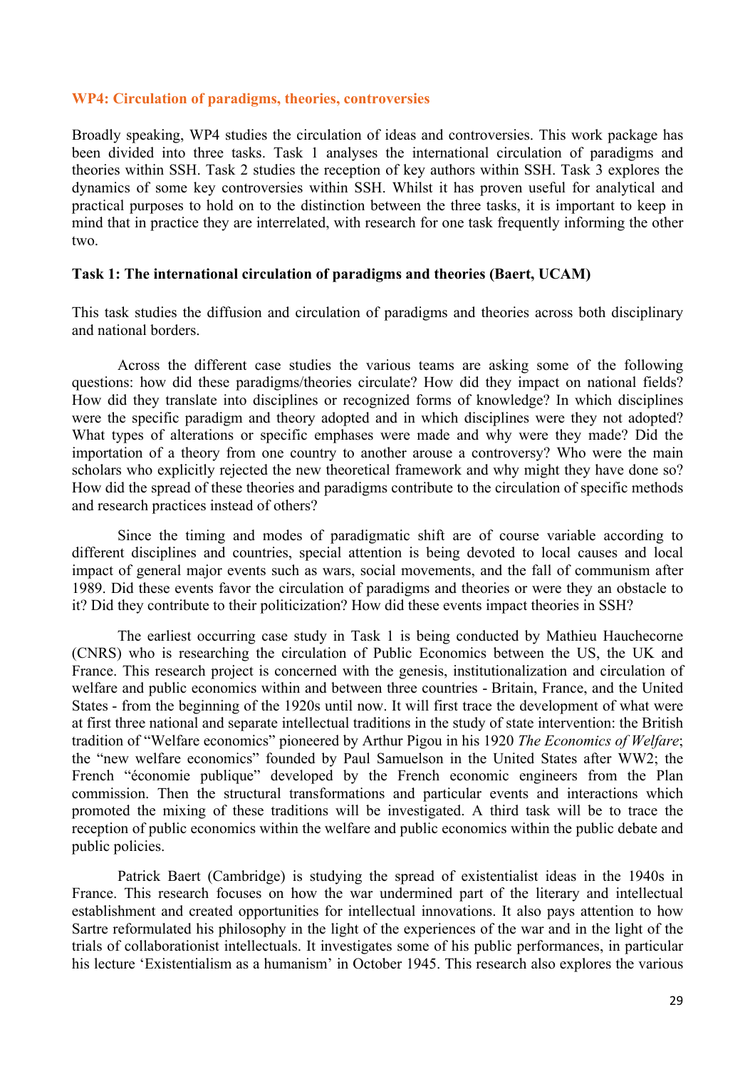### WP4: Circulation of paradigms, theories, controversies

Broadly speaking, WP4 studies the circulation of ideas and controversies. This work package has been divided into three tasks. Task 1 analyses the international circulation of paradigms and theories within SSH. Task 2 studies the reception of key authors within SSH. Task 3 explores the dynamics of some key controversies within SSH. Whilst it has proven useful for analytical and practical purposes to hold on to the distinction between the three tasks, it is important to keep in mind that in practice they are interrelated, with research for one task frequently informing the other two.

**Task 1: The international circulation of paradigms and theories (Baert, UCAM)**

This task studies the diffusion and circulation of paradigms and theories across both disciplinary and national borders.

Across the different case studies the various teams are asking some of the following questions: how did these paradigms/theories circulate? How did they impact on national fields? How did they translate into disciplines or recognized forms of knowledge? In which disciplines were the specific paradigm and theory adopted and in which disciplines were they not adopted? What types of alterations or specific emphases were made and why were they made? Did the importation of a theory from one country to another arouse a controversy? Who were the main scholars who explicitly rejected the new theoretical framework and why might they have done so? How did the spread of these theories and paradigms contribute to the circulation of specific methods and research practices instead of others?

Since the timing and modes of paradigmatic shift are of course variable according to different disciplines and countries, special attention is being devoted to local causes and local impact of general major events such as wars, social movements, and the fall of communism after 1989. Did these events favor the circulation of paradigms and theories or were they an obstacle to it? Did they contribute to their politicization? How did these events impact theories in SSH?

The earliest occurring case study in Task 1 is being conducted by Mathieu Hauchecorne (CNRS) who is researching the circulation of Public Economics between the US, the UK and France. This research project is concerned with the genesis, institutionalization and circulation of welfare and public economics within and between three countries - Britain, France, and the United States - from the beginning of the 1920s until now. It will first trace the development of what were at first three national and separate intellectual traditions in the study of state intervention: the British tradition of "Welfare economics" pioneered by Arthur Pigou in his 1920 *The Economics of Welfare*; the "new welfare economics" founded by Paul Samuelson in the United States after WW2; the French "économie publique" developed by the French economic engineers from the Plan commission. Then the structural transformations and particular events and interactions which promoted the mixing of these traditions will be investigated. A third task will be to trace the reception of public economics within the welfare and public economics within the public debate and public policies.

Patrick Baert (Cambridge) is studying the spread of existentialist ideas in the 1940s in France. This research focuses on how the war undermined part of the literary and intellectual establishment and created opportunities for intellectual innovations. It also pays attention to how Sartre reformulated his philosophy in the light of the experiences of the war and in the light of the trials of collaborationist intellectuals. It investigates some of his public performances, in particular his lecture 'Existentialism as a humanism' in October 1945. This research also explores the various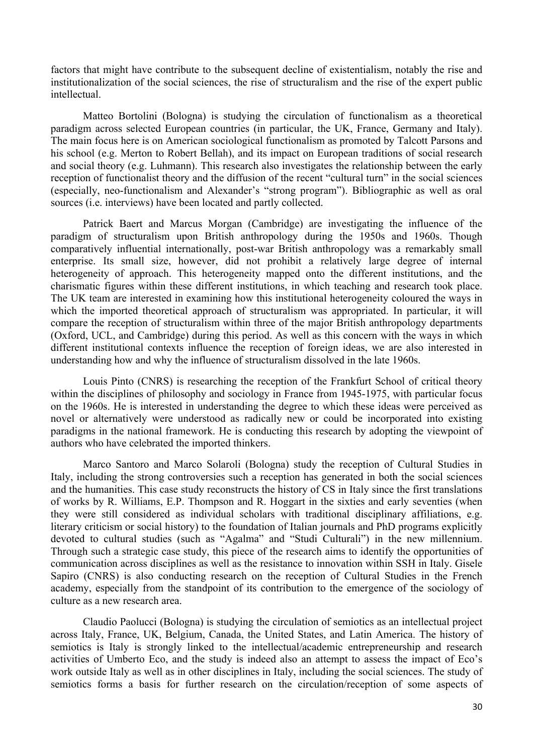factors that might have contribute to the subsequent decline of existentialism, notably the rise and institutionalization of the social sciences, the rise of structuralism and the rise of the expert public intellectual.

Matteo Bortolini (Bologna) is studying the circulation of functionalism as a theoretical paradigm across selected European countries (in particular, the UK, France, Germany and Italy). The main focus here is on American sociological functionalism as promoted by Talcott Parsons and his school (e.g. Merton to Robert Bellah), and its impact on European traditions of social research and social theory (e.g. Luhmann). This research also investigates the relationship between the early reception of functionalist theory and the diffusion of the recent "cultural turn" in the social sciences (especially, neo-functionalism and Alexander's "strong program"). Bibliographic as well as oral sources (i.e. interviews) have been located and partly collected.

Patrick Baert and Marcus Morgan (Cambridge) are investigating the influence of the paradigm of structuralism upon British anthropology during the 1950s and 1960s. Though comparatively influential internationally, post-war British anthropology was a remarkably small enterprise. Its small size, however, did not prohibit a relatively large degree of internal heterogeneity of approach. This heterogeneity mapped onto the different institutions, and the charismatic figures within these different institutions, in which teaching and research took place. The UK team are interested in examining how this institutional heterogeneity coloured the ways in which the imported theoretical approach of structuralism was appropriated. In particular, it will compare the reception of structuralism within three of the major British anthropology departments (Oxford, UCL, and Cambridge) during this period. As well as this concern with the ways in which different institutional contexts influence the reception of foreign ideas, we are also interested in understanding how and why the influence of structuralism dissolved in the late 1960s.

Louis Pinto (CNRS) is researching the reception of the Frankfurt School of critical theory within the disciplines of philosophy and sociology in France from 1945-1975, with particular focus on the 1960s. He is interested in understanding the degree to which these ideas were perceived as novel or alternatively were understood as radically new or could be incorporated into existing paradigms in the national framework. He is conducting this research by adopting the viewpoint of authors who have celebrated the imported thinkers.

Marco Santoro and Marco Solaroli (Bologna) study the reception of Cultural Studies in Italy, including the strong controversies such a reception has generated in both the social sciences and the humanities. This case study reconstructs the history of CS in Italy since the first translations of works by R. Williams, E.P. Thompson and R. Hoggart in the sixties and early seventies (when they were still considered as individual scholars with traditional disciplinary affiliations, e.g. literary criticism or social history) to the foundation of Italian journals and PhD programs explicitly devoted to cultural studies (such as "Agalma" and "Studi Culturali") in the new millennium. Through such a strategic case study, this piece of the research aims to identify the opportunities of communication across disciplines as well as the resistance to innovation within SSH in Italy. Gisele Sapiro (CNRS) is also conducting research on the reception of Cultural Studies in the French academy, especially from the standpoint of its contribution to the emergence of the sociology of culture as a new research area.

Claudio Paolucci (Bologna) is studying the circulation of semiotics as an intellectual project across Italy, France, UK, Belgium, Canada, the United States, and Latin America. The history of semiotics is Italy is strongly linked to the intellectual/academic entrepreneurship and research activities of Umberto Eco, and the study is indeed also an attempt to assess the impact of Eco's work outside Italy as well as in other disciplines in Italy, including the social sciences. The study of semiotics forms a basis for further research on the circulation/reception of some aspects of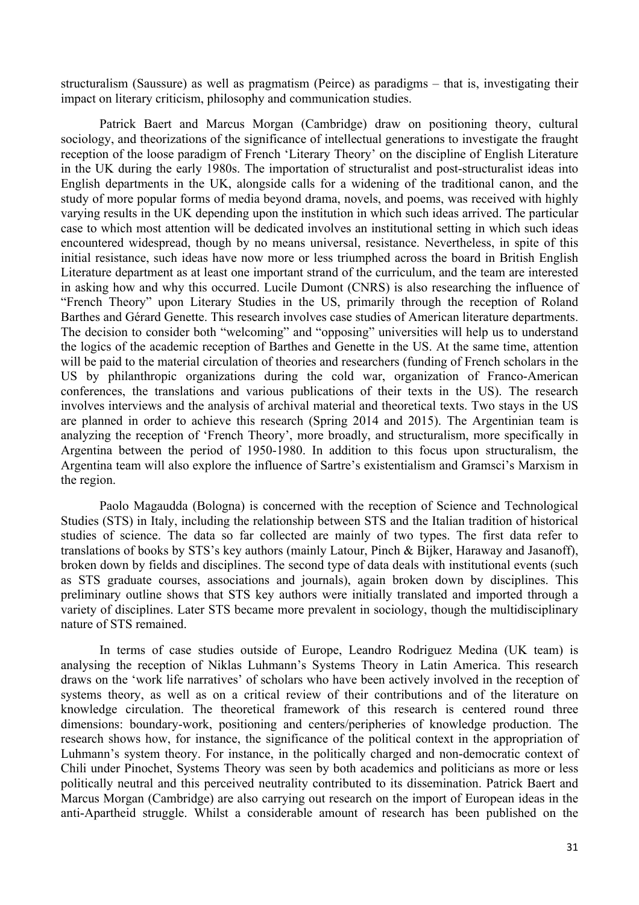structuralism (Saussure) as well as pragmatism (Peirce) as paradigms – that is, investigating their impact on literary criticism, philosophy and communication studies.

Patrick Baert and Marcus Morgan (Cambridge) draw on positioning theory, cultural sociology, and theorizations of the significance of intellectual generations to investigate the fraught reception of the loose paradigm of French 'Literary Theory' on the discipline of English Literature in the UK during the early 1980s. The importation of structuralist and post-structuralist ideas into English departments in the UK, alongside calls for a widening of the traditional canon, and the study of more popular forms of media beyond drama, novels, and poems, was received with highly varying results in the UK depending upon the institution in which such ideas arrived. The particular case to which most attention will be dedicated involves an institutional setting in which such ideas encountered widespread, though by no means universal, resistance. Nevertheless, in spite of this initial resistance, such ideas have now more or less triumphed across the board in British English Literature department as at least one important strand of the curriculum, and the team are interested in asking how and why this occurred. Lucile Dumont (CNRS) is also researching the influence of "French Theory" upon Literary Studies in the US, primarily through the reception of Roland Barthes and Gérard Genette. This research involves case studies of American literature departments. The decision to consider both "welcoming" and "opposing" universities will help us to understand the logics of the academic reception of Barthes and Genette in the US. At the same time, attention will be paid to the material circulation of theories and researchers (funding of French scholars in the US by philanthropic organizations during the cold war, organization of Franco-American conferences, the translations and various publications of their texts in the US). The research involves interviews and the analysis of archival material and theoretical texts. Two stays in the US are planned in order to achieve this research (Spring 2014 and 2015). The Argentinian team is analyzing the reception of 'French Theory', more broadly, and structuralism, more specifically in Argentina between the period of 1950-1980. In addition to this focus upon structuralism, the Argentina team will also explore the influence of Sartre's existentialism and Gramsci's Marxism in the region.

Paolo Magaudda (Bologna) is concerned with the reception of Science and Technological Studies (STS) in Italy, including the relationship between STS and the Italian tradition of historical studies of science. The data so far collected are mainly of two types. The first data refer to translations of books by STS's key authors (mainly Latour, Pinch & Bijker, Haraway and Jasanoff), broken down by fields and disciplines. The second type of data deals with institutional events (such as STS graduate courses, associations and journals), again broken down by disciplines. This preliminary outline shows that STS key authors were initially translated and imported through a variety of disciplines. Later STS became more prevalent in sociology, though the multidisciplinary nature of STS remained.

In terms of case studies outside of Europe, Leandro Rodriguez Medina (UK team) is analysing the reception of Niklas Luhmann's Systems Theory in Latin America. This research draws on the 'work life narratives' of scholars who have been actively involved in the reception of systems theory, as well as on a critical review of their contributions and of the literature on knowledge circulation. The theoretical framework of this research is centered round three dimensions: boundary-work, positioning and centers/peripheries of knowledge production. The research shows how, for instance, the significance of the political context in the appropriation of Luhmann's system theory. For instance, in the politically charged and non-democratic context of Chili under Pinochet, Systems Theory was seen by both academics and politicians as more or less politically neutral and this perceived neutrality contributed to its dissemination. Patrick Baert and Marcus Morgan (Cambridge) are also carrying out research on the import of European ideas in the anti-Apartheid struggle. Whilst a considerable amount of research has been published on the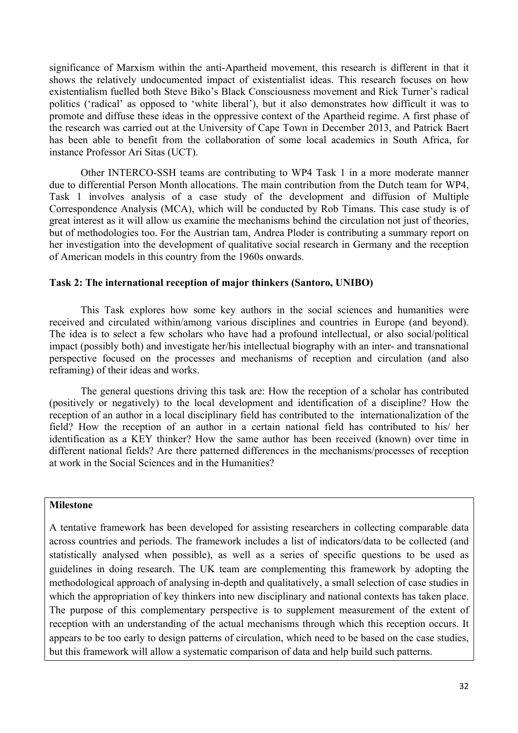significance of Marxism within the anti-Apartheid movement, this research is different in that it shows the relatively undocumented impact of existentialist ideas. This research focuses on how existentialism fuelled both Steve Biko's Black Consciousness movement and Rick Turner's radical politics ('radical' as opposed to 'white liberal'), but it also demonstrates how difficult it was to promote and diffuse these ideas in the oppressive context of the Apartheid regime. A first phase of the research was carried out at the University of Cape Town in December 2013, and Patrick Baert has been able to benefit from the collaboration of some local academics in South Africa, for instance Professor Ari Sitas (UCT).

Other INTERCO-SSH teams are contributing to WP4 Task 1 in a more moderate manner due to differential Person Month allocations. The main contribution from the Dutch team for WP4, Task 1 involves analysis of a case study of the development and diffusion of Multiple Correspondence Analysis (MCA), which will be conducted by Rob Timans. This case study is of great interest as it will allow us examine the mechanisms behind the circulation not just of theories, but of methodologies too. For the Austrian tam, Andrea Ploder is contributing a summary report on her investigation into the development of qualitative social research in Germany and the reception of American models in this country from the 1960s onwards.

**Task 2: The international reception of major thinkers (Santoro, UNIBO)**

This Task explores how some key authors in the social sciences and humanities were received and circulated within/among various disciplines and countries in Europe (and beyond). The idea is to select a few scholars who have had a profound intellectual, or also social/political impact (possibly both) and investigate her/his intellectual biography with an inter- and transnational perspective focused on the processes and mechanisms of reception and circulation (and also reframing) of their ideas and works.

The general questions driving this task are: How the reception of a scholar has contributed (positively or negatively) to the local development and identification of a discipline? How the reception of an author in a local disciplinary field has contributed to the internationalization of the field? How the reception of an author in a certain national field has contributed to his/ her identification as a KEY thinker? How the same author has been received (known) over time in different national fields? Are there patterned differences in the mechanisms/processes of reception at work in the Social Sciences and in the Humanities?

**Milestone**

A tentative framework has been developed for assisting researchers in collecting comparable data across countries and periods. The framework includes a list of indicators/data to be collected (and statistically analysed when possible), as well as a series of specific questions to be used as guidelines in doing research. The UK team are complementing this framework by adopting the methodological approach of analysing in-depth and qualitatively, a small selection of case studies in which the appropriation of key thinkers into new disciplinary and national contexts has taken place. The purpose of this complementary perspective is to supplement measurement of the extent of reception with an understanding of the actual mechanisms through which this reception occurs. It appears to be too early to design patterns of circulation, which need to be based on the case studies, but this framework will allow a systematic comparison of data and help build such patterns.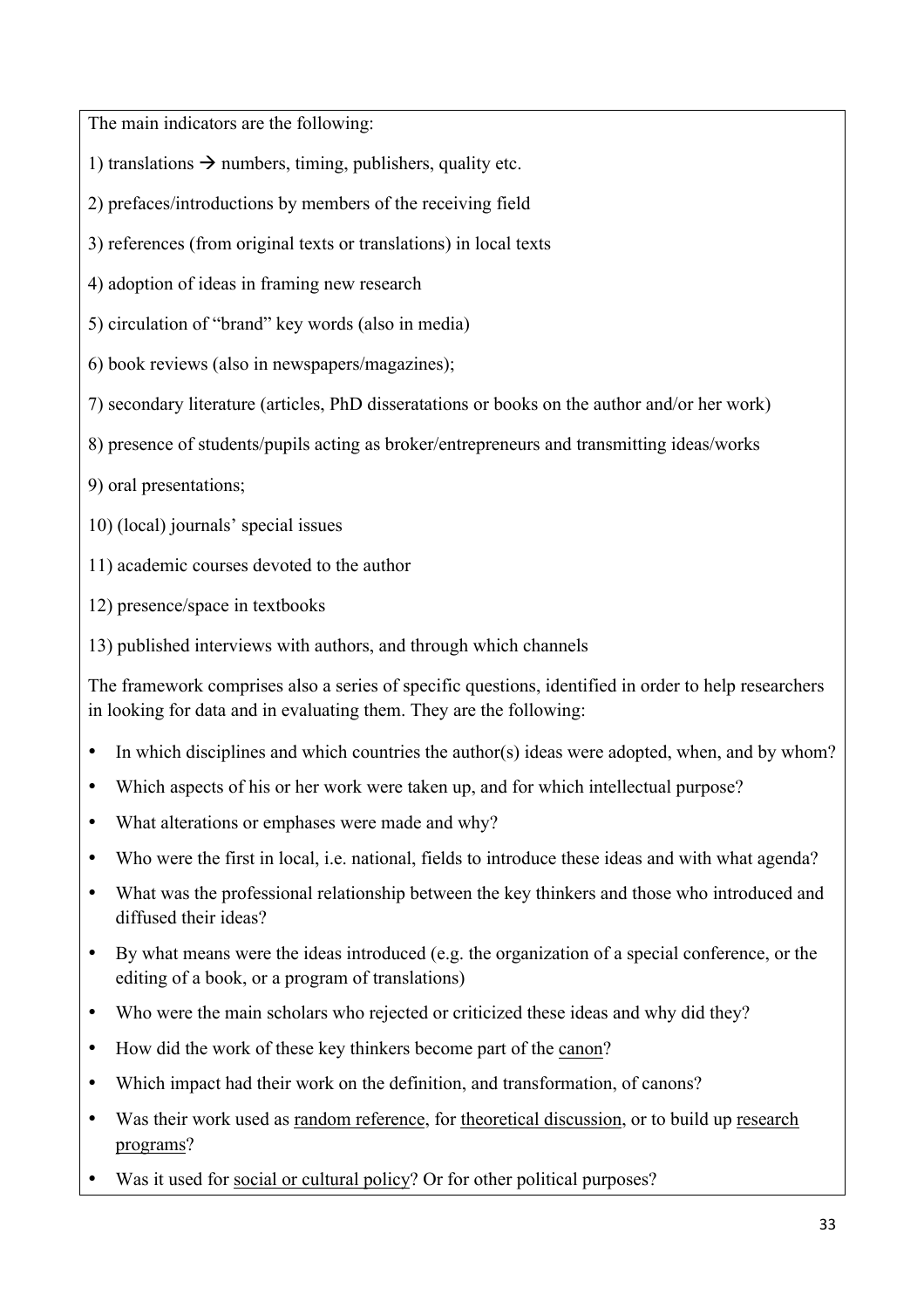The main indicators are the following:

1) translations → numbers, timing, publishers, quality etc.

2) prefaces/introductions by members of the receiving field

3) references (from original texts or translations) in local texts

4) adoption of ideas in framing new research

5) circulation of "brand" key words (also in media)

6) book reviews (also in newspapers/magazines);

7) secondary literature (articles, PhD disseratations or books on the author and/or her work)

8) presence of students/pupils acting as broker/entrepreneurs and transmitting ideas/works

9) oral presentations;

10) (local) journals' special issues

11) academic courses devoted to the author

12) presence/space in textbooks

13) published interviews with authors, and through which channels

The framework comprises also a series of specific questions, identified in order to help researchers in looking for data and in evaluating them. They are the following:

- In which disciplines and which countries the author(s) ideas were adopted, when, and by whom?
- Which aspects of his or her work were taken up, and for which intellectual purpose?
- What alterations or emphases were made and why?
- Who were the first in local, i.e. national, fields to introduce these ideas and with what agenda?
- What was the professional relationship between the key thinkers and those who introduced and diffused their ideas?
- By what means were the ideas introduced (e.g. the organization of a special conference, or the editing of a book, or a program of translations)
- Who were the main scholars who rejected or criticized these ideas and why did they?
- How did the work of these key thinkers become part of the canon?
- Which impact had their work on the definition, and transformation, of canons?
- Was their work used as random reference, for theoretical discussion, or to build up research programs?
- Was it used for social or cultural policy? Or for other political purposes?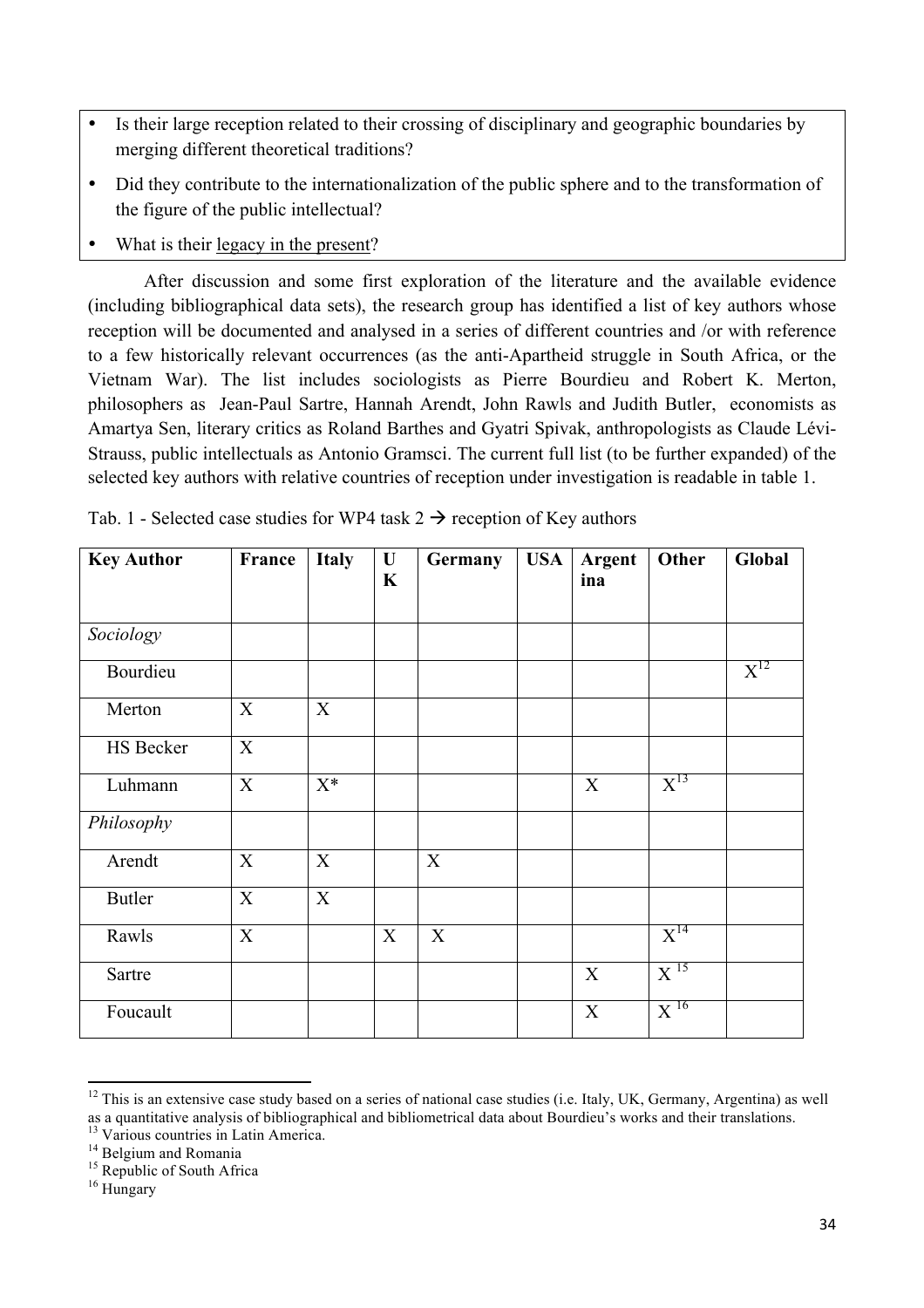- Is their large reception related to their crossing of disciplinary and geographic boundaries by merging different theoretical traditions?
- Did they contribute to the internationalization of the public sphere and to the transformation of the figure of the public intellectual?
- What is their legacy in the present?

After discussion and some first exploration of the literature and the available evidence (including bibliographical data sets), the research group has identified a list of key authors whose reception will be documented and analysed in a series of different countries and /or with reference to a few historically relevant occurrences (as the anti-Apartheid struggle in South Africa, or the Vietnam War). The list includes sociologists as Pierre Bourdieu and Robert K. Merton, philosophers as Jean-Paul Sartre, Hannah Arendt, John Rawls and Judith Butler, economists as Amartya Sen, literary critics as Roland Barthes and Gyatri Spivak, anthropologists as Claude Lévi-Strauss, public intellectuals as Antonio Gramsci. The current full list (to be further expanded) of the selected key authors with relative countries of reception under investigation is readable in table 1.

Tab. 1 - Selected case studies for WP4 task 2 → reception of Key authors

| Key Author | France | Italy | UK | Germany | USA | Argentina | Other | Global |
|---|---|---|---|---|---|---|---|---|
| *Sociology* | | | | | | | | |
| Bourdieu | | | | | | | | X[12] |
| Merton | X | X | | | | | | |
| HS Becker | X | | | | | | | |
| Luhmann | X | X* | | | | X | X[13] | |
| *Philosophy* | | | | | | | | |
| Arendt | X | X | | X | | | | |
| Butler | X | X | | | | | | |
| Rawls | X | | X | X | | | X[14] | |
| Sartre | | | | | | X | X[15] | |
| Foucault | | | | | | X | X[16] | |

[12] This is an extensive case study based on a series of national case studies (i.e. Italy, UK, Germany, Argentina) as well as a quantitative analysis of bibliographical and bibliometrical data about Bourdieu's works and their translations.

[13] Various countries in Latin America.

[14] Belgium and Romania

[15] Republic of South Africa

[16] Hungary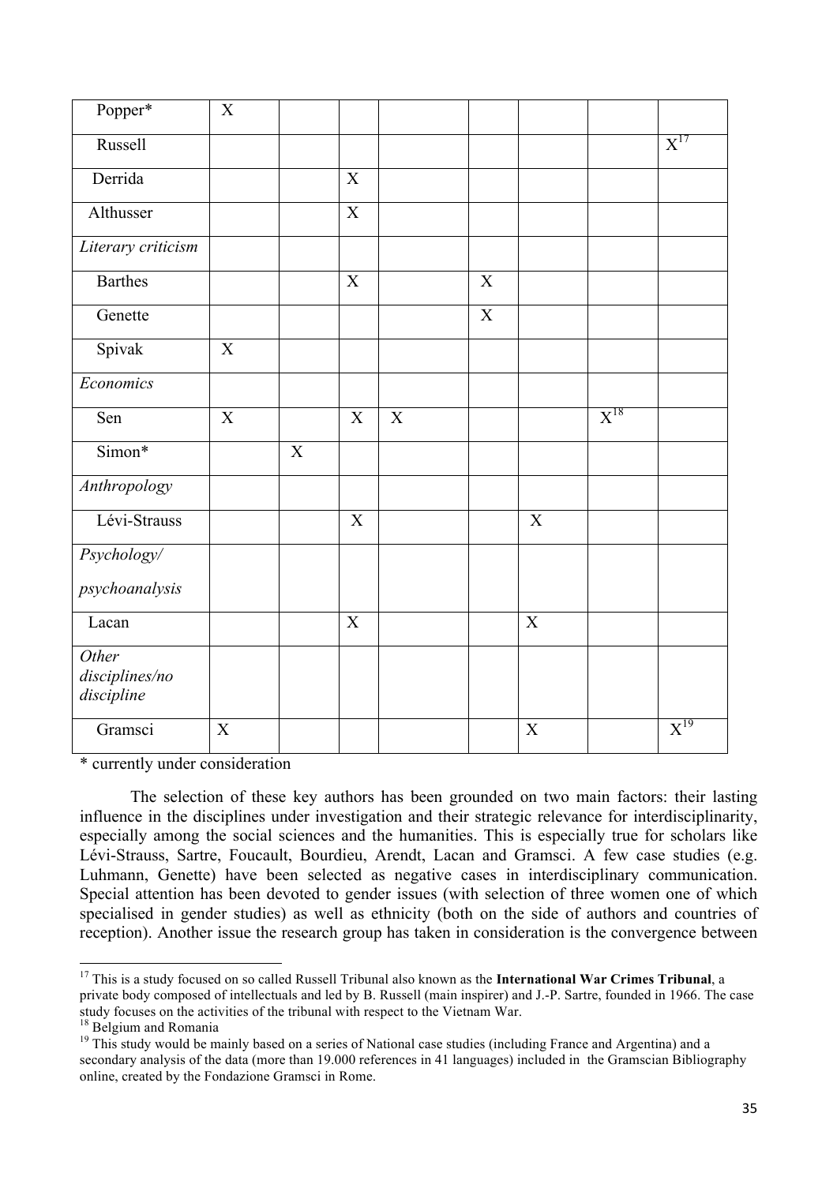| | | | | | | | | |
|---|---|---|---|---|---|---|---|---|
| Popper* | X | | | | | | | |
| Russell | | | | | | | | X[17] |
| Derrida | | | X | | | | | |
| Althusser | | | X | | | | | |
| *Literary criticism* | | | | | | | | |
| Barthes | | | X | | X | | | |
| Genette | | | | | X | | | |
| Spivak | X | | | | | | | |
| *Economics* | | | | | | | | |
| Sen | X | | X | X | | | X[18] | |
| Simon* | | X | | | | | | |
| *Anthropology* | | | | | | | | |
| Lévi-Strauss | | | X | | | X | | |
| *Psychology/ psychoanalysis* | | | | | | | | |
| Lacan | | | X | | | X | | |
| *Other disciplines/no discipline* | | | | | | | | |
| Gramsci | X | | | | | X | | X[19] |

\* currently under consideration

The selection of these key authors has been grounded on two main factors: their lasting influence in the disciplines under investigation and their strategic relevance for interdisciplinarity, especially among the social sciences and the humanities. This is especially true for scholars like Lévi-Strauss, Sartre, Foucault, Bourdieu, Arendt, Lacan and Gramsci. A few case studies (e.g. Luhmann, Genette) have been selected as negative cases in interdisciplinary communication. Special attention has been devoted to gender issues (with selection of three women one of which specialised in gender studies) as well as ethnicity (both on the side of authors and countries of reception). Another issue the research group has taken in consideration is the convergence between

[17] This is a study focused on so called Russell Tribunal also known as the **International War Crimes Tribunal**, a private body composed of intellectuals and led by B. Russell (main inspirer) and J.-P. Sartre, founded in 1966. The case study focuses on the activities of the tribunal with respect to the Vietnam War.

[18] Belgium and Romania

[19] This study would be mainly based on a series of National case studies (including France and Argentina) and a secondary analysis of the data (more than 19.000 references in 41 languages) included in the Gramscian Bibliography online, created by the Fondazione Gramsci in Rome.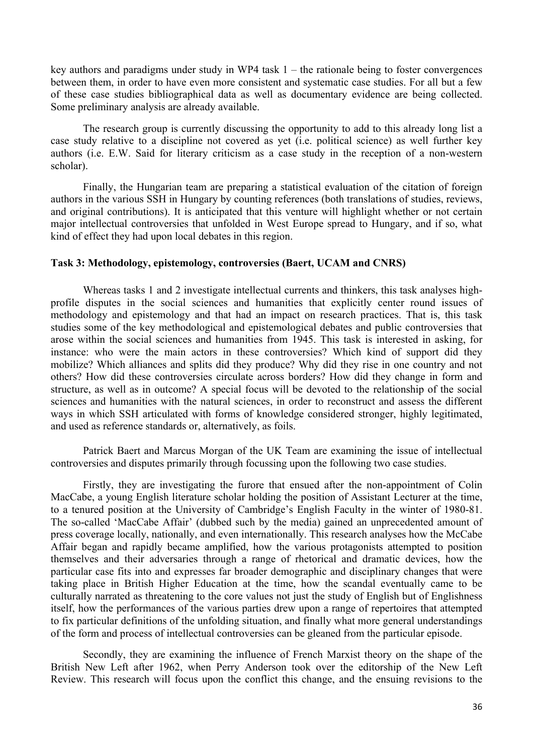key authors and paradigms under study in WP4 task 1 – the rationale being to foster convergences between them, in order to have even more consistent and systematic case studies. For all but a few of these case studies bibliographical data as well as documentary evidence are being collected. Some preliminary analysis are already available.

The research group is currently discussing the opportunity to add to this already long list a case study relative to a discipline not covered as yet (i.e. political science) as well further key authors (i.e. E.W. Said for literary criticism as a case study in the reception of a non-western scholar).

Finally, the Hungarian team are preparing a statistical evaluation of the citation of foreign authors in the various SSH in Hungary by counting references (both translations of studies, reviews, and original contributions). It is anticipated that this venture will highlight whether or not certain major intellectual controversies that unfolded in West Europe spread to Hungary, and if so, what kind of effect they had upon local debates in this region.

**Task 3: Methodology, epistemology, controversies (Baert, UCAM and CNRS)**

Whereas tasks 1 and 2 investigate intellectual currents and thinkers, this task analyses high-profile disputes in the social sciences and humanities that explicitly center round issues of methodology and epistemology and that had an impact on research practices. That is, this task studies some of the key methodological and epistemological debates and public controversies that arose within the social sciences and humanities from 1945. This task is interested in asking, for instance: who were the main actors in these controversies? Which kind of support did they mobilize? Which alliances and splits did they produce? Why did they rise in one country and not others? How did these controversies circulate across borders? How did they change in form and structure, as well as in outcome? A special focus will be devoted to the relationship of the social sciences and humanities with the natural sciences, in order to reconstruct and assess the different ways in which SSH articulated with forms of knowledge considered stronger, highly legitimated, and used as reference standards or, alternatively, as foils.

Patrick Baert and Marcus Morgan of the UK Team are examining the issue of intellectual controversies and disputes primarily through focussing upon the following two case studies.

Firstly, they are investigating the furore that ensued after the non-appointment of Colin MacCabe, a young English literature scholar holding the position of Assistant Lecturer at the time, to a tenured position at the University of Cambridge's English Faculty in the winter of 1980-81. The so-called 'MacCabe Affair' (dubbed such by the media) gained an unprecedented amount of press coverage locally, nationally, and even internationally. This research analyses how the McCabe Affair began and rapidly became amplified, how the various protagonists attempted to position themselves and their adversaries through a range of rhetorical and dramatic devices, how the particular case fits into and expresses far broader demographic and disciplinary changes that were taking place in British Higher Education at the time, how the scandal eventually came to be culturally narrated as threatening to the core values not just the study of English but of Englishness itself, how the performances of the various parties drew upon a range of repertoires that attempted to fix particular definitions of the unfolding situation, and finally what more general understandings of the form and process of intellectual controversies can be gleaned from the particular episode.

Secondly, they are examining the influence of French Marxist theory on the shape of the British New Left after 1962, when Perry Anderson took over the editorship of the New Left Review. This research will focus upon the conflict this change, and the ensuing revisions to the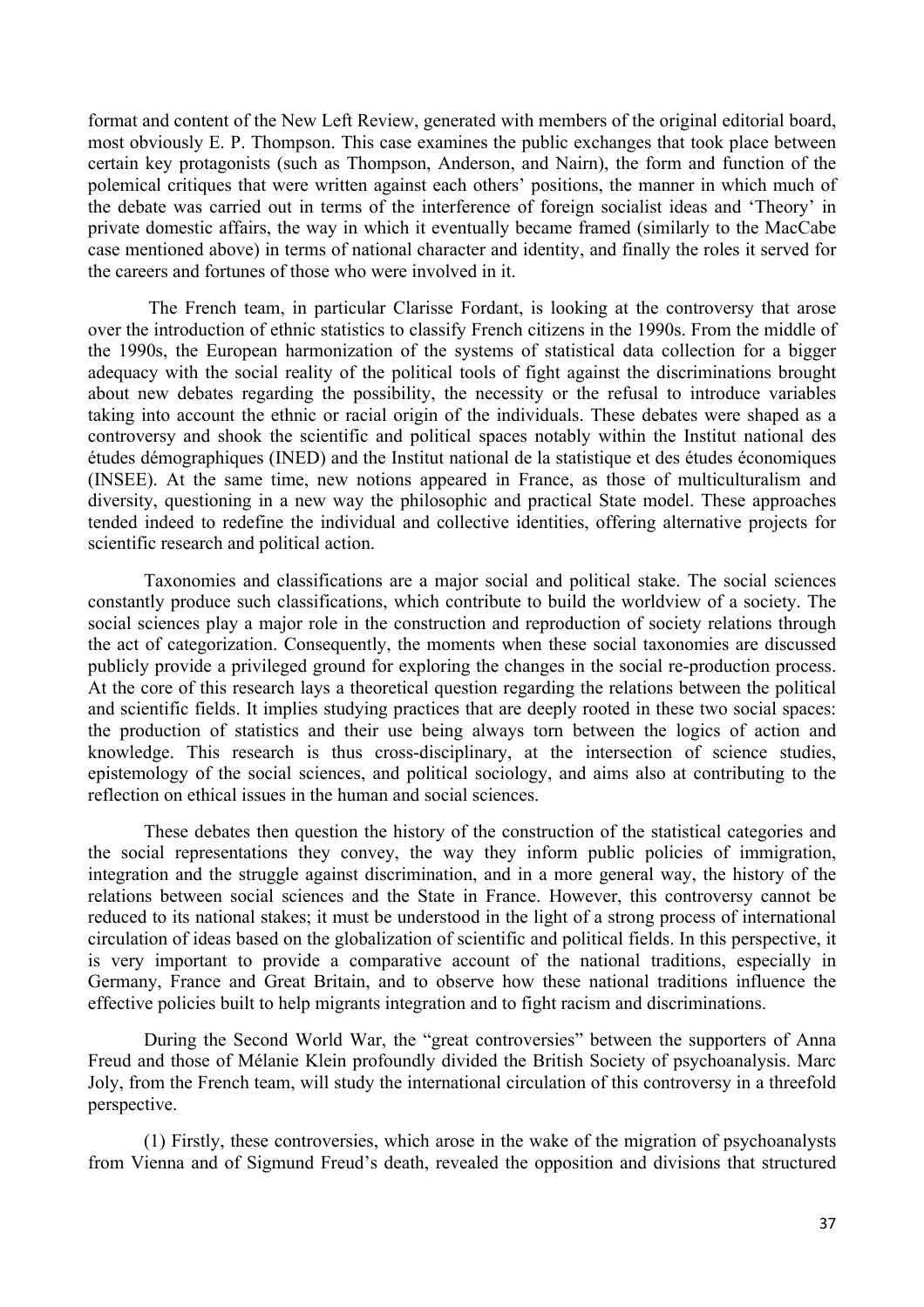format and content of the New Left Review, generated with members of the original editorial board, most obviously E. P. Thompson. This case examines the public exchanges that took place between certain key protagonists (such as Thompson, Anderson, and Nairn), the form and function of the polemical critiques that were written against each others' positions, the manner in which much of the debate was carried out in terms of the interference of foreign socialist ideas and 'Theory' in private domestic affairs, the way in which it eventually became framed (similarly to the MacCabe case mentioned above) in terms of national character and identity, and finally the roles it served for the careers and fortunes of those who were involved in it.

The French team, in particular Clarisse Fordant, is looking at the controversy that arose over the introduction of ethnic statistics to classify French citizens in the 1990s. From the middle of the 1990s, the European harmonization of the systems of statistical data collection for a bigger adequacy with the social reality of the political tools of fight against the discriminations brought about new debates regarding the possibility, the necessity or the refusal to introduce variables taking into account the ethnic or racial origin of the individuals. These debates were shaped as a controversy and shook the scientific and political spaces notably within the Institut national des études démographiques (INED) and the Institut national de la statistique et des études économiques (INSEE). At the same time, new notions appeared in France, as those of multiculturalism and diversity, questioning in a new way the philosophic and practical State model. These approaches tended indeed to redefine the individual and collective identities, offering alternative projects for scientific research and political action.

Taxonomies and classifications are a major social and political stake. The social sciences constantly produce such classifications, which contribute to build the worldview of a society. The social sciences play a major role in the construction and reproduction of society relations through the act of categorization. Consequently, the moments when these social taxonomies are discussed publicly provide a privileged ground for exploring the changes in the social re-production process. At the core of this research lays a theoretical question regarding the relations between the political and scientific fields. It implies studying practices that are deeply rooted in these two social spaces: the production of statistics and their use being always torn between the logics of action and knowledge. This research is thus cross-disciplinary, at the intersection of science studies, epistemology of the social sciences, and political sociology, and aims also at contributing to the reflection on ethical issues in the human and social sciences.

These debates then question the history of the construction of the statistical categories and the social representations they convey, the way they inform public policies of immigration, integration and the struggle against discrimination, and in a more general way, the history of the relations between social sciences and the State in France. However, this controversy cannot be reduced to its national stakes; it must be understood in the light of a strong process of international circulation of ideas based on the globalization of scientific and political fields. In this perspective, it is very important to provide a comparative account of the national traditions, especially in Germany, France and Great Britain, and to observe how these national traditions influence the effective policies built to help migrants integration and to fight racism and discriminations.

During the Second World War, the "great controversies" between the supporters of Anna Freud and those of Mélanie Klein profoundly divided the British Society of psychoanalysis. Marc Joly, from the French team, will study the international circulation of this controversy in a threefold perspective.

(1) Firstly, these controversies, which arose in the wake of the migration of psychoanalysts from Vienna and of Sigmund Freud's death, revealed the opposition and divisions that structured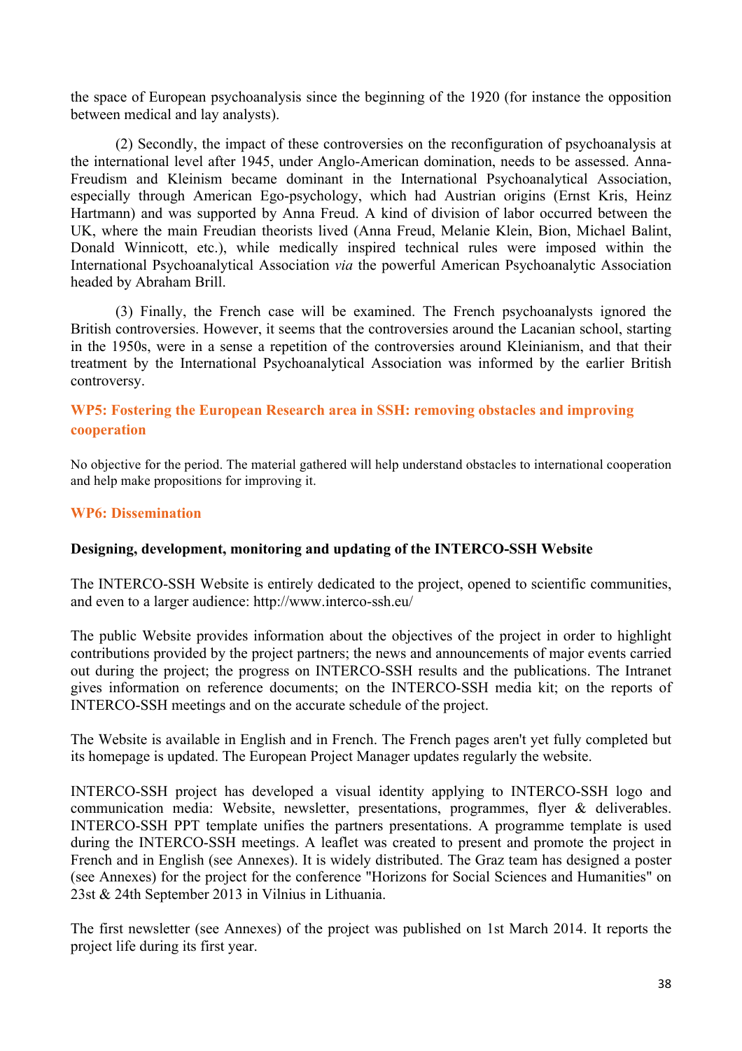the space of European psychoanalysis since the beginning of the 1920 (for instance the opposition between medical and lay analysts).

(2) Secondly, the impact of these controversies on the reconfiguration of psychoanalysis at the international level after 1945, under Anglo-American domination, needs to be assessed. Anna-Freudism and Kleinism became dominant in the International Psychoanalytical Association, especially through American Ego-psychology, which had Austrian origins (Ernst Kris, Heinz Hartmann) and was supported by Anna Freud. A kind of division of labor occurred between the UK, where the main Freudian theorists lived (Anna Freud, Melanie Klein, Bion, Michael Balint, Donald Winnicott, etc.), while medically inspired technical rules were imposed within the International Psychoanalytical Association *via* the powerful American Psychoanalytic Association headed by Abraham Brill.

(3) Finally, the French case will be examined. The French psychoanalysts ignored the British controversies. However, it seems that the controversies around the Lacanian school, starting in the 1950s, were in a sense a repetition of the controversies around Kleinianism, and that their treatment by the International Psychoanalytical Association was informed by the earlier British controversy.

## WP5: Fostering the European Research area in SSH: removing obstacles and improving cooperation

No objective for the period. The material gathered will help understand obstacles to international cooperation and help make propositions for improving it.

## WP6: Dissemination

**Designing, development, monitoring and updating of the INTERCO-SSH Website**

The INTERCO-SSH Website is entirely dedicated to the project, opened to scientific communities, and even to a larger audience: http://www.interco-ssh.eu/

The public Website provides information about the objectives of the project in order to highlight contributions provided by the project partners; the news and announcements of major events carried out during the project; the progress on INTERCO-SSH results and the publications. The Intranet gives information on reference documents; on the INTERCO-SSH media kit; on the reports of INTERCO-SSH meetings and on the accurate schedule of the project.

The Website is available in English and in French. The French pages aren't yet fully completed but its homepage is updated. The European Project Manager updates regularly the website.

INTERCO-SSH project has developed a visual identity applying to INTERCO-SSH logo and communication media: Website, newsletter, presentations, programmes, flyer & deliverables. INTERCO-SSH PPT template unifies the partners presentations. A programme template is used during the INTERCO-SSH meetings. A leaflet was created to present and promote the project in French and in English (see Annexes). It is widely distributed. The Graz team has designed a poster (see Annexes) for the project for the conference "Horizons for Social Sciences and Humanities" on 23st & 24th September 2013 in Vilnius in Lithuania.

The first newsletter (see Annexes) of the project was published on 1st March 2014. It reports the project life during its first year.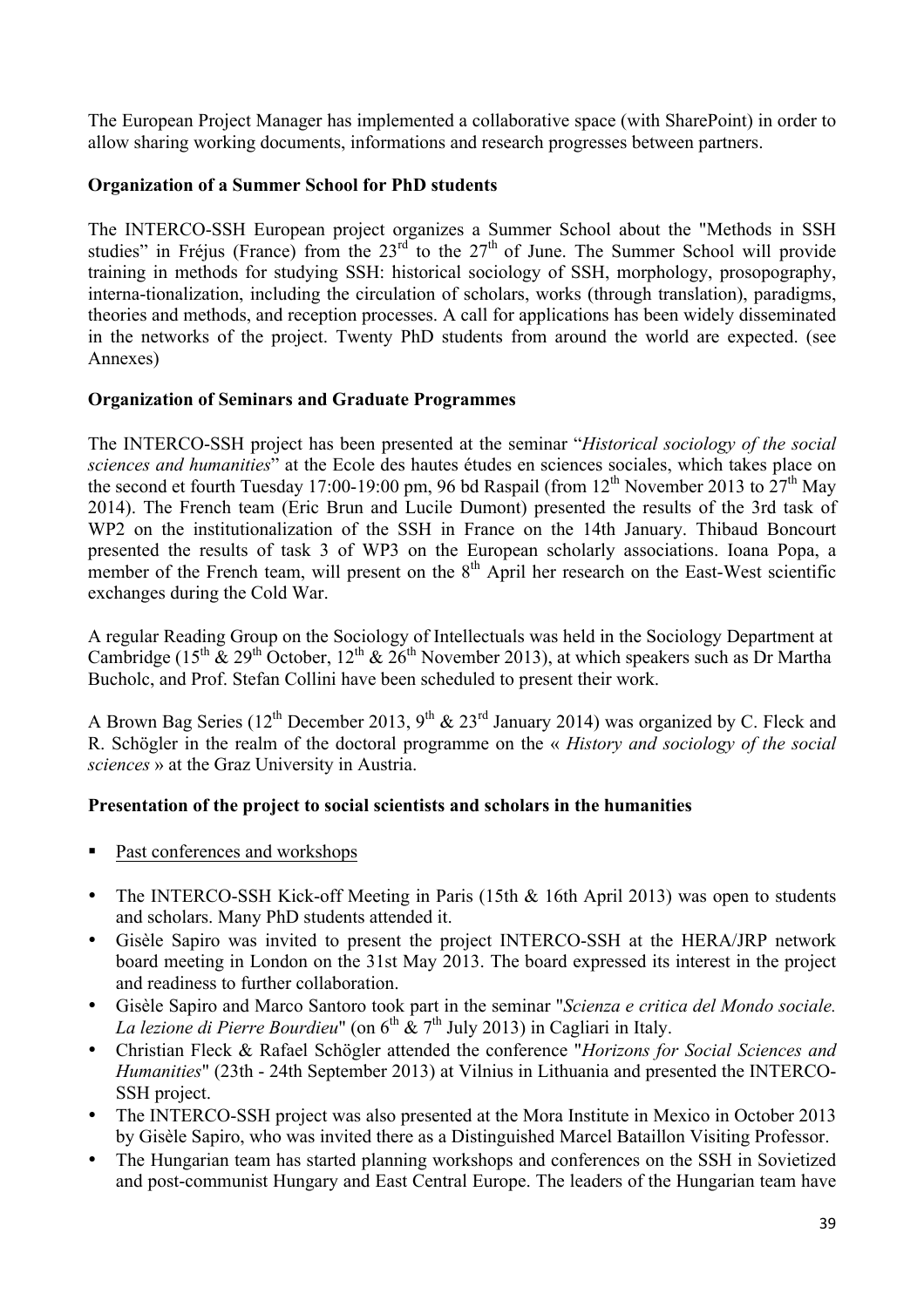The European Project Manager has implemented a collaborative space (with SharePoint) in order to allow sharing working documents, informations and research progresses between partners.

**Organization of a Summer School for PhD students**

The INTERCO-SSH European project organizes a Summer School about the "Methods in SSH studies" in Fréjus (France) from the 23rd to the 27th of June. The Summer School will provide training in methods for studying SSH: historical sociology of SSH, morphology, prosopography, interna-tionalization, including the circulation of scholars, works (through translation), paradigms, theories and methods, and reception processes. A call for applications has been widely disseminated in the networks of the project. Twenty PhD students from around the world are expected. (see Annexes)

**Organization of Seminars and Graduate Programmes**

The INTERCO-SSH project has been presented at the seminar "*Historical sociology of the social sciences and humanities*" at the Ecole des hautes études en sciences sociales, which takes place on the second et fourth Tuesday 17:00-19:00 pm, 96 bd Raspail (from 12th November 2013 to 27th May 2014). The French team (Eric Brun and Lucile Dumont) presented the results of the 3rd task of WP2 on the institutionalization of the SSH in France on the 14th January. Thibaud Boncourt presented the results of task 3 of WP3 on the European scholarly associations. Ioana Popa, a member of the French team, will present on the 8th April her research on the East-West scientific exchanges during the Cold War.

A regular Reading Group on the Sociology of Intellectuals was held in the Sociology Department at Cambridge (15th & 29th October, 12th & 26th November 2013), at which speakers such as Dr Martha Bucholc, and Prof. Stefan Collini have been scheduled to present their work.

A Brown Bag Series (12th December 2013, 9th & 23rd January 2014) was organized by C. Fleck and R. Schögler in the realm of the doctoral programme on the « *History and sociology of the social sciences* » at the Graz University in Austria.

**Presentation of the project to social scientists and scholars in the humanities**

- Past conferences and workshops

- The INTERCO-SSH Kick-off Meeting in Paris (15th & 16th April 2013) was open to students and scholars. Many PhD students attended it.
- Gisèle Sapiro was invited to present the project INTERCO-SSH at the HERA/JRP network board meeting in London on the 31st May 2013. The board expressed its interest in the project and readiness to further collaboration.
- Gisèle Sapiro and Marco Santoro took part in the seminar "*Scienza e critica del Mondo sociale. La lezione di Pierre Bourdieu*" (on 6th & 7th July 2013) in Cagliari in Italy.
- Christian Fleck & Rafael Schögler attended the conference "*Horizons for Social Sciences and Humanities*" (23th - 24th September 2013) at Vilnius in Lithuania and presented the INTERCO-SSH project.
- The INTERCO-SSH project was also presented at the Mora Institute in Mexico in October 2013 by Gisèle Sapiro, who was invited there as a Distinguished Marcel Bataillon Visiting Professor.
- The Hungarian team has started planning workshops and conferences on the SSH in Sovietized and post-communist Hungary and East Central Europe. The leaders of the Hungarian team have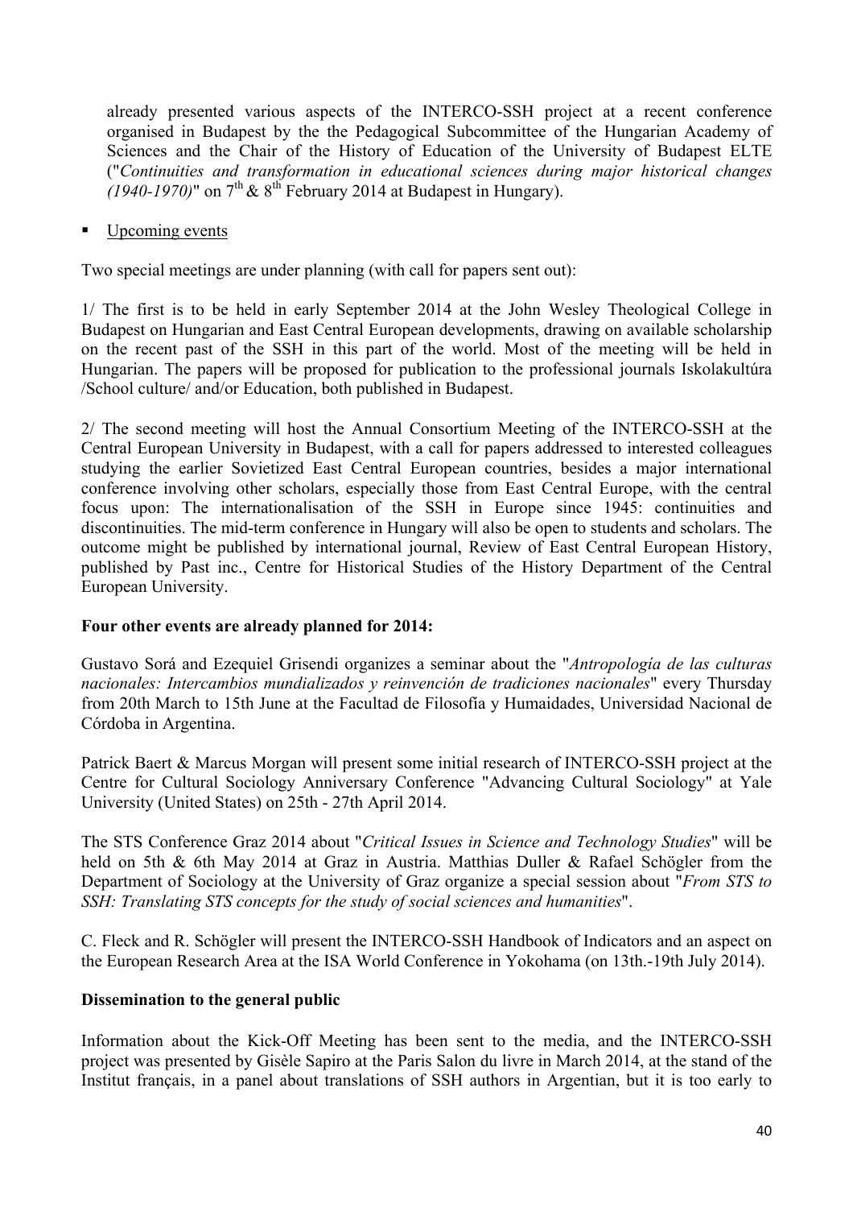already presented various aspects of the INTERCO-SSH project at a recent conference organised in Budapest by the the Pedagogical Subcommittee of the Hungarian Academy of Sciences and the Chair of the History of Education of the University of Budapest ELTE ("*Continuities and transformation in educational sciences during major historical changes (1940-1970)*" on 7th & 8th February 2014 at Budapest in Hungary).

- Upcoming events

Two special meetings are under planning (with call for papers sent out):

1/ The first is to be held in early September 2014 at the John Wesley Theological College in Budapest on Hungarian and East Central European developments, drawing on available scholarship on the recent past of the SSH in this part of the world. Most of the meeting will be held in Hungarian. The papers will be proposed for publication to the professional journals Iskolakultúra /School culture/ and/or Education, both published in Budapest.

2/ The second meeting will host the Annual Consortium Meeting of the INTERCO-SSH at the Central European University in Budapest, with a call for papers addressed to interested colleagues studying the earlier Sovietized East Central European countries, besides a major international conference involving other scholars, especially those from East Central Europe, with the central focus upon: The internationalisation of the SSH in Europe since 1945: continuities and discontinuities. The mid-term conference in Hungary will also be open to students and scholars. The outcome might be published by international journal, Review of East Central European History, published by Past inc., Centre for Historical Studies of the History Department of the Central European University.

**Four other events are already planned for 2014:**

Gustavo Sorá and Ezequiel Grisendi organizes a seminar about the "*Antropología de las culturas nacionales: Intercambios mundializados y reinvención de tradiciones nacionales*" every Thursday from 20th March to 15th June at the Facultad de Filosofía y Humaidades, Universidad Nacional de Córdoba in Argentina.

Patrick Baert & Marcus Morgan will present some initial research of INTERCO-SSH project at the Centre for Cultural Sociology Anniversary Conference "Advancing Cultural Sociology" at Yale University (United States) on 25th - 27th April 2014.

The STS Conference Graz 2014 about "*Critical Issues in Science and Technology Studies*" will be held on 5th & 6th May 2014 at Graz in Austria. Matthias Duller & Rafael Schögler from the Department of Sociology at the University of Graz organize a special session about "*From STS to SSH: Translating STS concepts for the study of social sciences and humanities*".

C. Fleck and R. Schögler will present the INTERCO-SSH Handbook of Indicators and an aspect on the European Research Area at the ISA World Conference in Yokohama (on 13th.-19th July 2014).

**Dissemination to the general public**

Information about the Kick-Off Meeting has been sent to the media, and the INTERCO-SSH project was presented by Gisèle Sapiro at the Paris Salon du livre in March 2014, at the stand of the Institut français, in a panel about translations of SSH authors in Argentian, but it is too early to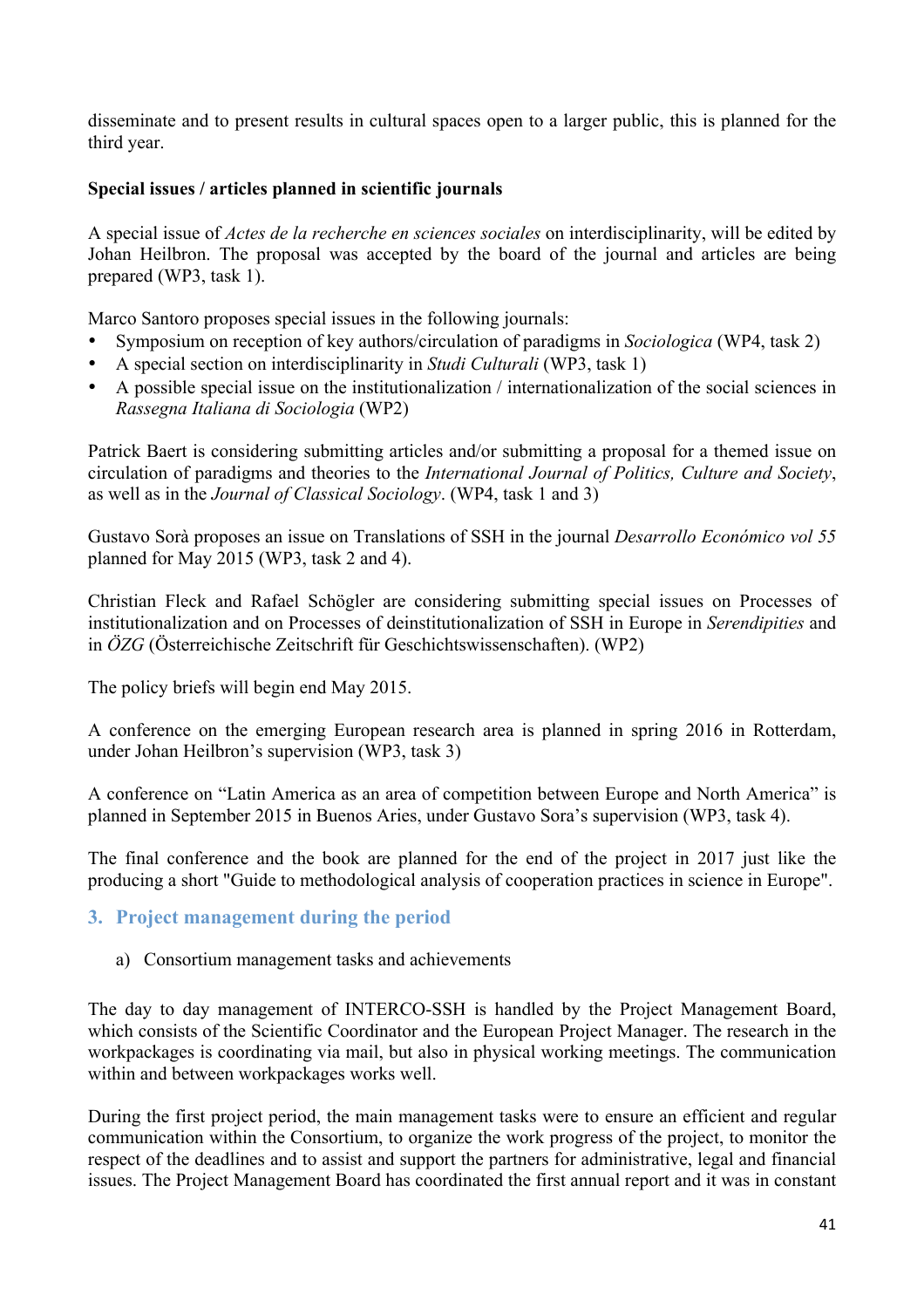disseminate and to present results in cultural spaces open to a larger public, this is planned for the third year.

**Special issues / articles planned in scientific journals**

A special issue of *Actes de la recherche en sciences sociales* on interdisciplinarity, will be edited by Johan Heilbron. The proposal was accepted by the board of the journal and articles are being prepared (WP3, task 1).

Marco Santoro proposes special issues in the following journals:

- Symposium on reception of key authors/circulation of paradigms in *Sociologica* (WP4, task 2)
- A special section on interdisciplinarity in *Studi Culturali* (WP3, task 1)
- A possible special issue on the institutionalization / internationalization of the social sciences in *Rassegna Italiana di Sociologia* (WP2)

Patrick Baert is considering submitting articles and/or submitting a proposal for a themed issue on circulation of paradigms and theories to the *International Journal of Politics, Culture and Society*, as well as in the *Journal of Classical Sociology*. (WP4, task 1 and 3)

Gustavo Sorà proposes an issue on Translations of SSH in the journal *Desarrollo Económico vol 55* planned for May 2015 (WP3, task 2 and 4).

Christian Fleck and Rafael Schögler are considering submitting special issues on Processes of institutionalization and on Processes of deinstitutionalization of SSH in Europe in *Serendipities* and in *ÖZG* (Österreichische Zeitschrift für Geschichtswissenschaften). (WP2)

The policy briefs will begin end May 2015.

A conference on the emerging European research area is planned in spring 2016 in Rotterdam, under Johan Heilbron's supervision (WP3, task 3)

A conference on "Latin America as an area of competition between Europe and North America" is planned in September 2015 in Buenos Aries, under Gustavo Sora's supervision (WP3, task 4).

The final conference and the book are planned for the end of the project in 2017 just like the producing a short "Guide to methodological analysis of cooperation practices in science in Europe".

## 3. Project management during the period

a) Consortium management tasks and achievements

The day to day management of INTERCO-SSH is handled by the Project Management Board, which consists of the Scientific Coordinator and the European Project Manager. The research in the workpackages is coordinating via mail, but also in physical working meetings. The communication within and between workpackages works well.

During the first project period, the main management tasks were to ensure an efficient and regular communication within the Consortium, to organize the work progress of the project, to monitor the respect of the deadlines and to assist and support the partners for administrative, legal and financial issues. The Project Management Board has coordinated the first annual report and it was in constant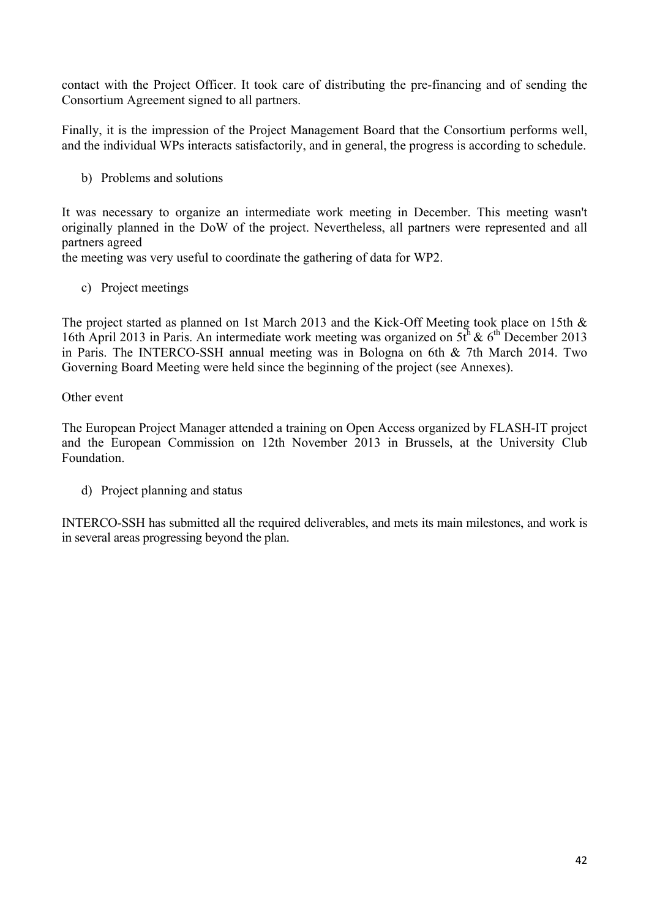contact with the Project Officer. It took care of distributing the pre-financing and of sending the Consortium Agreement signed to all partners.

Finally, it is the impression of the Project Management Board that the Consortium performs well, and the individual WPs interacts satisfactorily, and in general, the progress is according to schedule.

b) Problems and solutions

It was necessary to organize an intermediate work meeting in December. This meeting wasn't originally planned in the DoW of the project. Nevertheless, all partners were represented and all partners agreed
the meeting was very useful to coordinate the gathering of data for WP2.

c) Project meetings

The project started as planned on 1st March 2013 and the Kick-Off Meeting took place on 15th & 16th April 2013 in Paris. An intermediate work meeting was organized on 5th & 6th December 2013 in Paris. The INTERCO-SSH annual meeting was in Bologna on 6th & 7th March 2014. Two Governing Board Meeting were held since the beginning of the project (see Annexes).

Other event

The European Project Manager attended a training on Open Access organized by FLASH-IT project and the European Commission on 12th November 2013 in Brussels, at the University Club Foundation.

d) Project planning and status

INTERCO-SSH has submitted all the required deliverables, and mets its main milestones, and work is in several areas progressing beyond the plan.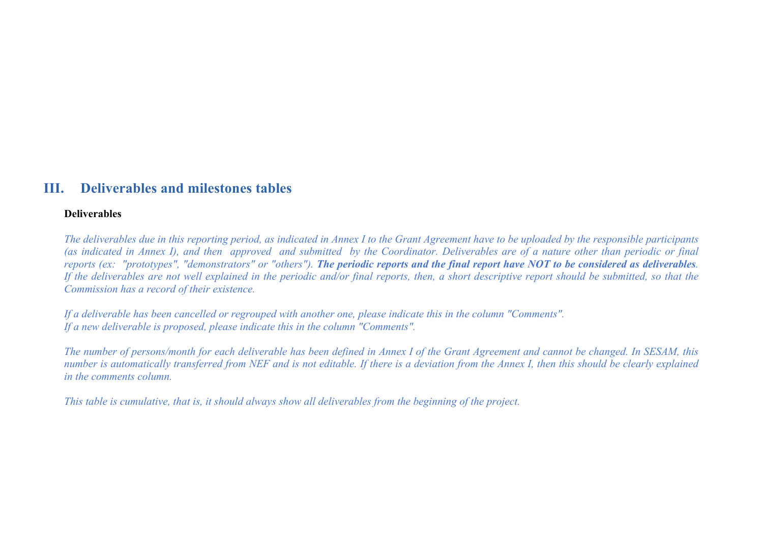# III. Deliverables and milestones tables

**Deliverables**

*The deliverables due in this reporting period, as indicated in Annex I to the Grant Agreement have to be uploaded by the responsible participants (as indicated in Annex I), and then approved and submitted by the Coordinator. Deliverables are of a nature other than periodic or final reports (ex: "prototypes", "demonstrators" or "others"). **The periodic reports and the final report have NOT to be considered as deliverables**. If the deliverables are not well explained in the periodic and/or final reports, then, a short descriptive report should be submitted, so that the Commission has a record of their existence.*

*If a deliverable has been cancelled or regrouped with another one, please indicate this in the column "Comments".*
*If a new deliverable is proposed, please indicate this in the column "Comments".*

*The number of persons/month for each deliverable has been defined in Annex I of the Grant Agreement and cannot be changed. In SESAM, this number is automatically transferred from NEF and is not editable. If there is a deviation from the Annex I, then this should be clearly explained in the comments column.*

*This table is cumulative, that is, it should always show all deliverables from the beginning of the project.*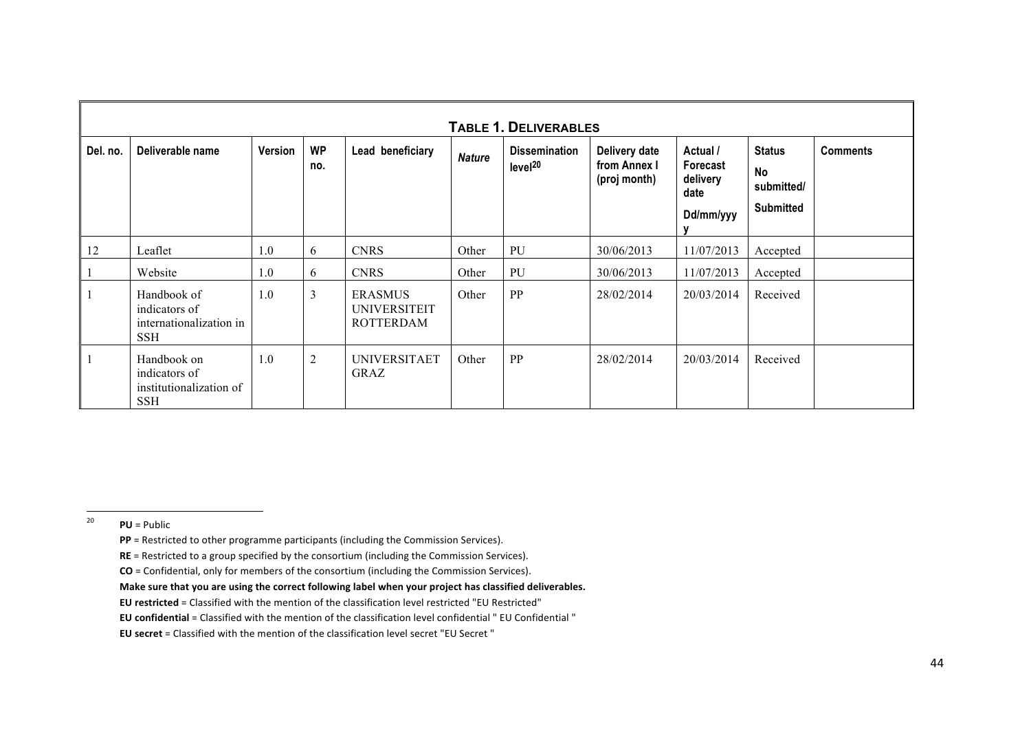**TABLE 1. DELIVERABLES**

| Del. no. | Deliverable name | Version | WP no. | Lead beneficiary | *Nature* | Dissemination level[20] | Delivery date from Annex I (proj month) | Actual / Forecast delivery date Dd/mm/yyyy | Status No submitted/ Submitted | Comments |
|---|---|---|---|---|---|---|---|---|---|---|
| 12 | Leaflet | 1.0 | 6 | CNRS | Other | PU | 30/06/2013 | 11/07/2013 | Accepted | |
| 1 | Website | 1.0 | 6 | CNRS | Other | PU | 30/06/2013 | 11/07/2013 | Accepted | |
| 1 | Handbook of indicators of internationalization in SSH | 1.0 | 3 | ERASMUS UNIVERSITEIT ROTTERDAM | Other | PP | 28/02/2014 | 20/03/2014 | Received | |
| 1 | Handbook on indicators of institutionalization of SSH | 1.0 | 2 | UNIVERSITAET GRAZ | Other | PP | 28/02/2014 | 20/03/2014 | Received | |

[20] **PU** = Public

**PP** = Restricted to other programme participants (including the Commission Services).

**RE** = Restricted to a group specified by the consortium (including the Commission Services).

**CO** = Confidential, only for members of the consortium (including the Commission Services).

**Make sure that you are using the correct following label when your project has classified deliverables.**

**EU restricted** = Classified with the mention of the classification level restricted "EU Restricted"

**EU confidential** = Classified with the mention of the classification level confidential " EU Confidential "

**EU secret** = Classified with the mention of the classification level secret "EU Secret "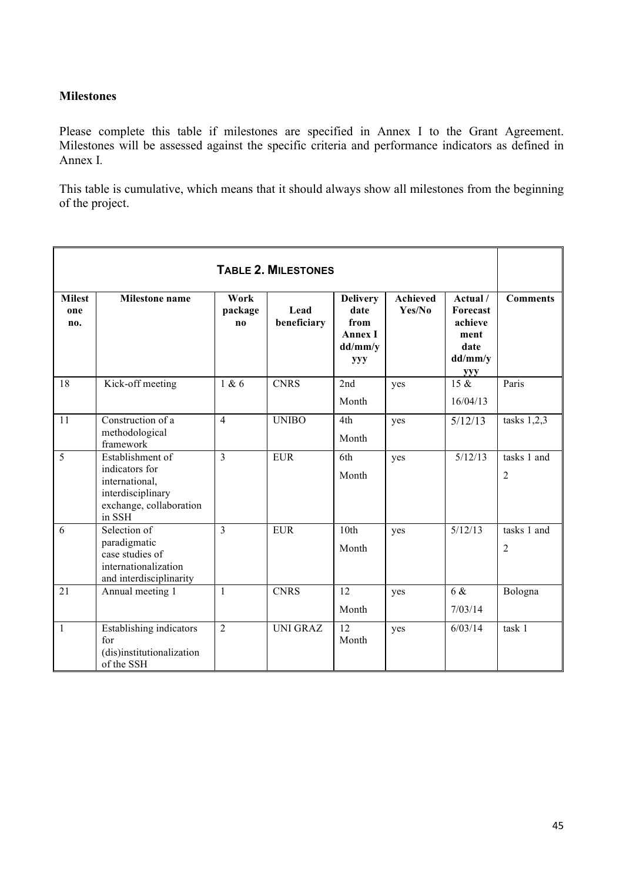**Milestones**

Please complete this table if milestones are specified in Annex I to the Grant Agreement. Milestones will be assessed against the specific criteria and performance indicators as defined in Annex I.

This table is cumulative, which means that it should always show all milestones from the beginning of the project.

**TABLE 2. MILESTONES**

| Milestone no. | Milestone name | Work package no | Lead beneficiary | Delivery date from Annex I dd/mm/yyy | Achieved Yes/No | Actual / Forecast achievement date dd/mm/yyy | Comments |
|---|---|---|---|---|---|---|---|
| 18 | Kick-off meeting | 1 & 6 | CNRS | 2nd Month | yes | 15 & 16/04/13 | Paris |
| 11 | Construction of a methodological framework | 4 | UNIBO | 4th Month | yes | 5/12/13 | tasks 1,2,3 |
| 5 | Establishment of indicators for international, interdisciplinary exchange, collaboration in SSH | 3 | EUR | 6th Month | yes | 5/12/13 | tasks 1 and 2 |
| 6 | Selection of paradigmatic case studies of internationalization and interdisciplinarity | 3 | EUR | 10th Month | yes | 5/12/13 | tasks 1 and 2 |
| 21 | Annual meeting 1 | 1 | CNRS | 12 Month | yes | 6 & 7/03/14 | Bologna |
| 1 | Establishing indicators for (dis)institutionalization of the SSH | 2 | UNI GRAZ | 12 Month | yes | 6/03/14 | task 1 |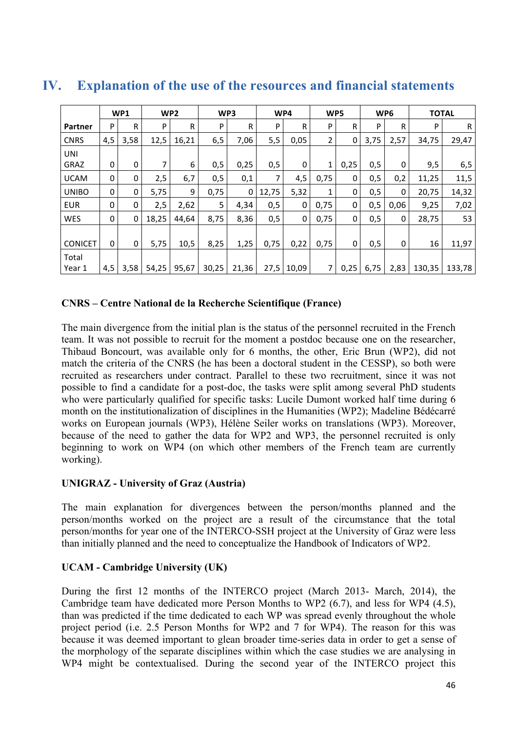## IV. Explanation of the use of the resources and financial statements

| | WP1 | | WP2 | | WP3 | | WP4 | | WP5 | | WP6 | | TOTAL | |
|---|---|---|---|---|---|---|---|---|---|---|---|---|---|---|
| **Partner** | P | R | P | R | P | R | P | R | P | R | P | R | P | R |
| CNRS | 4,5 | 3,58 | 12,5 | 16,21 | 6,5 | 7,06 | 5,5 | 0,05 | 2 | 0 | 3,75 | 2,57 | 34,75 | 29,47 |
| UNI GRAZ | 0 | 0 | 7 | 6 | 0,5 | 0,25 | 0,5 | 0 | 1 | 0,25 | 0,5 | 0 | 9,5 | 6,5 |
| UCAM | 0 | 0 | 2,5 | 6,7 | 0,5 | 0,1 | 7 | 4,5 | 0,75 | 0 | 0,5 | 0,2 | 11,25 | 11,5 |
| UNIBO | 0 | 0 | 5,75 | 9 | 0,75 | 0 | 12,75 | 5,32 | 1 | 0 | 0,5 | 0 | 20,75 | 14,32 |
| EUR | 0 | 0 | 2,5 | 2,62 | 5 | 4,34 | 0,5 | 0 | 0,75 | 0 | 0,5 | 0,06 | 9,25 | 7,02 |
| WES | 0 | 0 | 18,25 | 44,64 | 8,75 | 8,36 | 0,5 | 0 | 0,75 | 0 | 0,5 | 0 | 28,75 | 53 |
| CONICET | 0 | 0 | 5,75 | 10,5 | 8,25 | 1,25 | 0,75 | 0,22 | 0,75 | 0 | 0,5 | 0 | 16 | 11,97 |
| Total Year 1 | 4,5 | 3,58 | 54,25 | 95,67 | 30,25 | 21,36 | 27,5 | 10,09 | 7 | 0,25 | 6,75 | 2,83 | 130,35 | 133,78 |

**CNRS – Centre National de la Recherche Scientifique (France)**

The main divergence from the initial plan is the status of the personnel recruited in the French team. It was not possible to recruit for the moment a postdoc because one on the researcher, Thibaud Boncourt, was available only for 6 months, the other, Eric Brun (WP2), did not match the criteria of the CNRS (he has been a doctoral student in the CESSP), so both were recruited as researchers under contract. Parallel to these two recruitment, since it was not possible to find a candidate for a post-doc, the tasks were split among several PhD students who were particularly qualified for specific tasks: Lucile Dumont worked half time during 6 month on the institutionalization of disciplines in the Humanities (WP2); Madeline Bédécarré works on European journals (WP3), Hélène Seiler works on translations (WP3). Moreover, because of the need to gather the data for WP2 and WP3, the personnel recruited is only beginning to work on WP4 (on which other members of the French team are currently working).

**UNIGRAZ - University of Graz (Austria)**

The main explanation for divergences between the person/months planned and the person/months worked on the project are a result of the circumstance that the total person/months for year one of the INTERCO-SSH project at the University of Graz were less than initially planned and the need to conceptualize the Handbook of Indicators of WP2.

**UCAM - Cambridge University (UK)**

During the first 12 months of the INTERCO project (March 2013- March, 2014), the Cambridge team have dedicated more Person Months to WP2 (6.7), and less for WP4 (4.5), than was predicted if the time dedicated to each WP was spread evenly throughout the whole project period (i.e. 2.5 Person Months for WP2 and 7 for WP4). The reason for this was because it was deemed important to glean broader time-series data in order to get a sense of the morphology of the separate disciplines within which the case studies we are analysing in WP4 might be contextualised. During the second year of the INTERCO project this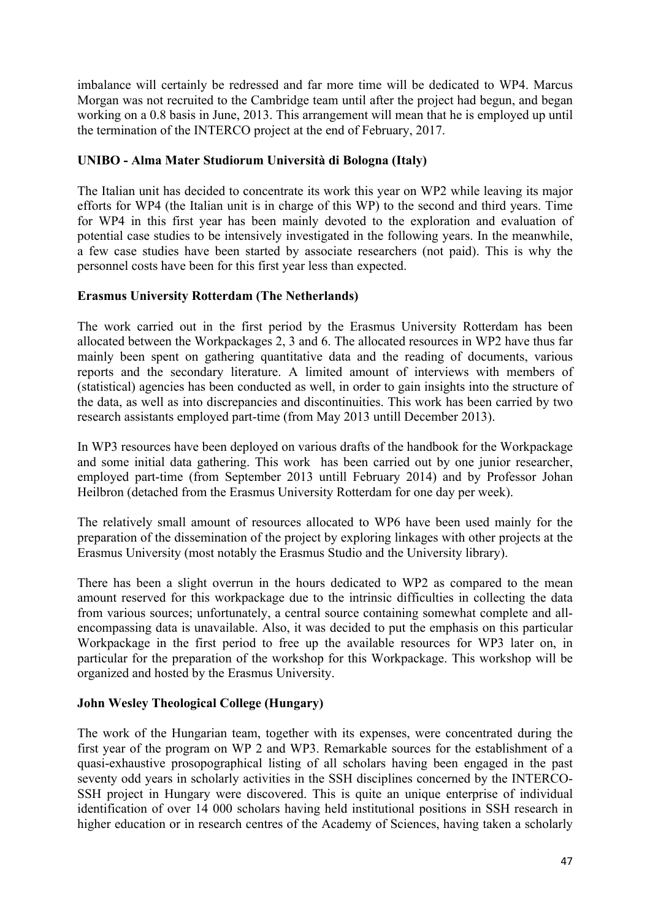imbalance will certainly be redressed and far more time will be dedicated to WP4. Marcus Morgan was not recruited to the Cambridge team until after the project had begun, and began working on a 0.8 basis in June, 2013. This arrangement will mean that he is employed up until the termination of the INTERCO project at the end of February, 2017.

**UNIBO - Alma Mater Studiorum Università di Bologna (Italy)**

The Italian unit has decided to concentrate its work this year on WP2 while leaving its major efforts for WP4 (the Italian unit is in charge of this WP) to the second and third years. Time for WP4 in this first year has been mainly devoted to the exploration and evaluation of potential case studies to be intensively investigated in the following years. In the meanwhile, a few case studies have been started by associate researchers (not paid). This is why the personnel costs have been for this first year less than expected.

**Erasmus University Rotterdam (The Netherlands)**

The work carried out in the first period by the Erasmus University Rotterdam has been allocated between the Workpackages 2, 3 and 6. The allocated resources in WP2 have thus far mainly been spent on gathering quantitative data and the reading of documents, various reports and the secondary literature. A limited amount of interviews with members of (statistical) agencies has been conducted as well, in order to gain insights into the structure of the data, as well as into discrepancies and discontinuities. This work has been carried by two research assistants employed part-time (from May 2013 untill December 2013).

In WP3 resources have been deployed on various drafts of the handbook for the Workpackage and some initial data gathering. This work has been carried out by one junior researcher, employed part-time (from September 2013 untill February 2014) and by Professor Johan Heilbron (detached from the Erasmus University Rotterdam for one day per week).

The relatively small amount of resources allocated to WP6 have been used mainly for the preparation of the dissemination of the project by exploring linkages with other projects at the Erasmus University (most notably the Erasmus Studio and the University library).

There has been a slight overrun in the hours dedicated to WP2 as compared to the mean amount reserved for this workpackage due to the intrinsic difficulties in collecting the data from various sources; unfortunately, a central source containing somewhat complete and all-encompassing data is unavailable. Also, it was decided to put the emphasis on this particular Workpackage in the first period to free up the available resources for WP3 later on, in particular for the preparation of the workshop for this Workpackage. This workshop will be organized and hosted by the Erasmus University.

**John Wesley Theological College (Hungary)**

The work of the Hungarian team, together with its expenses, were concentrated during the first year of the program on WP 2 and WP3. Remarkable sources for the establishment of a quasi-exhaustive prosopographical listing of all scholars having been engaged in the past seventy odd years in scholarly activities in the SSH disciplines concerned by the INTERCO-SSH project in Hungary were discovered. This is quite an unique enterprise of individual identification of over 14 000 scholars having held institutional positions in SSH research in higher education or in research centres of the Academy of Sciences, having taken a scholarly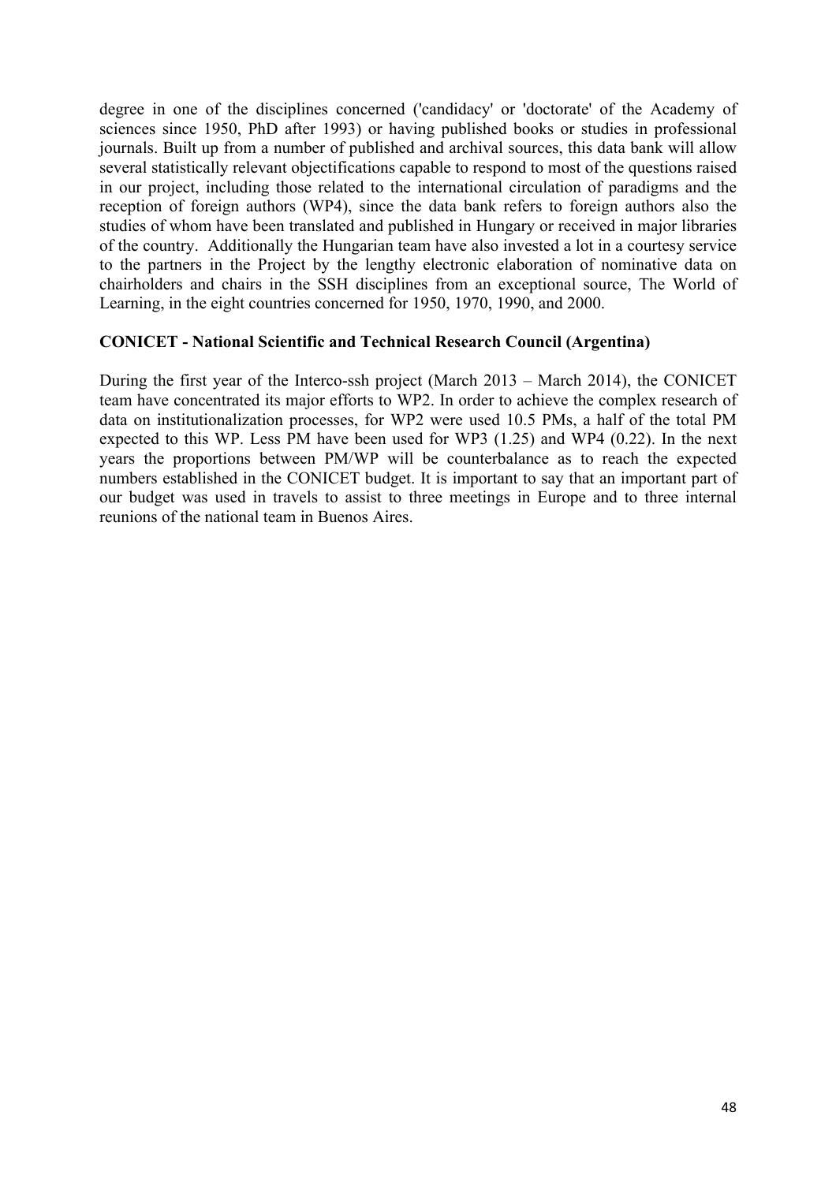degree in one of the disciplines concerned ('candidacy' or 'doctorate' of the Academy of sciences since 1950, PhD after 1993) or having published books or studies in professional journals. Built up from a number of published and archival sources, this data bank will allow several statistically relevant objectifications capable to respond to most of the questions raised in our project, including those related to the international circulation of paradigms and the reception of foreign authors (WP4), since the data bank refers to foreign authors also the studies of whom have been translated and published in Hungary or received in major libraries of the country. Additionally the Hungarian team have also invested a lot in a courtesy service to the partners in the Project by the lengthy electronic elaboration of nominative data on chairholders and chairs in the SSH disciplines from an exceptional source, The World of Learning, in the eight countries concerned for 1950, 1970, 1990, and 2000.

**CONICET - National Scientific and Technical Research Council (Argentina)**

During the first year of the Interco-ssh project (March 2013 – March 2014), the CONICET team have concentrated its major efforts to WP2. In order to achieve the complex research of data on institutionalization processes, for WP2 were used 10.5 PMs, a half of the total PM expected to this WP. Less PM have been used for WP3 (1.25) and WP4 (0.22). In the next years the proportions between PM/WP will be counterbalance as to reach the expected numbers established in the CONICET budget. It is important to say that an important part of our budget was used in travels to assist to three meetings in Europe and to three internal reunions of the national team in Buenos Aires.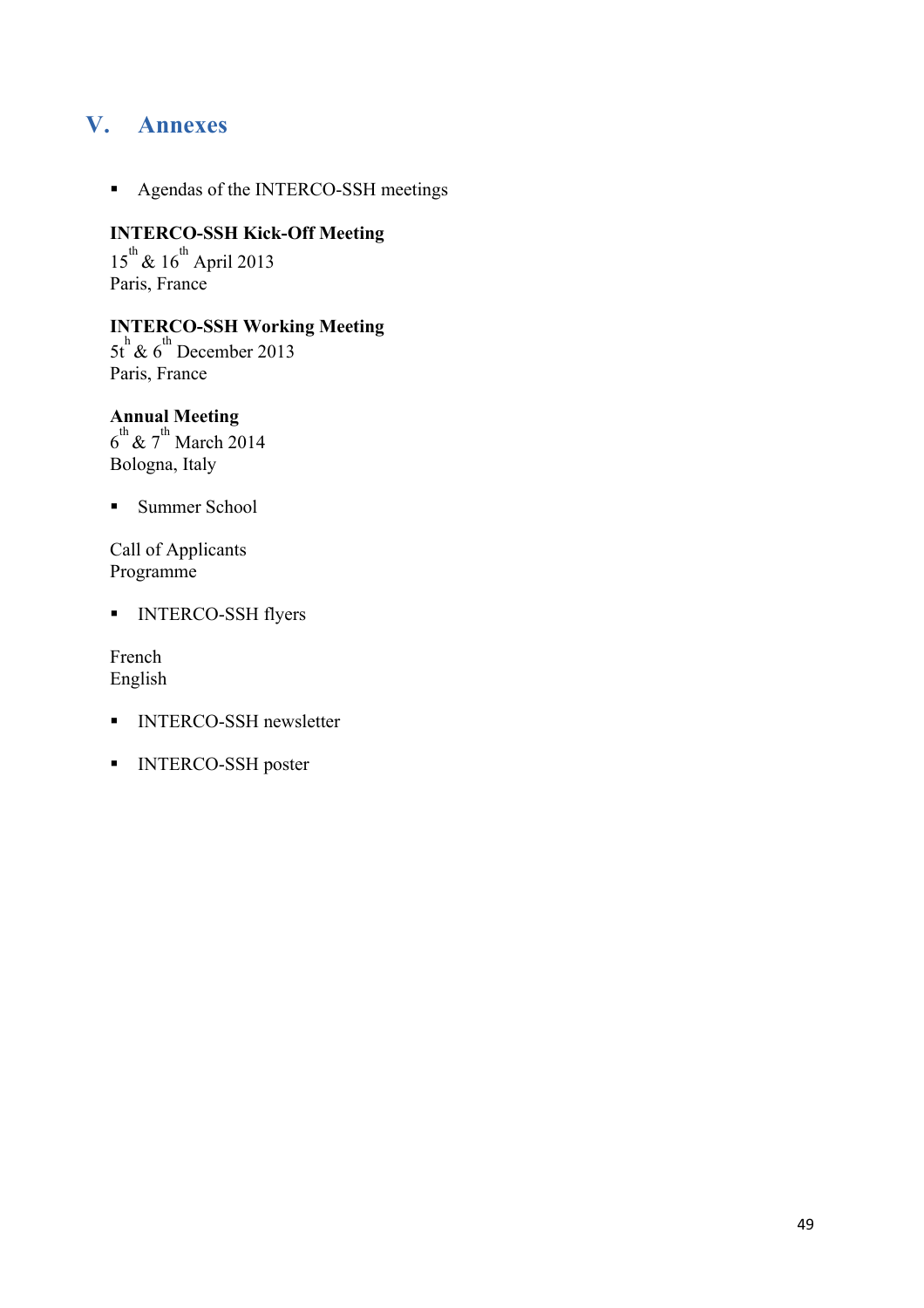# V. Annexes

- Agendas of the INTERCO-SSH meetings

**INTERCO-SSH Kick-Off Meeting**
15th & 16th April 2013
Paris, France

**INTERCO-SSH Working Meeting**
5th & 6th December 2013
Paris, France

**Annual Meeting**
6th & 7th March 2014
Bologna, Italy

- Summer School

Call of Applicants
Programme

- INTERCO-SSH flyers

French
English

- INTERCO-SSH newsletter

- INTERCO-SSH poster